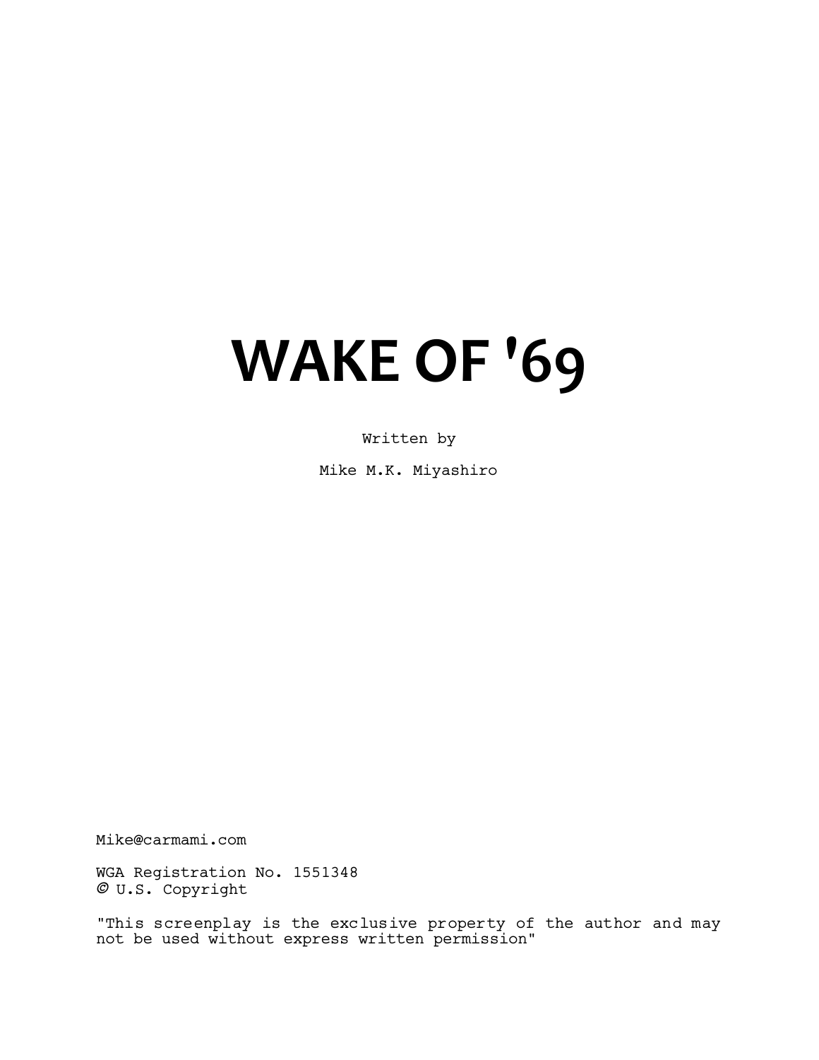# WAKE OF '69

Written by

Mike M.K. Miyashiro

Mike@carmami.com

WGA Registration No. 1551348
© U.S. Copyright

"This screenplay is the exclusive property of the author and may not be used without express written permission"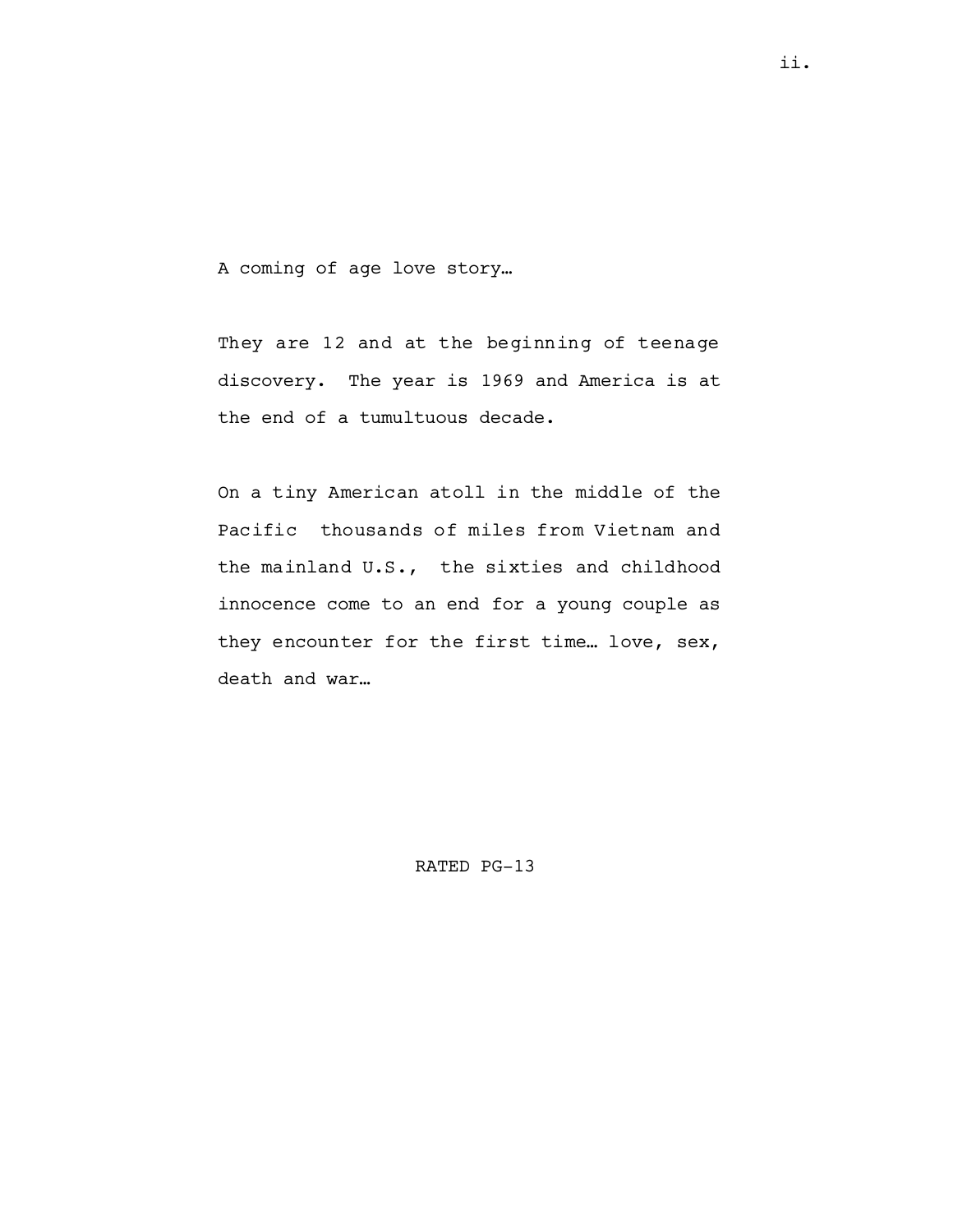A coming of age love story…

They are 12 and at the beginning of teenage discovery. The year is 1969 and America is at the end of a tumultuous decade.

On a tiny American atoll in the middle of the Pacific thousands of miles from Vietnam and the mainland U.S., the sixties and childhood innocence come to an end for a young couple as they encounter for the first time… love, sex, death and war…

RATED PG-13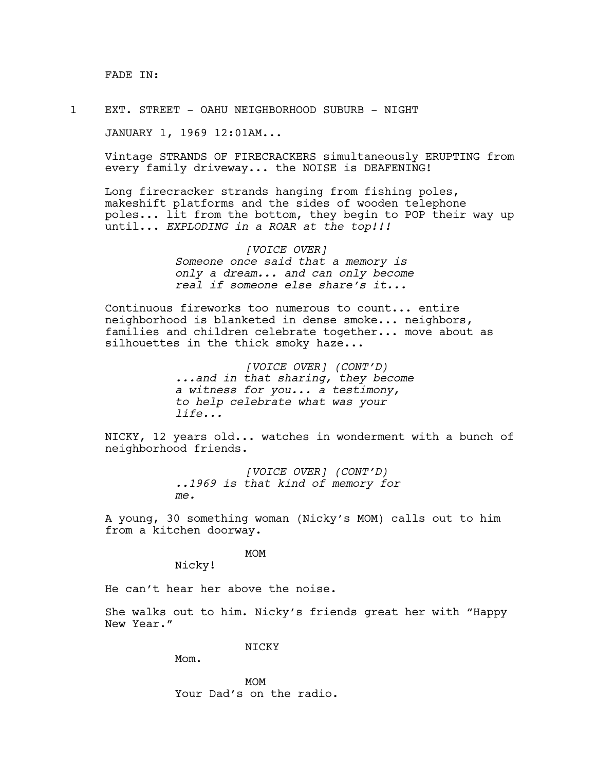FADE IN:

1 EXT. STREET - OAHU NEIGHBORHOOD SUBURB - NIGHT

JANUARY 1, 1969 12:01AM...

Vintage STRANDS OF FIRECRACKERS simultaneously ERUPTING from every family driveway... the NOISE is DEAFENING!

Long firecracker strands hanging from fishing poles, makeshift platforms and the sides of wooden telephone poles... lit from the bottom, they begin to POP their way up until... *EXPLODING in a ROAR at the top!!!*

*[VOICE OVER]*
*Someone once said that a memory is only a dream... and can only become real if someone else share's it...*

Continuous fireworks too numerous to count... entire neighborhood is blanketed in dense smoke... neighbors, families and children celebrate together... move about as silhouettes in the thick smoky haze...

*[VOICE OVER] (CONT'D)*
*...and in that sharing, they become a witness for you... a testimony, to help celebrate what was your life...*

NICKY, 12 years old... watches in wonderment with a bunch of neighborhood friends.

*[VOICE OVER] (CONT'D)*
*..1969 is that kind of memory for me.*

A young, 30 something woman (Nicky's MOM) calls out to him from a kitchen doorway.

MOM
Nicky!

He can't hear her above the noise.

She walks out to him. Nicky's friends great her with "Happy New Year."

NICKY
Mom.

MOM
Your Dad's on the radio.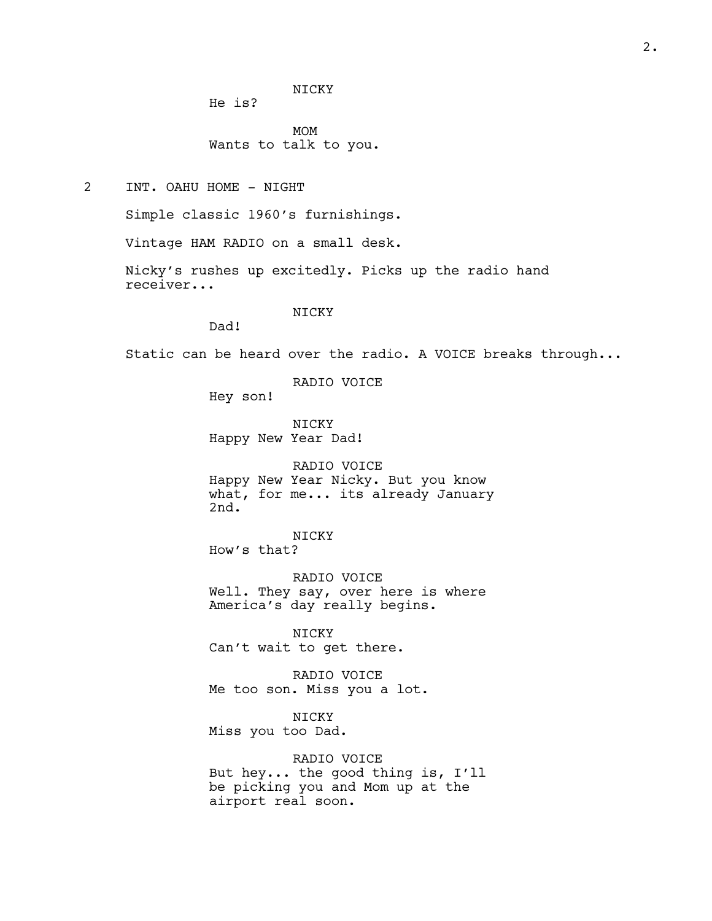NICKY
He is?

MOM
Wants to talk to you.

2 INT. OAHU HOME - NIGHT

Simple classic 1960's furnishings.

Vintage HAM RADIO on a small desk.

Nicky's rushes up excitedly. Picks up the radio hand receiver...

NICKY
Dad!

Static can be heard over the radio. A VOICE breaks through...

RADIO VOICE
Hey son!

NICKY
Happy New Year Dad!

RADIO VOICE
Happy New Year Nicky. But you know what, for me... its already January 2nd.

NICKY
How's that?

RADIO VOICE
Well. They say, over here is where America's day really begins.

NICKY
Can't wait to get there.

RADIO VOICE
Me too son. Miss you a lot.

NICKY
Miss you too Dad.

RADIO VOICE
But hey... the good thing is, I'll be picking you and Mom up at the airport real soon.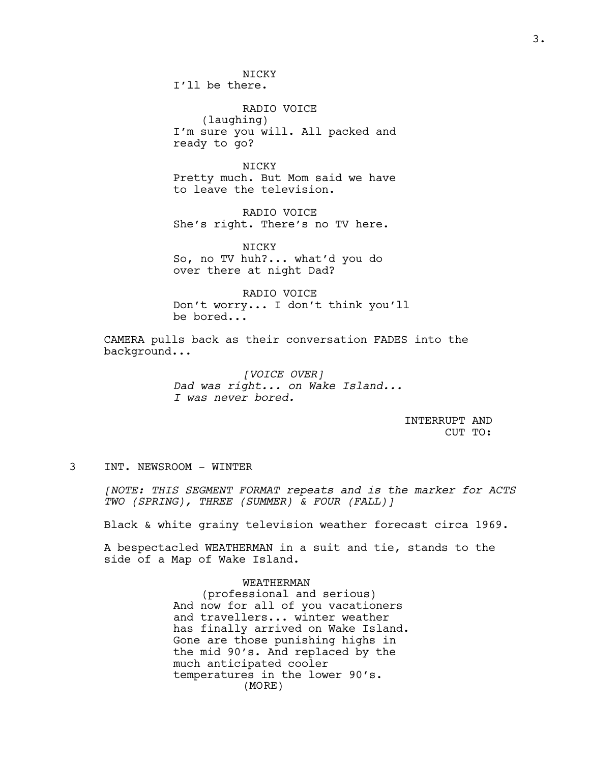NICKY
I'll be there.

RADIO VOICE
(laughing)
I'm sure you will. All packed and ready to go?

NICKY
Pretty much. But Mom said we have to leave the television.

RADIO VOICE
She's right. There's no TV here.

NICKY
So, no TV huh?... what'd you do over there at night Dad?

RADIO VOICE
Don't worry... I don't think you'll be bored...

CAMERA pulls back as their conversation FADES into the background...

*[VOICE OVER]*
*Dad was right... on Wake Island... I was never bored.*

INTERRUPT AND
CUT TO:

3 INT. NEWSROOM - WINTER

*[NOTE: THIS SEGMENT FORMAT repeats and is the marker for ACTS TWO (SPRING), THREE (SUMMER) & FOUR (FALL)]*

Black & white grainy television weather forecast circa 1969.

A bespectacled WEATHERMAN in a suit and tie, stands to the side of a Map of Wake Island.

WEATHERMAN
(professional and serious)
And now for all of you vacationers and travellers... winter weather has finally arrived on Wake Island. Gone are those punishing highs in the mid 90's. And replaced by the much anticipated cooler temperatures in the lower 90's.
(MORE)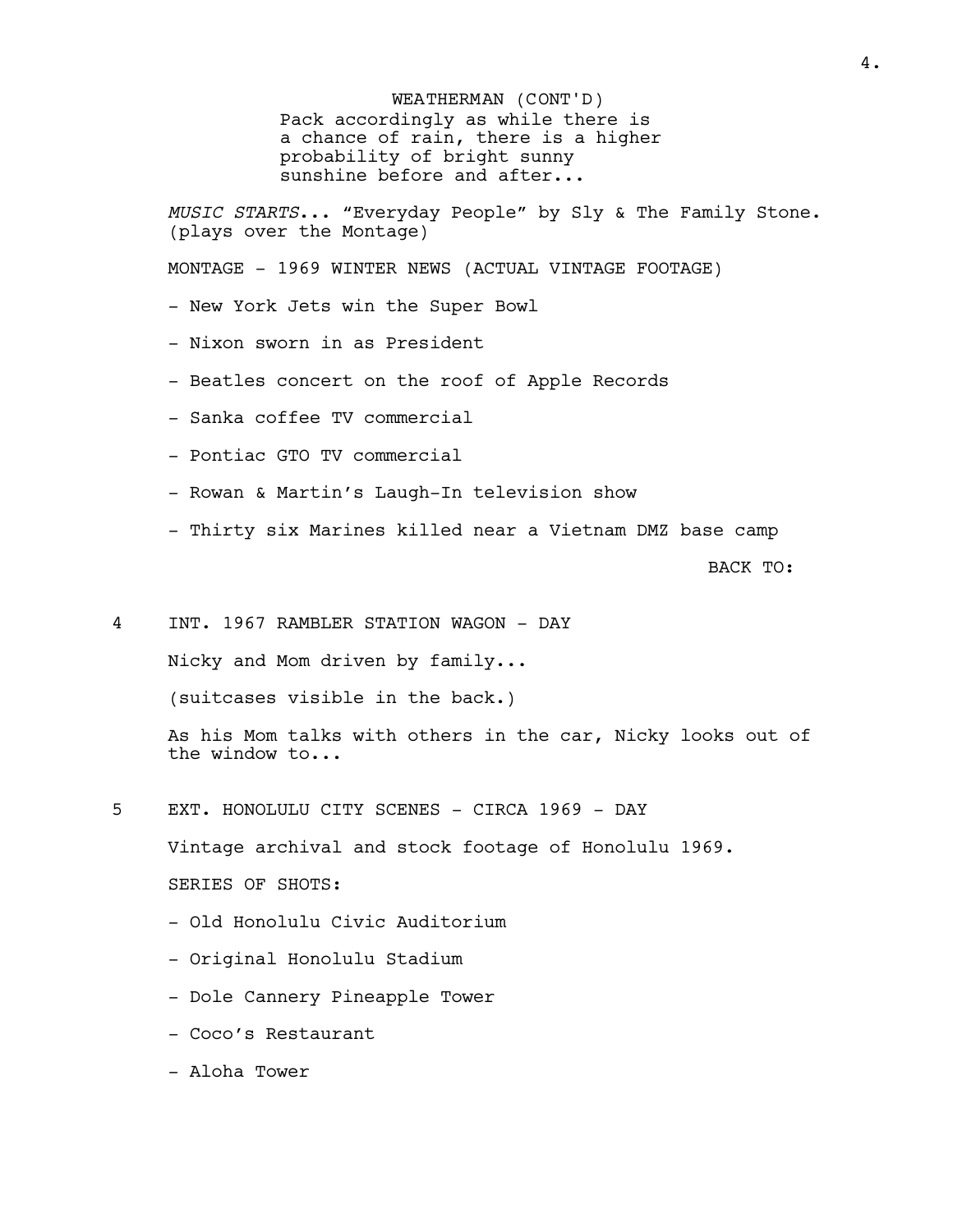WEATHERMAN (CONT'D)
Pack accordingly as while there is a chance of rain, there is a higher probability of bright sunny sunshine before and after...

*MUSIC STARTS*... "Everyday People" by Sly & The Family Stone. (plays over the Montage)

MONTAGE - 1969 WINTER NEWS (ACTUAL VINTAGE FOOTAGE)

- New York Jets win the Super Bowl
- Nixon sworn in as President
- Beatles concert on the roof of Apple Records
- Sanka coffee TV commercial
- Pontiac GTO TV commercial
- Rowan & Martin's Laugh-In television show
- Thirty six Marines killed near a Vietnam DMZ base camp

BACK TO:

4 INT. 1967 RAMBLER STATION WAGON - DAY

Nicky and Mom driven by family...

(suitcases visible in the back.)

As his Mom talks with others in the car, Nicky looks out of the window to...

5 EXT. HONOLULU CITY SCENES - CIRCA 1969 - DAY

Vintage archival and stock footage of Honolulu 1969.

SERIES OF SHOTS:

- Old Honolulu Civic Auditorium
- Original Honolulu Stadium
- Dole Cannery Pineapple Tower
- Coco's Restaurant
- Aloha Tower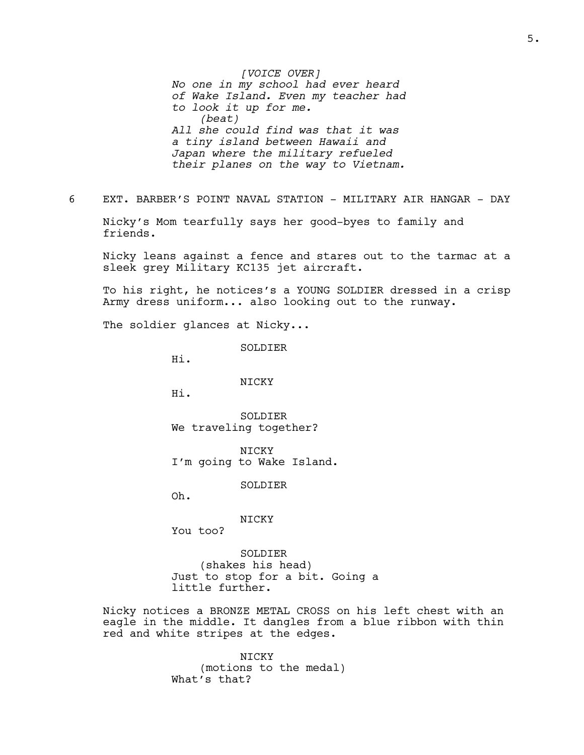*[VOICE OVER]*
*No one in my school had ever heard of Wake Island. Even my teacher had to look it up for me.*
*(beat)*
*All she could find was that it was a tiny island between Hawaii and Japan where the military refueled their planes on the way to Vietnam.*

6 EXT. BARBER'S POINT NAVAL STATION - MILITARY AIR HANGAR - DAY

Nicky's Mom tearfully says her good-byes to family and friends.

Nicky leans against a fence and stares out to the tarmac at a sleek grey Military KC135 jet aircraft.

To his right, he notices's a YOUNG SOLDIER dressed in a crisp Army dress uniform... also looking out to the runway.

The soldier glances at Nicky...

SOLDIER
Hi.

NICKY
Hi.

SOLDIER
We traveling together?

NICKY
I'm going to Wake Island.

SOLDIER
Oh.

NICKY
You too?

SOLDIER
(shakes his head)
Just to stop for a bit. Going a little further.

Nicky notices a BRONZE METAL CROSS on his left chest with an eagle in the middle. It dangles from a blue ribbon with thin red and white stripes at the edges.

NICKY
(motions to the medal)
What's that?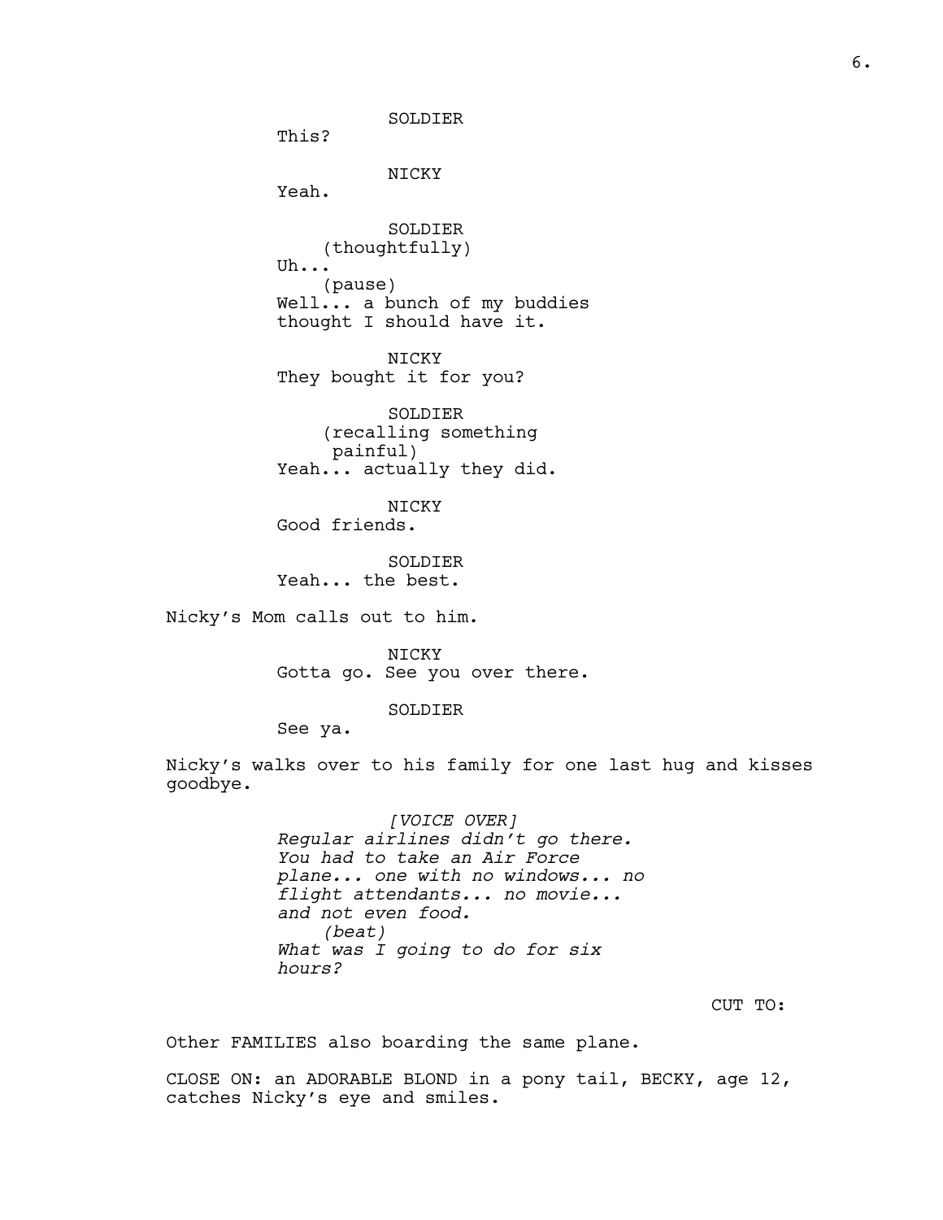SOLDIER
This?

NICKY
Yeah.

SOLDIER
(thoughtfully)
Uh...
(pause)
Well... a bunch of my buddies thought I should have it.

NICKY
They bought it for you?

SOLDIER
(recalling something painful)
Yeah... actually they did.

NICKY
Good friends.

SOLDIER
Yeah... the best.

Nicky's Mom calls out to him.

NICKY
Gotta go. See you over there.

SOLDIER
See ya.

Nicky's walks over to his family for one last hug and kisses goodbye.

*[VOICE OVER]*
*Regular airlines didn't go there. You had to take an Air Force plane... one with no windows... no flight attendants... no movie... and not even food.*
*(beat)*
*What was I going to do for six hours?*

CUT TO:

Other FAMILIES also boarding the same plane.

CLOSE ON: an ADORABLE BLOND in a pony tail, BECKY, age 12, catches Nicky's eye and smiles.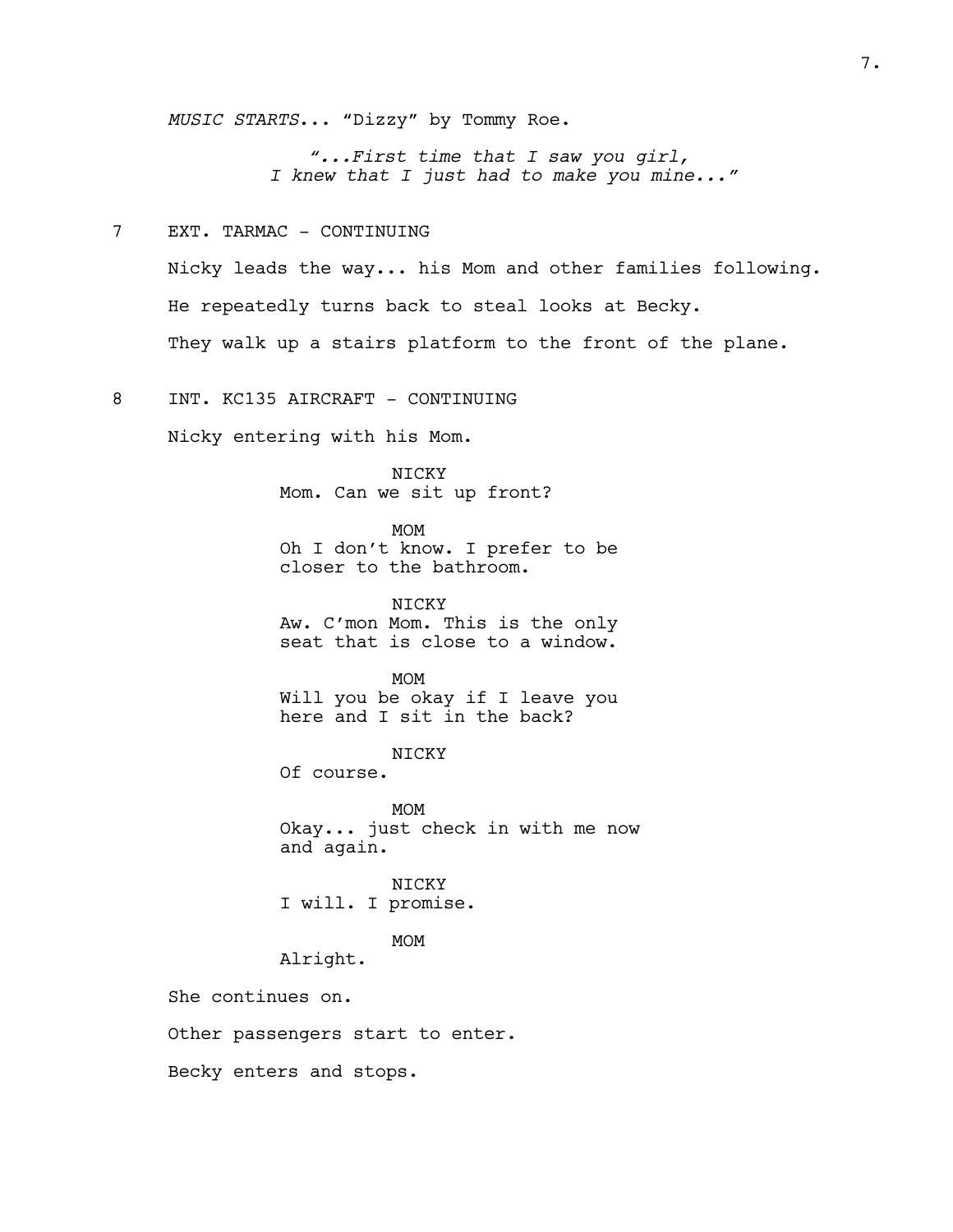*MUSIC STARTS*... "Dizzy" by Tommy Roe.

*"...First time that I saw you girl,*
*I knew that I just had to make you mine..."*

7 EXT. TARMAC - CONTINUING

Nicky leads the way... his Mom and other families following.

He repeatedly turns back to steal looks at Becky.

They walk up a stairs platform to the front of the plane.

8 INT. KC135 AIRCRAFT - CONTINUING

Nicky entering with his Mom.

NICKY
Mom. Can we sit up front?

MOM
Oh I don't know. I prefer to be closer to the bathroom.

NICKY
Aw. C'mon Mom. This is the only seat that is close to a window.

MOM
Will you be okay if I leave you here and I sit in the back?

NICKY
Of course.

MOM
Okay... just check in with me now and again.

NICKY
I will. I promise.

MOM
Alright.

She continues on.

Other passengers start to enter.

Becky enters and stops.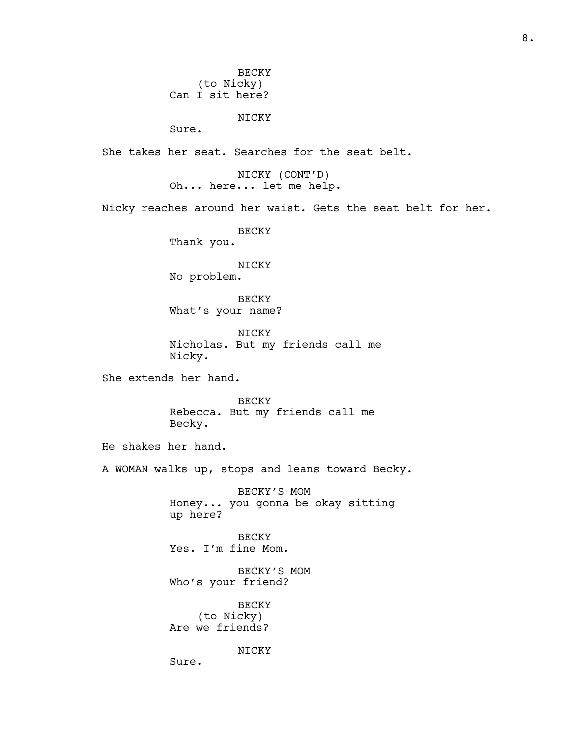BECKY
(to Nicky)
Can I sit here?

NICKY
Sure.

She takes her seat. Searches for the seat belt.

NICKY (CONT'D)
Oh... here... let me help.

Nicky reaches around her waist. Gets the seat belt for her.

BECKY
Thank you.

NICKY
No problem.

BECKY
What's your name?

NICKY
Nicholas. But my friends call me Nicky.

She extends her hand.

BECKY
Rebecca. But my friends call me Becky.

He shakes her hand.

A WOMAN walks up, stops and leans toward Becky.

BECKY'S MOM
Honey... you gonna be okay sitting up here?

BECKY
Yes. I'm fine Mom.

BECKY'S MOM
Who's your friend?

BECKY
(to Nicky)
Are we friends?

NICKY
Sure.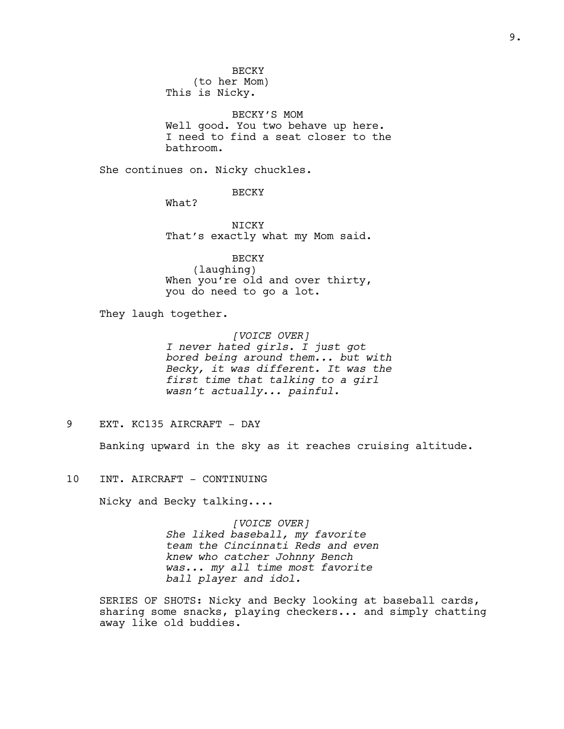BECKY
(to her Mom)
This is Nicky.

BECKY'S MOM
Well good. You two behave up here. I need to find a seat closer to the bathroom.

She continues on. Nicky chuckles.

BECKY
What?

NICKY
That's exactly what my Mom said.

BECKY
(laughing)
When you're old and over thirty, you do need to go a lot.

They laugh together.

*[VOICE OVER]*
*I never hated girls. I just got bored being around them... but with Becky, it was different. It was the first time that talking to a girl wasn't actually... painful.*

9 EXT. KC135 AIRCRAFT - DAY

Banking upward in the sky as it reaches cruising altitude.

10 INT. AIRCRAFT - CONTINUING

Nicky and Becky talking....

*[VOICE OVER]*
*She liked baseball, my favorite team the Cincinnati Reds and even knew who catcher Johnny Bench was... my all time most favorite ball player and idol.*

SERIES OF SHOTS: Nicky and Becky looking at baseball cards, sharing some snacks, playing checkers... and simply chatting away like old buddies.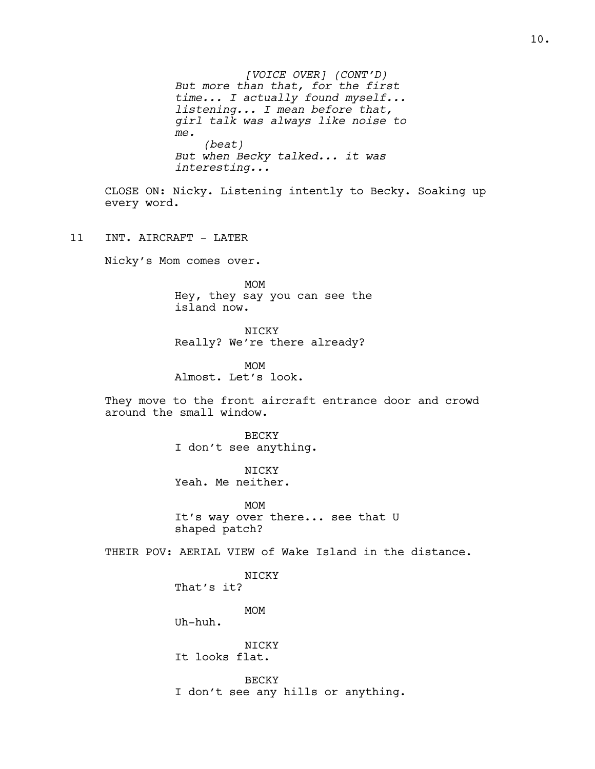*[VOICE OVER] (CONT'D)*
*But more than that, for the first time... I actually found myself... listening... I mean before that, girl talk was always like noise to me.*
*(beat)*
*But when Becky talked... it was interesting...*

CLOSE ON: Nicky. Listening intently to Becky. Soaking up every word.

11 INT. AIRCRAFT - LATER

Nicky's Mom comes over.

MOM
Hey, they say you can see the island now.

NICKY
Really? We're there already?

MOM
Almost. Let's look.

They move to the front aircraft entrance door and crowd around the small window.

BECKY
I don't see anything.

NICKY
Yeah. Me neither.

MOM
It's way over there... see that U shaped patch?

THEIR POV: AERIAL VIEW of Wake Island in the distance.

NICKY
That's it?

MOM
Uh-huh.

NICKY
It looks flat.

BECKY
I don't see any hills or anything.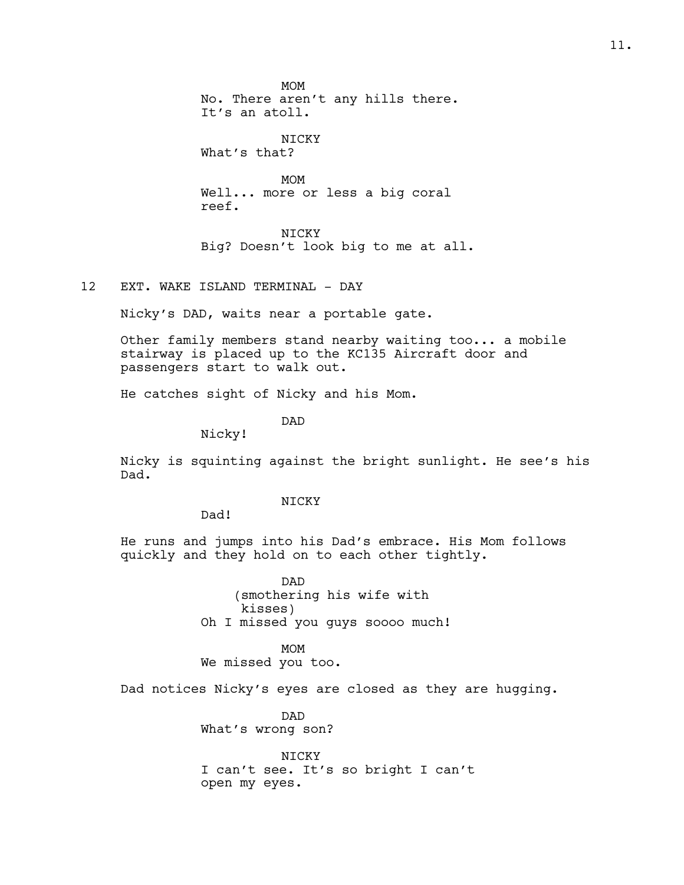MOM
No. There aren't any hills there.
It's an atoll.

NICKY
What's that?

MOM
Well... more or less a big coral
reef.

NICKY
Big? Doesn't look big to me at all.

12 EXT. WAKE ISLAND TERMINAL - DAY

Nicky's DAD, waits near a portable gate.

Other family members stand nearby waiting too... a mobile stairway is placed up to the KC135 Aircraft door and passengers start to walk out.

He catches sight of Nicky and his Mom.

DAD
Nicky!

Nicky is squinting against the bright sunlight. He see's his Dad.

NICKY
Dad!

He runs and jumps into his Dad's embrace. His Mom follows quickly and they hold on to each other tightly.

DAD
(smothering his wife with
kisses)
Oh I missed you guys soooo much!

MOM
We missed you too.

Dad notices Nicky's eyes are closed as they are hugging.

DAD
What's wrong son?

NICKY
I can't see. It's so bright I can't
open my eyes.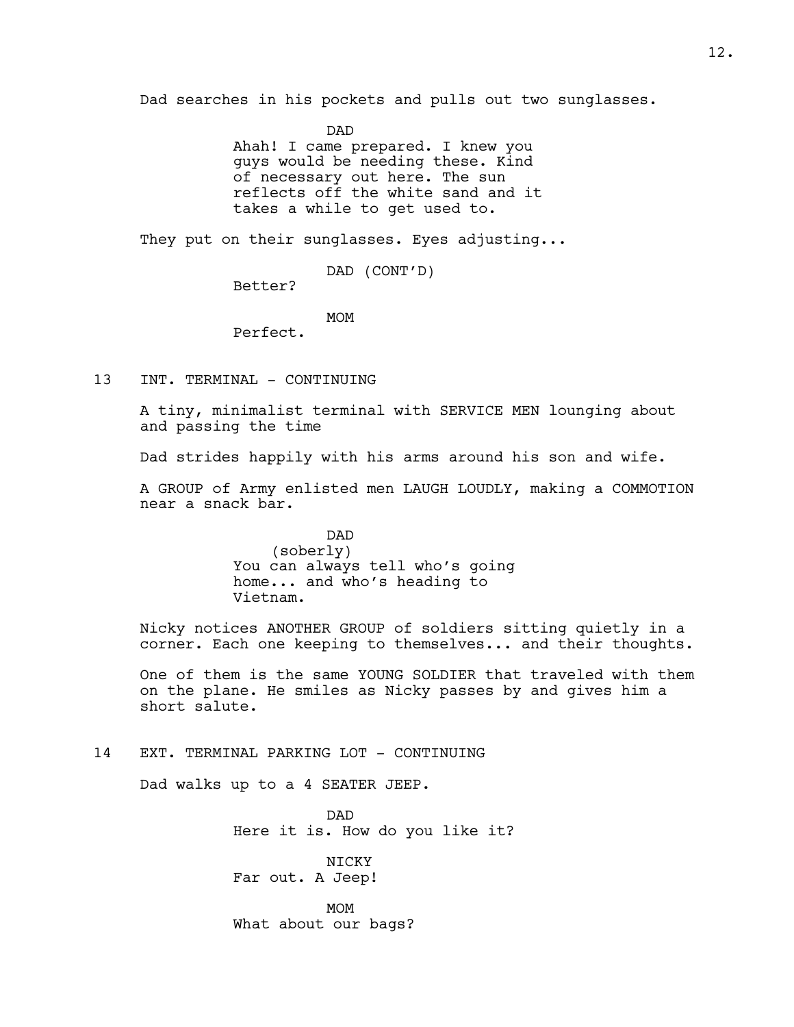Dad searches in his pockets and pulls out two sunglasses.

DAD
Ahah! I came prepared. I knew you guys would be needing these. Kind of necessary out here. The sun reflects off the white sand and it takes a while to get used to.

They put on their sunglasses. Eyes adjusting...

DAD (CONT'D)
Better?

MOM
Perfect.

13 INT. TERMINAL - CONTINUING

A tiny, minimalist terminal with SERVICE MEN lounging about and passing the time

Dad strides happily with his arms around his son and wife.

A GROUP of Army enlisted men LAUGH LOUDLY, making a COMMOTION near a snack bar.

DAD
(soberly)
You can always tell who's going home... and who's heading to Vietnam.

Nicky notices ANOTHER GROUP of soldiers sitting quietly in a corner. Each one keeping to themselves... and their thoughts.

One of them is the same YOUNG SOLDIER that traveled with them on the plane. He smiles as Nicky passes by and gives him a short salute.

14 EXT. TERMINAL PARKING LOT - CONTINUING

Dad walks up to a 4 SEATER JEEP.

DAD
Here it is. How do you like it?

NICKY
Far out. A Jeep!

MOM
What about our bags?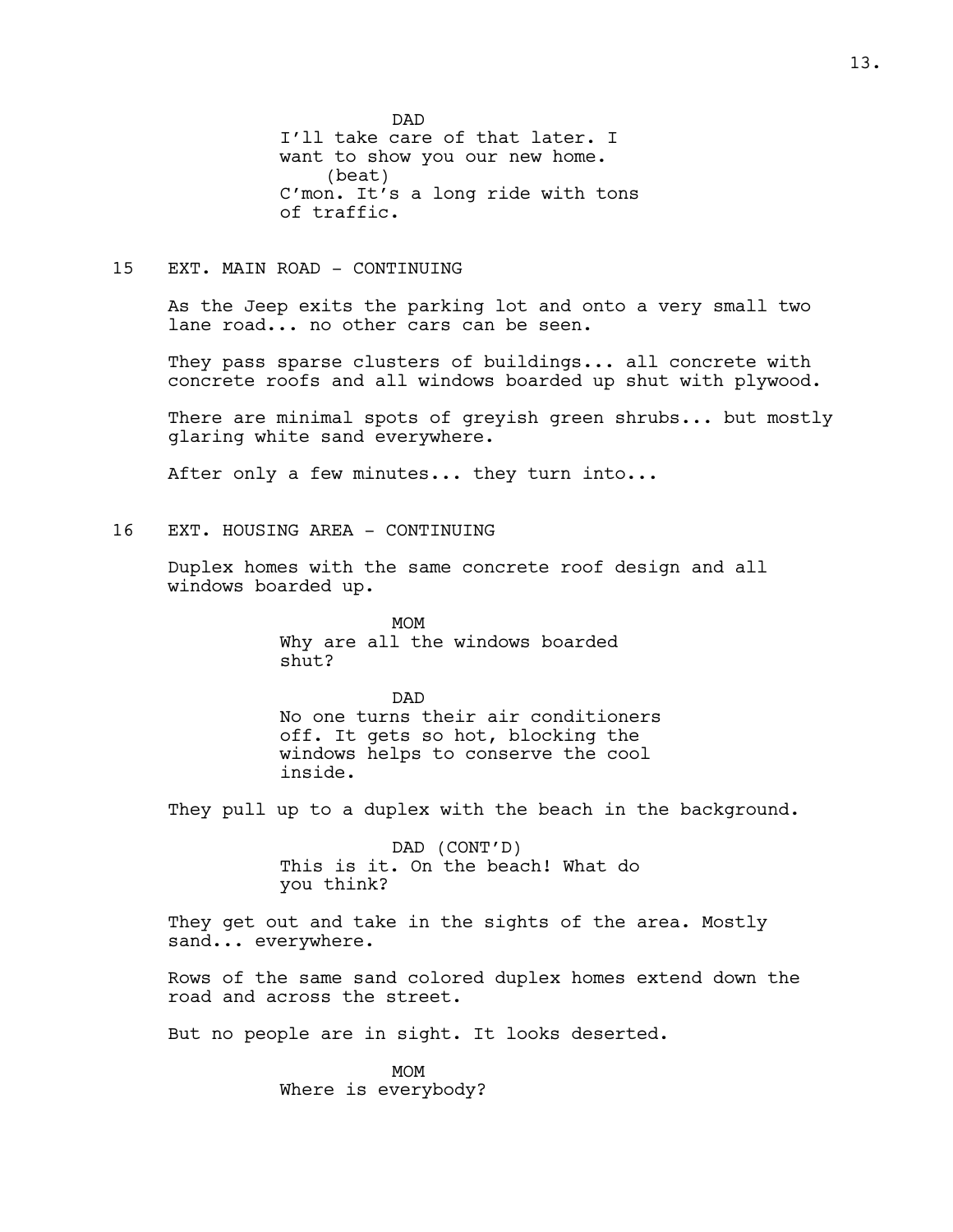DAD
I'll take care of that later. I want to show you our new home.
(beat)
C'mon. It's a long ride with tons of traffic.

15 EXT. MAIN ROAD - CONTINUING

As the Jeep exits the parking lot and onto a very small two lane road... no other cars can be seen.

They pass sparse clusters of buildings... all concrete with concrete roofs and all windows boarded up shut with plywood.

There are minimal spots of greyish green shrubs... but mostly glaring white sand everywhere.

After only a few minutes... they turn into...

16 EXT. HOUSING AREA - CONTINUING

Duplex homes with the same concrete roof design and all windows boarded up.

MOM
Why are all the windows boarded shut?

DAD
No one turns their air conditioners off. It gets so hot, blocking the windows helps to conserve the cool inside.

They pull up to a duplex with the beach in the background.

DAD (CONT'D)
This is it. On the beach! What do you think?

They get out and take in the sights of the area. Mostly sand... everywhere.

Rows of the same sand colored duplex homes extend down the road and across the street.

But no people are in sight. It looks deserted.

MOM
Where is everybody?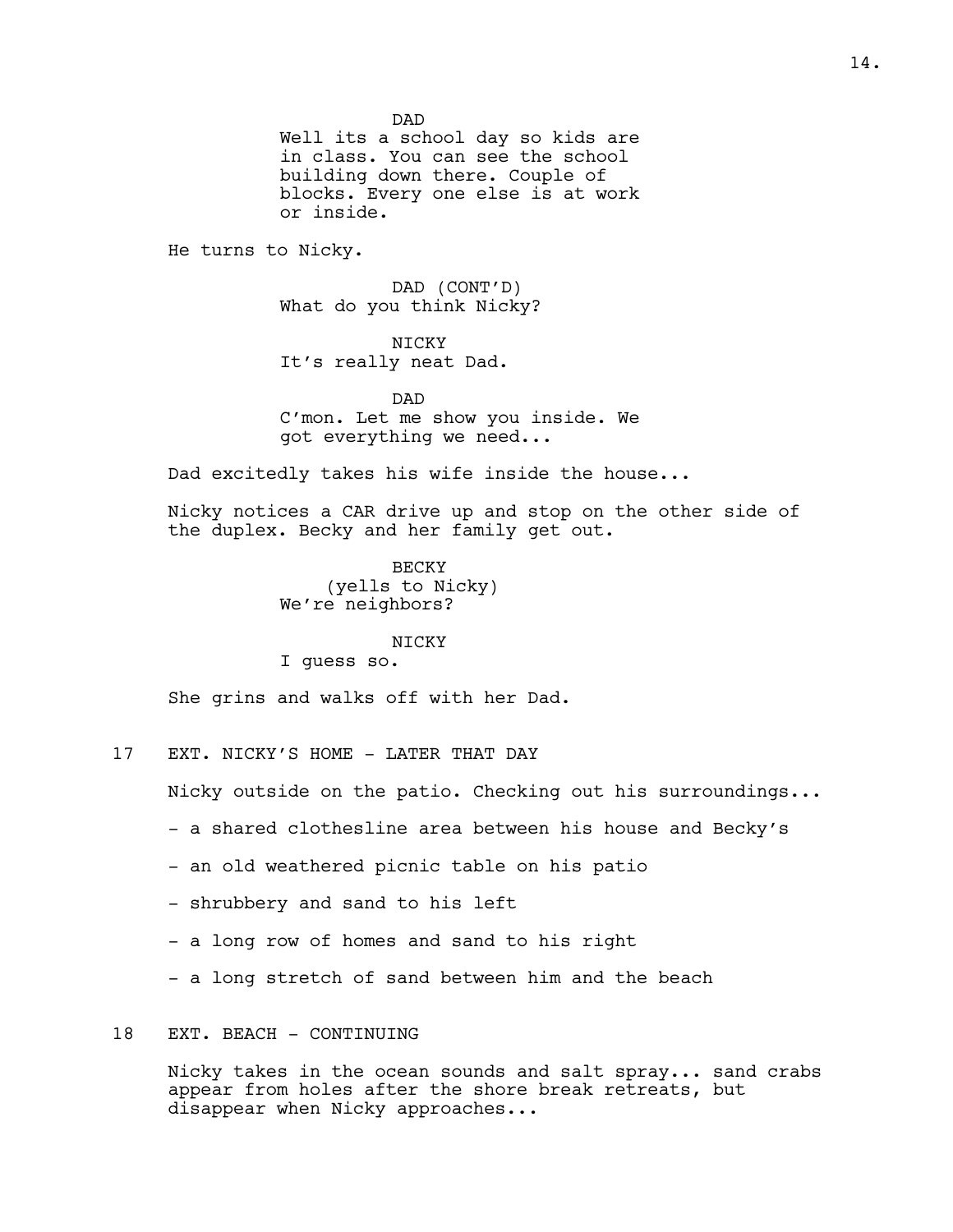DAD
Well its a school day so kids are in class. You can see the school building down there. Couple of blocks. Every one else is at work or inside.

He turns to Nicky.

DAD (CONT'D)
What do you think Nicky?

NICKY
It's really neat Dad.

DAD
C'mon. Let me show you inside. We got everything we need...

Dad excitedly takes his wife inside the house...

Nicky notices a CAR drive up and stop on the other side of the duplex. Becky and her family get out.

BECKY
(yells to Nicky)
We're neighbors?

NICKY
I guess so.

She grins and walks off with her Dad.

17 EXT. NICKY'S HOME - LATER THAT DAY

Nicky outside on the patio. Checking out his surroundings...

- a shared clothesline area between his house and Becky's

- an old weathered picnic table on his patio

- shrubbery and sand to his left

- a long row of homes and sand to his right

- a long stretch of sand between him and the beach

18 EXT. BEACH - CONTINUING

Nicky takes in the ocean sounds and salt spray... sand crabs appear from holes after the shore break retreats, but disappear when Nicky approaches...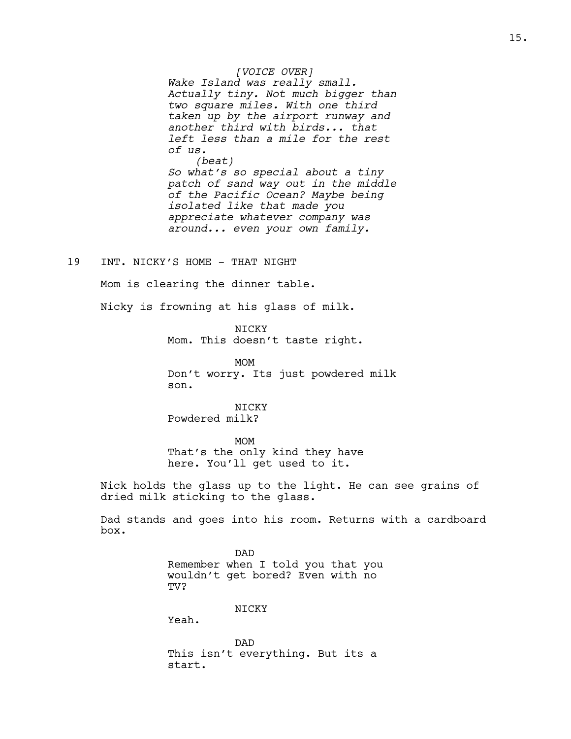*[VOICE OVER]*
*Wake Island was really small. Actually tiny. Not much bigger than two square miles. With one third taken up by the airport runway and another third with birds... that left less than a mile for the rest of us.*
*(beat)*
*So what's so special about a tiny patch of sand way out in the middle of the Pacific Ocean? Maybe being isolated like that made you appreciate whatever company was around... even your own family.*

19 INT. NICKY'S HOME - THAT NIGHT

Mom is clearing the dinner table.

Nicky is frowning at his glass of milk.

NICKY
Mom. This doesn't taste right.

MOM
Don't worry. Its just powdered milk son.

NICKY
Powdered milk?

MOM
That's the only kind they have here. You'll get used to it.

Nick holds the glass up to the light. He can see grains of dried milk sticking to the glass.

Dad stands and goes into his room. Returns with a cardboard box.

DAD
Remember when I told you that you wouldn't get bored? Even with no TV?

NICKY
Yeah.

DAD
This isn't everything. But its a start.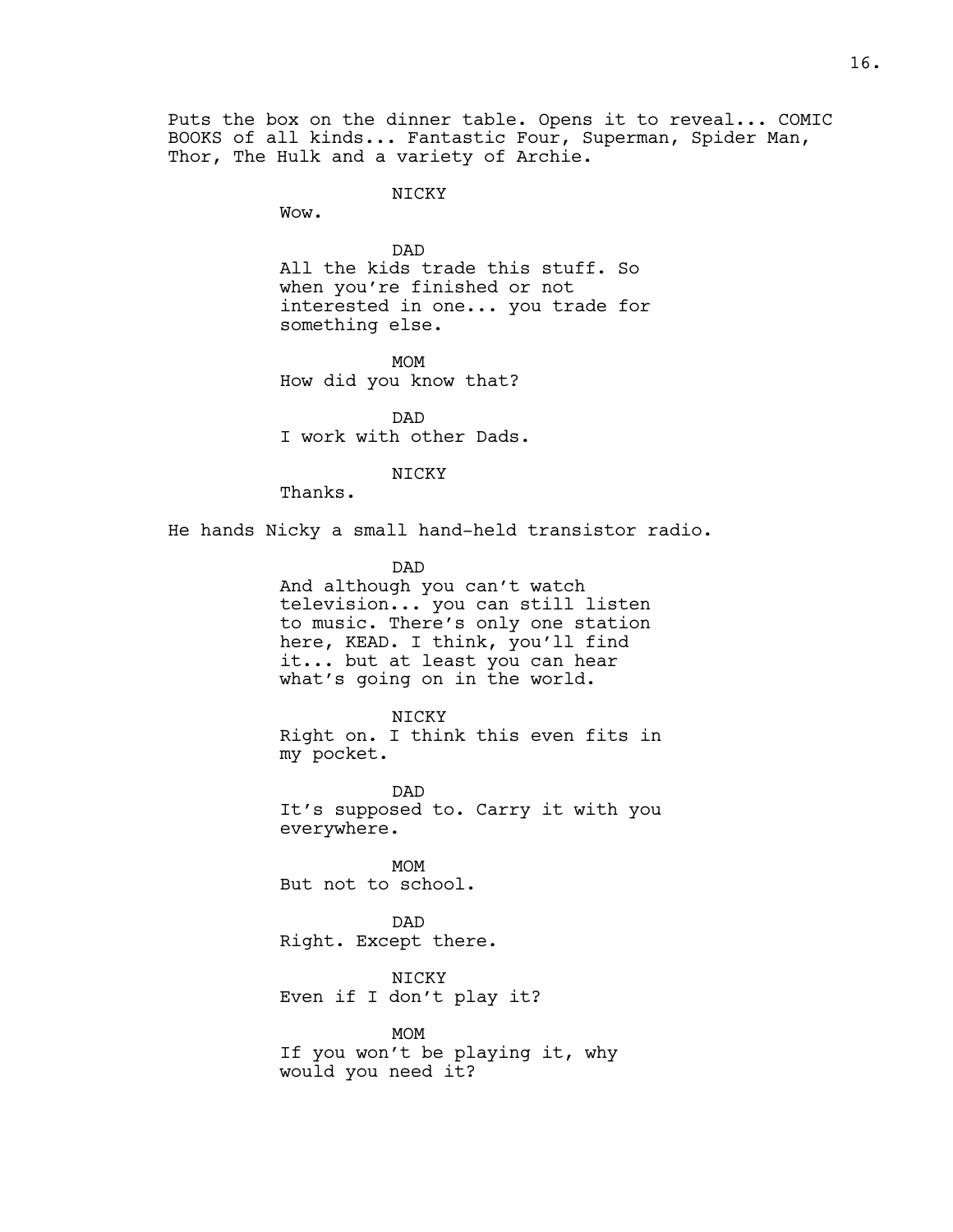Puts the box on the dinner table. Opens it to reveal... COMIC BOOKS of all kinds... Fantastic Four, Superman, Spider Man, Thor, The Hulk and a variety of Archie.

NICKY
Wow.

DAD
All the kids trade this stuff. So when you're finished or not interested in one... you trade for something else.

MOM
How did you know that?

DAD
I work with other Dads.

NICKY
Thanks.

He hands Nicky a small hand-held transistor radio.

DAD
And although you can't watch television... you can still listen to music. There's only one station here, KEAD. I think, you'll find it... but at least you can hear what's going on in the world.

NICKY
Right on. I think this even fits in my pocket.

DAD
It's supposed to. Carry it with you everywhere.

MOM
But not to school.

DAD
Right. Except there.

NICKY
Even if I don't play it?

MOM
If you won't be playing it, why would you need it?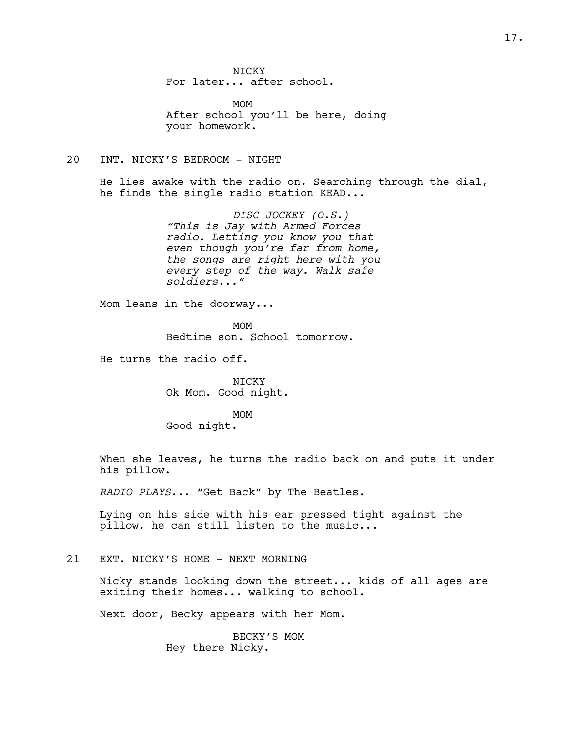NICKY
For later... after school.

MOM
After school you'll be here, doing your homework.

20 INT. NICKY'S BEDROOM - NIGHT

He lies awake with the radio on. Searching through the dial, he finds the single radio station KEAD...

*DISC JOCKEY (O.S.)*
*"This is Jay with Armed Forces radio. Letting you know you that even though you're far from home, the songs are right here with you every step of the way. Walk safe soldiers..."*

Mom leans in the doorway...

MOM
Bedtime son. School tomorrow.

He turns the radio off.

NICKY
Ok Mom. Good night.

MOM
Good night.

When she leaves, he turns the radio back on and puts it under his pillow.

*RADIO PLAYS*... "Get Back" by The Beatles.

Lying on his side with his ear pressed tight against the pillow, he can still listen to the music...

21 EXT. NICKY'S HOME - NEXT MORNING

Nicky stands looking down the street... kids of all ages are exiting their homes... walking to school.

Next door, Becky appears with her Mom.

BECKY'S MOM
Hey there Nicky.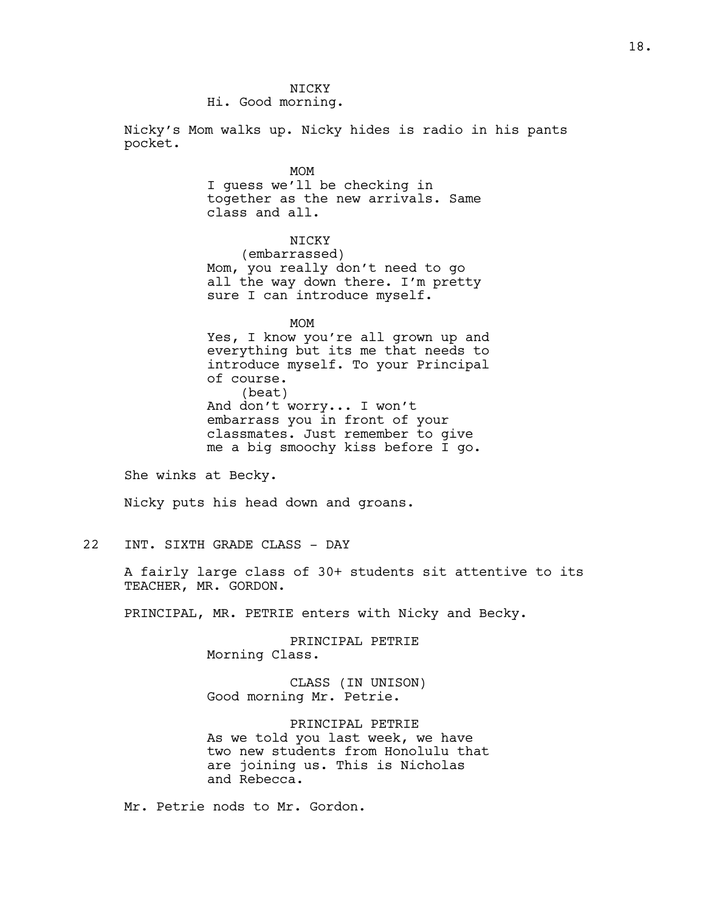NICKY
Hi. Good morning.

Nicky's Mom walks up. Nicky hides is radio in his pants pocket.

MOM
I guess we'll be checking in together as the new arrivals. Same class and all.

NICKY
(embarrassed)
Mom, you really don't need to go all the way down there. I'm pretty sure I can introduce myself.

MOM
Yes, I know you're all grown up and everything but its me that needs to introduce myself. To your Principal of course.
(beat)
And don't worry... I won't embarrass you in front of your classmates. Just remember to give me a big smoochy kiss before I go.

She winks at Becky.

Nicky puts his head down and groans.

22 INT. SIXTH GRADE CLASS - DAY

A fairly large class of 30+ students sit attentive to its TEACHER, MR. GORDON.

PRINCIPAL, MR. PETRIE enters with Nicky and Becky.

PRINCIPAL PETRIE
Morning Class.

CLASS (IN UNISON)
Good morning Mr. Petrie.

PRINCIPAL PETRIE
As we told you last week, we have two new students from Honolulu that are joining us. This is Nicholas and Rebecca.

Mr. Petrie nods to Mr. Gordon.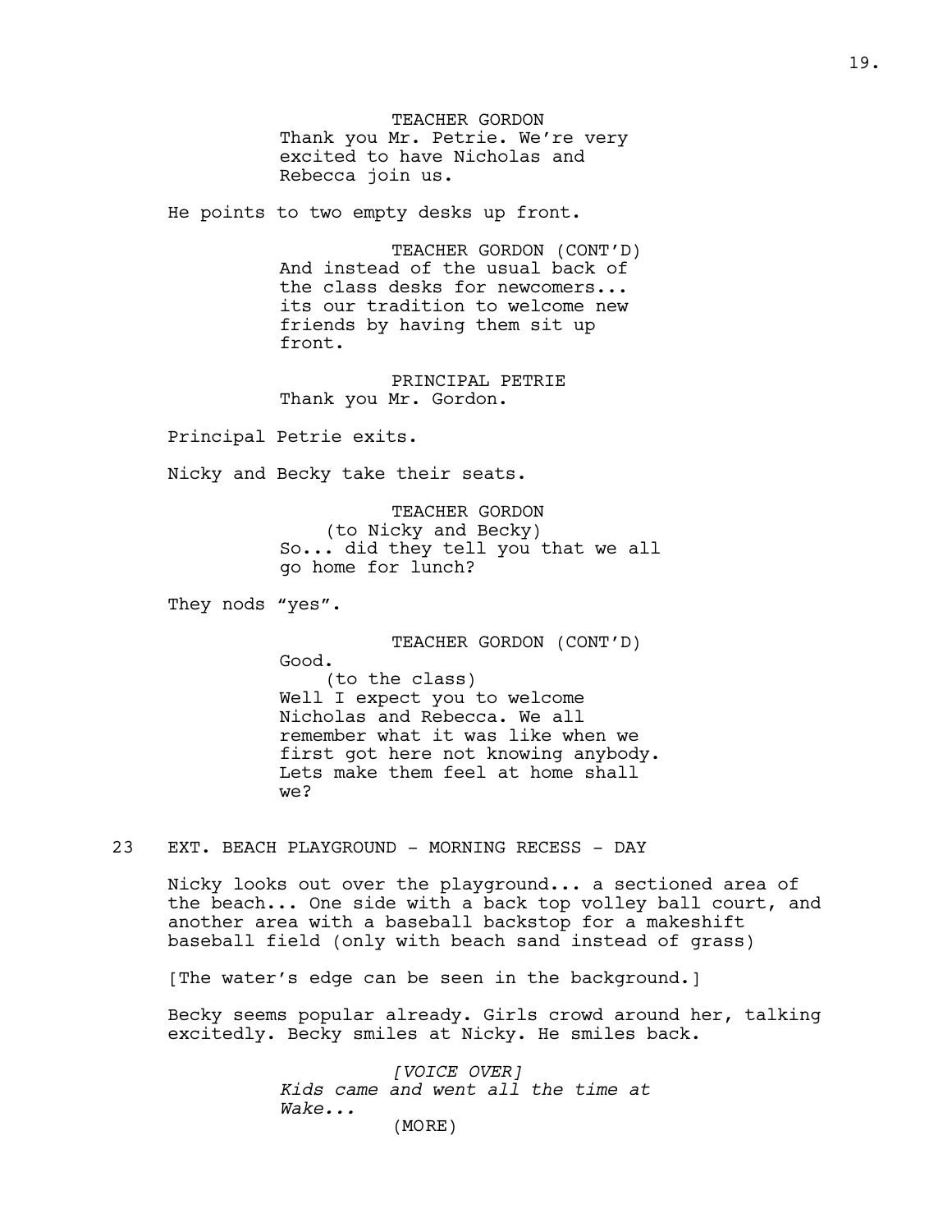TEACHER GORDON
Thank you Mr. Petrie. We're very excited to have Nicholas and Rebecca join us.

He points to two empty desks up front.

TEACHER GORDON (CONT'D)
And instead of the usual back of the class desks for newcomers... its our tradition to welcome new friends by having them sit up front.

PRINCIPAL PETRIE
Thank you Mr. Gordon.

Principal Petrie exits.

Nicky and Becky take their seats.

TEACHER GORDON
(to Nicky and Becky)
So... did they tell you that we all go home for lunch?

They nods "yes".

TEACHER GORDON (CONT'D)
Good.
(to the class)
Well I expect you to welcome Nicholas and Rebecca. We all remember what it was like when we first got here not knowing anybody. Lets make them feel at home shall we?

23 EXT. BEACH PLAYGROUND - MORNING RECESS - DAY

Nicky looks out over the playground... a sectioned area of the beach... One side with a back top volley ball court, and another area with a baseball backstop for a makeshift baseball field (only with beach sand instead of grass)

[The water's edge can be seen in the background.]

Becky seems popular already. Girls crowd around her, talking excitedly. Becky smiles at Nicky. He smiles back.

*[VOICE OVER]*
*Kids came and went all the time at Wake...*
(MORE)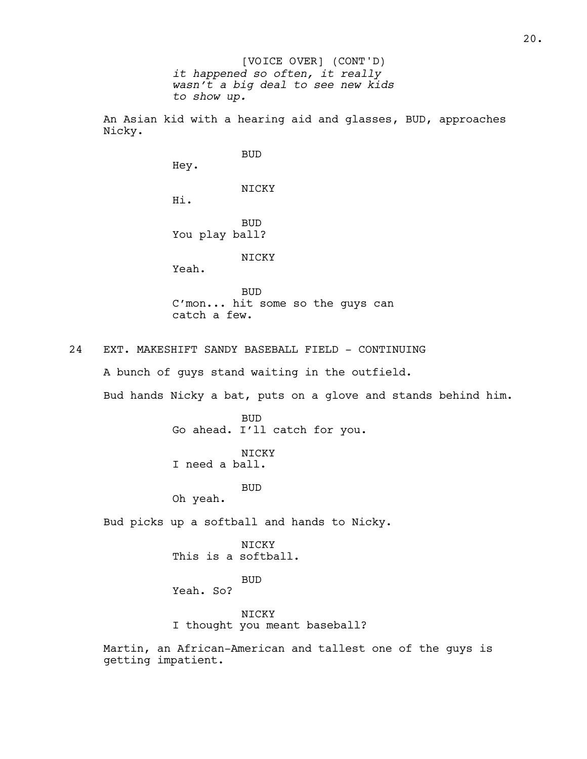[VOICE OVER] (CONT'D)
*it happened so often, it really wasn't a big deal to see new kids to show up.*

An Asian kid with a hearing aid and glasses, BUD, approaches Nicky.

BUD
Hey.

NICKY
Hi.

BUD
You play ball?

NICKY
Yeah.

BUD
C'mon... hit some so the guys can catch a few.

24 EXT. MAKESHIFT SANDY BASEBALL FIELD - CONTINUING

A bunch of guys stand waiting in the outfield.

Bud hands Nicky a bat, puts on a glove and stands behind him.

BUD
Go ahead. I'll catch for you.

NICKY
I need a ball.

BUD
Oh yeah.

Bud picks up a softball and hands to Nicky.

NICKY
This is a softball.

BUD
Yeah. So?

NICKY
I thought you meant baseball?

Martin, an African-American and tallest one of the guys is getting impatient.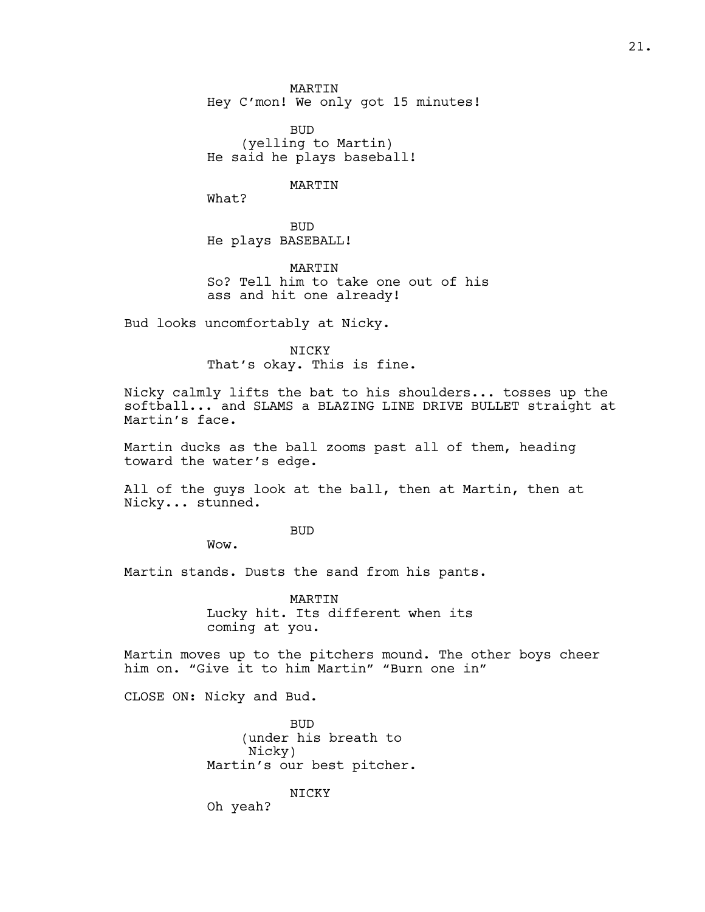MARTIN
Hey C'mon! We only got 15 minutes!

BUD
(yelling to Martin)
He said he plays baseball!

MARTIN
What?

BUD
He plays BASEBALL!

MARTIN
So? Tell him to take one out of his ass and hit one already!

Bud looks uncomfortably at Nicky.

NICKY
That's okay. This is fine.

Nicky calmly lifts the bat to his shoulders... tosses up the softball... and SLAMS a BLAZING LINE DRIVE BULLET straight at Martin's face.

Martin ducks as the ball zooms past all of them, heading toward the water's edge.

All of the guys look at the ball, then at Martin, then at Nicky... stunned.

BUD
Wow.

Martin stands. Dusts the sand from his pants.

MARTIN
Lucky hit. Its different when its coming at you.

Martin moves up to the pitchers mound. The other boys cheer him on. "Give it to him Martin" "Burn one in"

CLOSE ON: Nicky and Bud.

BUD
(under his breath to Nicky)
Martin's our best pitcher.

NICKY
Oh yeah?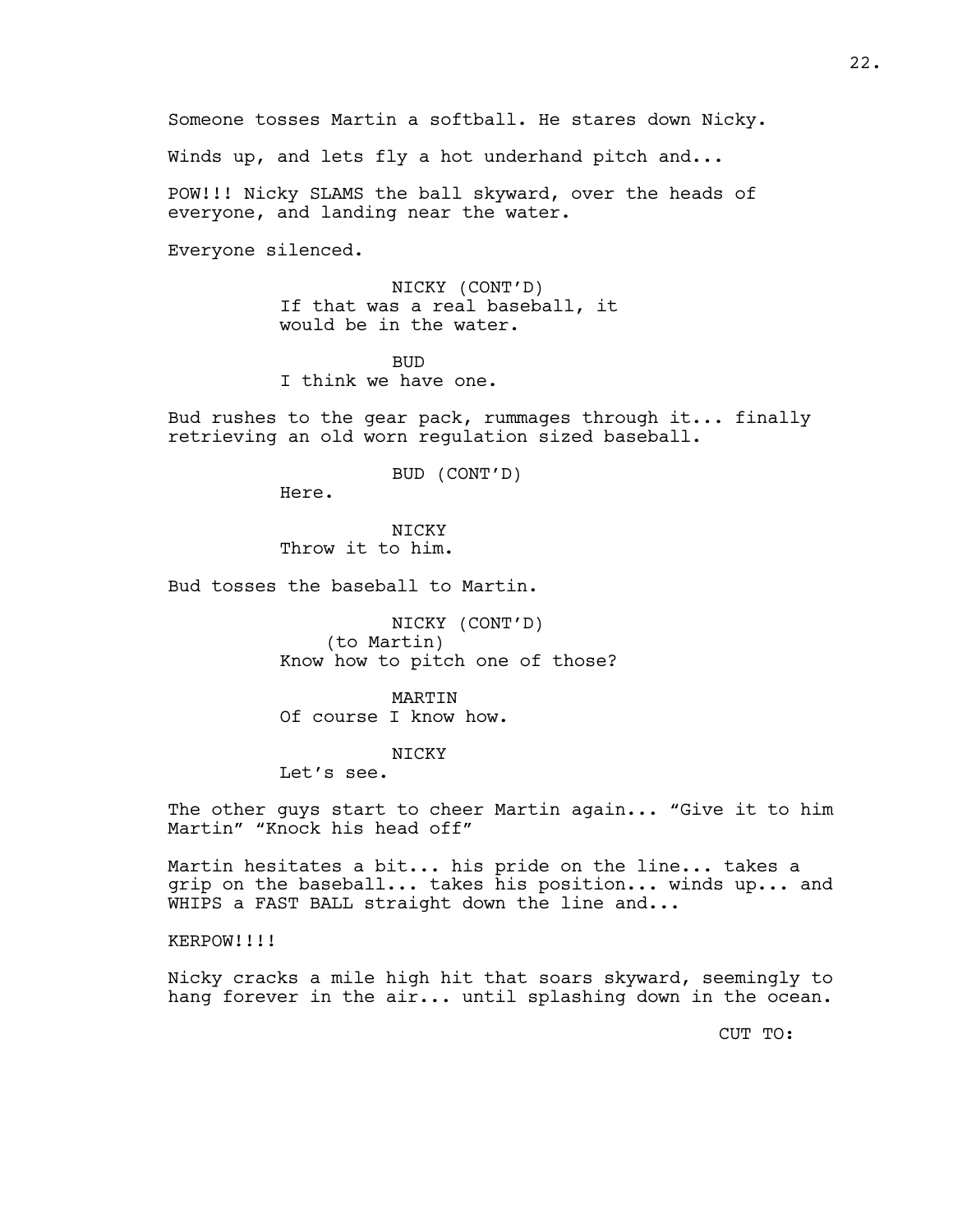Someone tosses Martin a softball. He stares down Nicky.

Winds up, and lets fly a hot underhand pitch and...

POW!!! Nicky SLAMS the ball skyward, over the heads of everyone, and landing near the water.

Everyone silenced.

NICKY (CONT'D)
If that was a real baseball, it would be in the water.

BUD
I think we have one.

Bud rushes to the gear pack, rummages through it... finally retrieving an old worn regulation sized baseball.

BUD (CONT'D)
Here.

NICKY
Throw it to him.

Bud tosses the baseball to Martin.

NICKY (CONT'D)
(to Martin)
Know how to pitch one of those?

MARTIN
Of course I know how.

NICKY
Let's see.

The other guys start to cheer Martin again... "Give it to him Martin" "Knock his head off"

Martin hesitates a bit... his pride on the line... takes a grip on the baseball... takes his position... winds up... and WHIPS a FAST BALL straight down the line and...

KERPOW!!!!

Nicky cracks a mile high hit that soars skyward, seemingly to hang forever in the air... until splashing down in the ocean.

CUT TO: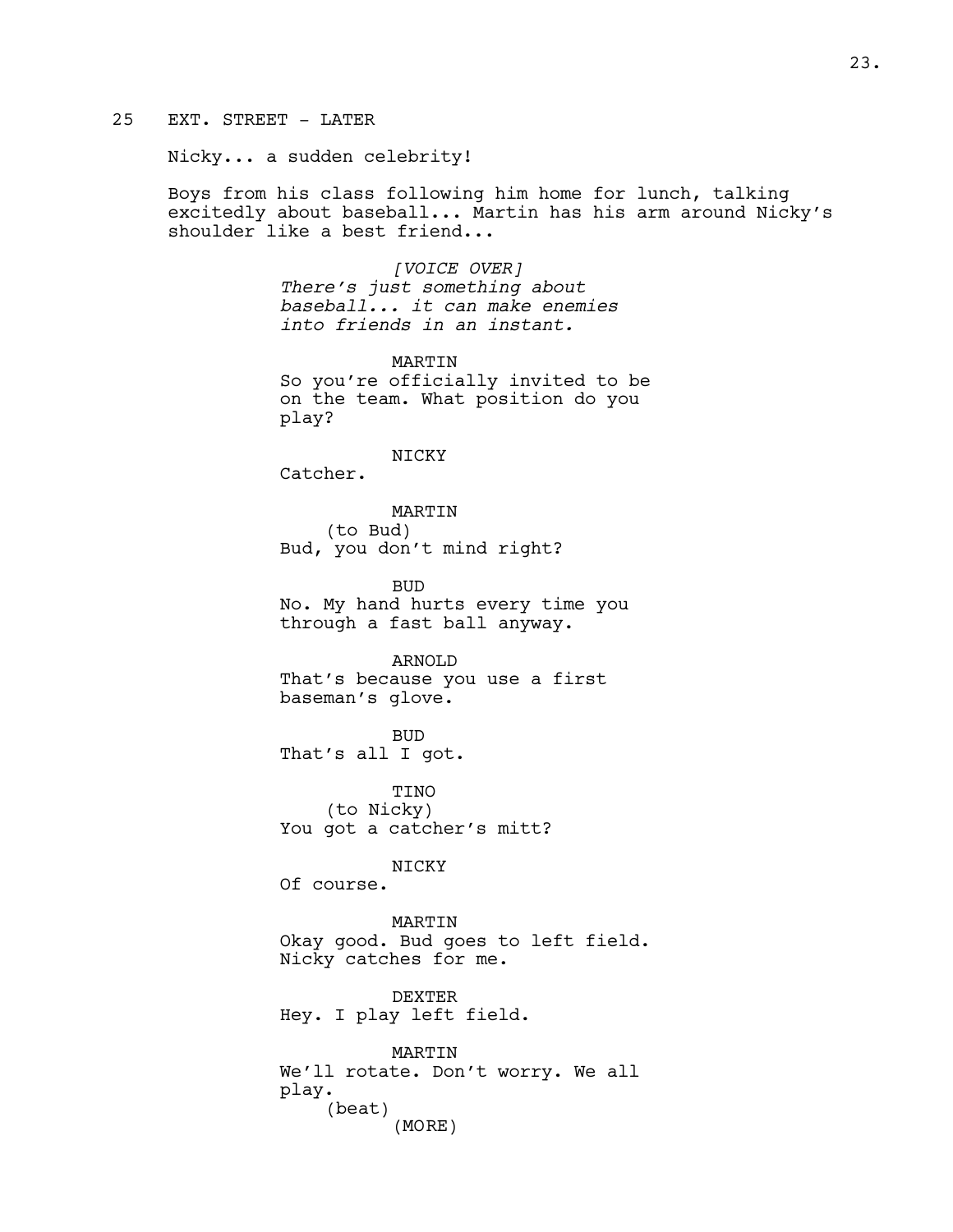25 EXT. STREET - LATER

Nicky... a sudden celebrity!

Boys from his class following him home for lunch, talking excitedly about baseball... Martin has his arm around Nicky's shoulder like a best friend...

*[VOICE OVER]*
*There's just something about baseball... it can make enemies into friends in an instant.*

MARTIN
So you're officially invited to be on the team. What position do you play?

NICKY
Catcher.

MARTIN
(to Bud)
Bud, you don't mind right?

BUD
No. My hand hurts every time you through a fast ball anyway.

ARNOLD
That's because you use a first baseman's glove.

BUD
That's all I got.

TINO
(to Nicky)
You got a catcher's mitt?

NICKY
Of course.

MARTIN
Okay good. Bud goes to left field. Nicky catches for me.

DEXTER
Hey. I play left field.

MARTIN
We'll rotate. Don't worry. We all play.
(beat)
(MORE)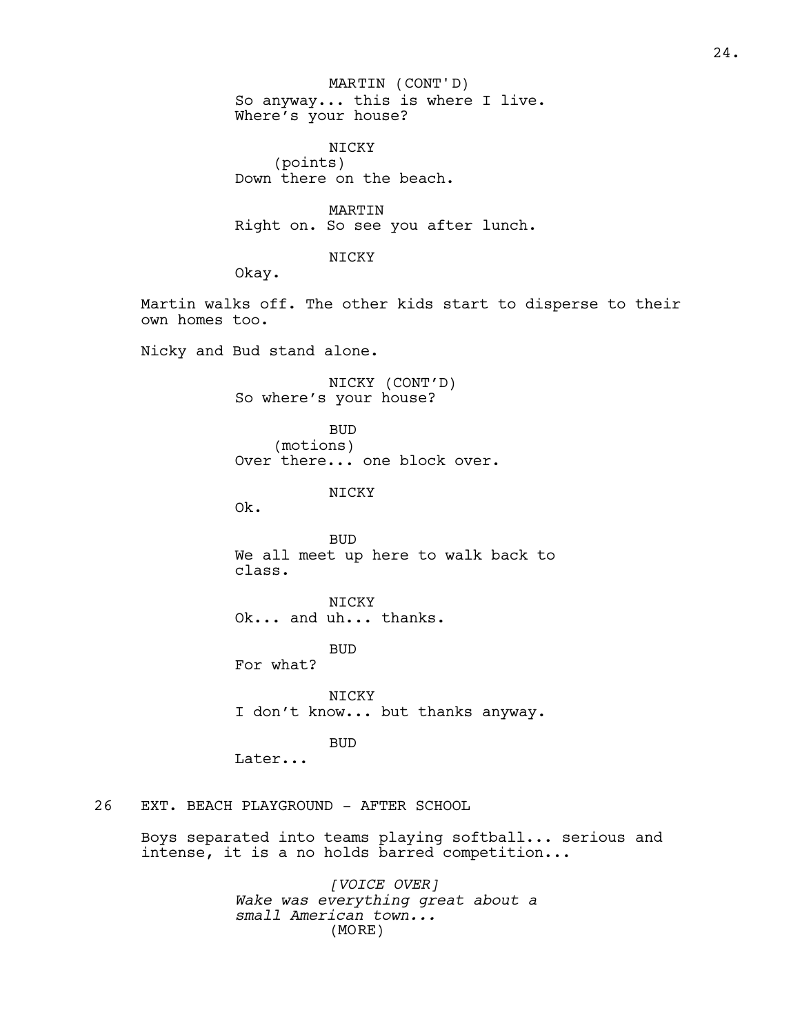MARTIN (CONT'D)
So anyway... this is where I live.
Where's your house?

NICKY
(points)
Down there on the beach.

MARTIN
Right on. So see you after lunch.

NICKY
Okay.

Martin walks off. The other kids start to disperse to their own homes too.

Nicky and Bud stand alone.

NICKY (CONT'D)
So where's your house?

BUD
(motions)
Over there... one block over.

NICKY
Ok.

BUD
We all meet up here to walk back to class.

NICKY
Ok... and uh... thanks.

BUD
For what?

NICKY
I don't know... but thanks anyway.

BUD
Later...

26 EXT. BEACH PLAYGROUND - AFTER SCHOOL

Boys separated into teams playing softball... serious and intense, it is a no holds barred competition...

*[VOICE OVER]*
*Wake was everything great about a small American town...*
(MORE)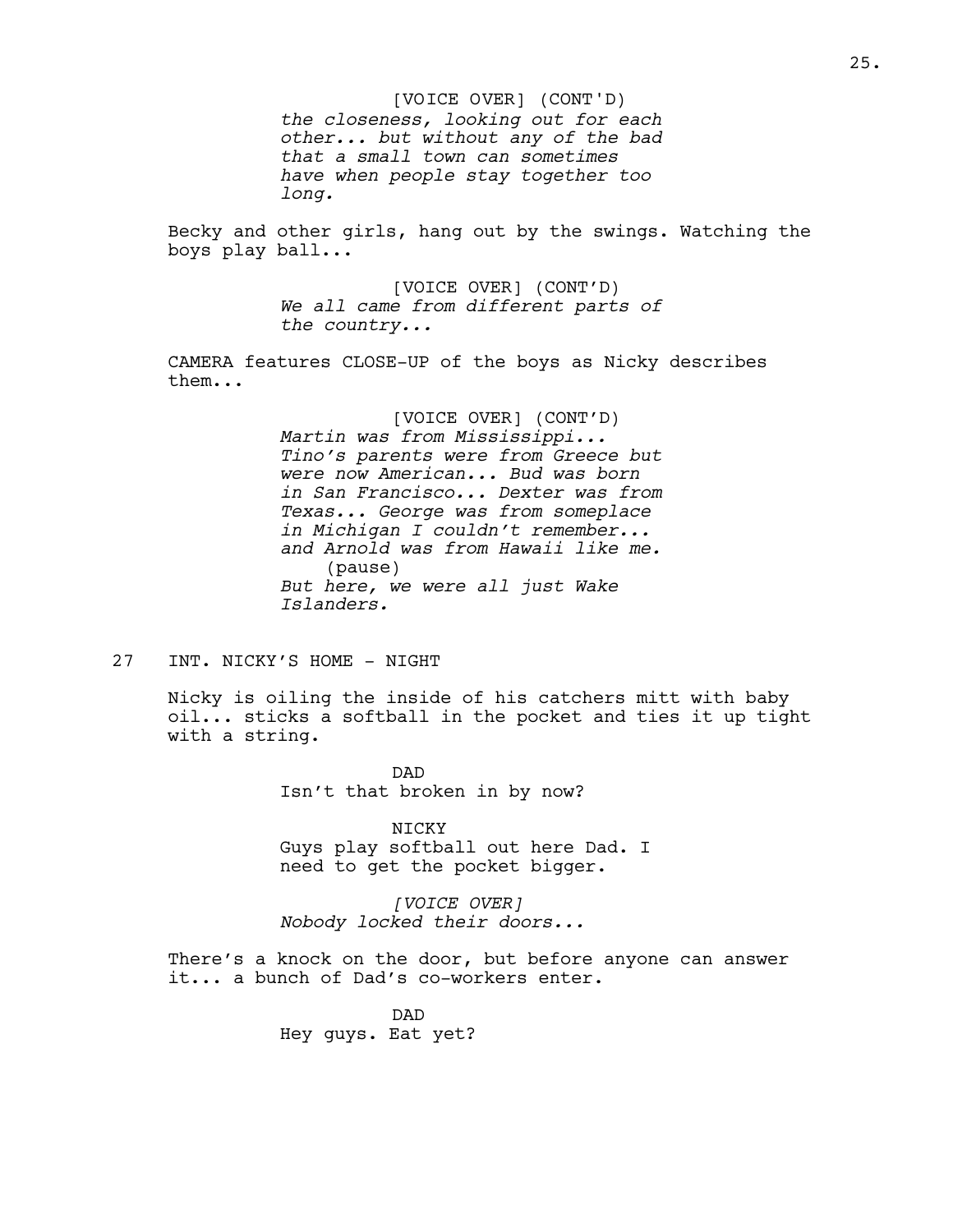[VOICE OVER] (CONT'D)
*the closeness, looking out for each other... but without any of the bad that a small town can sometimes have when people stay together too long.*

Becky and other girls, hang out by the swings. Watching the boys play ball...

[VOICE OVER] (CONT'D)
*We all came from different parts of the country...*

CAMERA features CLOSE-UP of the boys as Nicky describes them...

[VOICE OVER] (CONT'D)
*Martin was from Mississippi... Tino's parents were from Greece but were now American... Bud was born in San Francisco... Dexter was from Texas... George was from someplace in Michigan I couldn't remember... and Arnold was from Hawaii like me.*
(pause)
*But here, we were all just Wake Islanders.*

27 INT. NICKY'S HOME - NIGHT

Nicky is oiling the inside of his catchers mitt with baby oil... sticks a softball in the pocket and ties it up tight with a string.

DAD
Isn't that broken in by now?

NICKY
Guys play softball out here Dad. I need to get the pocket bigger.

*[VOICE OVER]*
*Nobody locked their doors...*

There's a knock on the door, but before anyone can answer it... a bunch of Dad's co-workers enter.

DAD
Hey guys. Eat yet?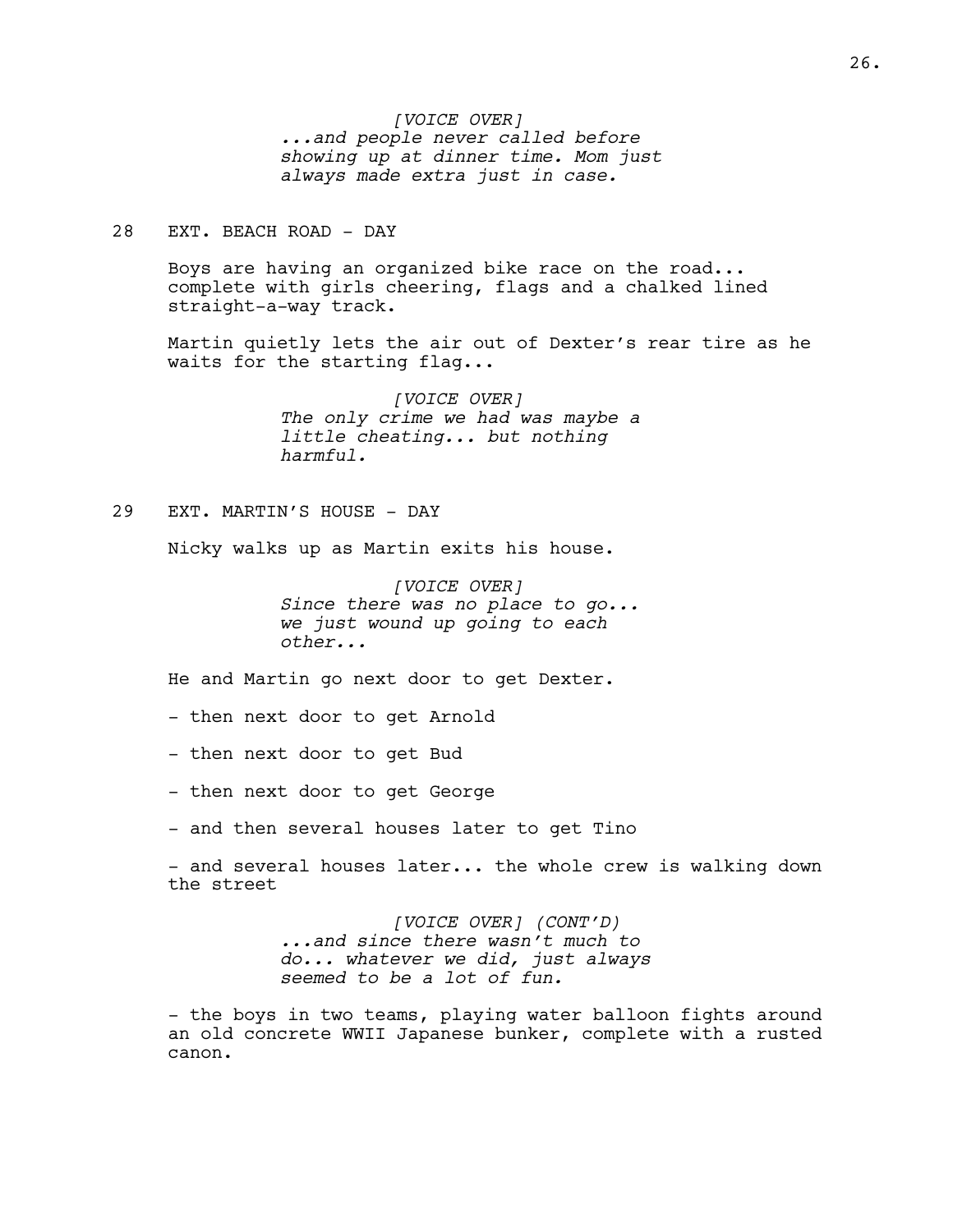*[VOICE OVER]*
*...and people never called before showing up at dinner time. Mom just always made extra just in case.*

28 EXT. BEACH ROAD - DAY

Boys are having an organized bike race on the road... complete with girls cheering, flags and a chalked lined straight-a-way track.

Martin quietly lets the air out of Dexter's rear tire as he waits for the starting flag...

*[VOICE OVER]*
*The only crime we had was maybe a little cheating... but nothing harmful.*

29 EXT. MARTIN'S HOUSE - DAY

Nicky walks up as Martin exits his house.

*[VOICE OVER]*
*Since there was no place to go... we just wound up going to each other...*

He and Martin go next door to get Dexter.

- then next door to get Arnold

- then next door to get Bud

- then next door to get George

- and then several houses later to get Tino

- and several houses later... the whole crew is walking down the street

*[VOICE OVER] (CONT'D)*
*...and since there wasn't much to do... whatever we did, just always seemed to be a lot of fun.*

- the boys in two teams, playing water balloon fights around an old concrete WWII Japanese bunker, complete with a rusted canon.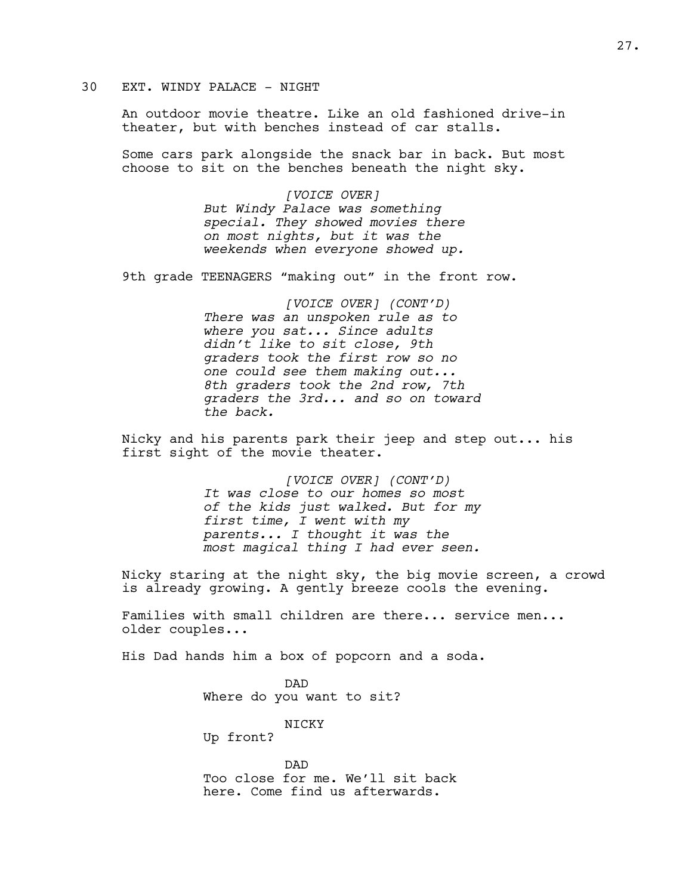30 EXT. WINDY PALACE - NIGHT

An outdoor movie theatre. Like an old fashioned drive-in theater, but with benches instead of car stalls.

Some cars park alongside the snack bar in back. But most choose to sit on the benches beneath the night sky.

[VOICE OVER]
*But Windy Palace was something special. They showed movies there on most nights, but it was the weekends when everyone showed up.*

9th grade TEENAGERS "making out" in the front row.

[VOICE OVER] (CONT'D)
*There was an unspoken rule as to where you sat... Since adults didn't like to sit close, 9th graders took the first row so no one could see them making out... 8th graders took the 2nd row, 7th graders the 3rd... and so on toward the back.*

Nicky and his parents park their jeep and step out... his first sight of the movie theater.

[VOICE OVER] (CONT'D)
*It was close to our homes so most of the kids just walked. But for my first time, I went with my parents... I thought it was the most magical thing I had ever seen.*

Nicky staring at the night sky, the big movie screen, a crowd is already growing. A gently breeze cools the evening.

Families with small children are there... service men... older couples...

His Dad hands him a box of popcorn and a soda.

DAD
Where do you want to sit?

NICKY
Up front?

DAD
Too close for me. We'll sit back here. Come find us afterwards.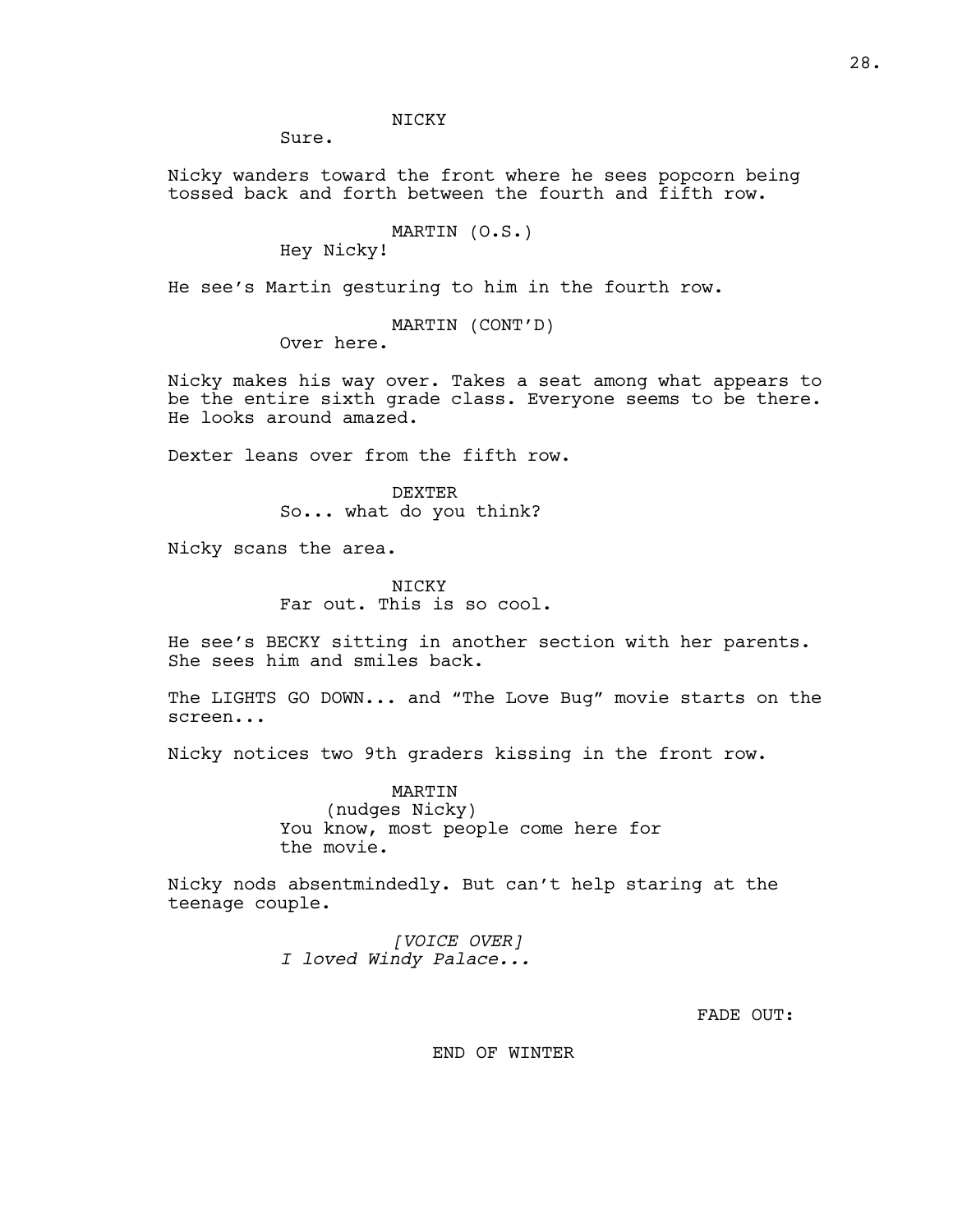NICKY

Sure.

Nicky wanders toward the front where he sees popcorn being tossed back and forth between the fourth and fifth row.

MARTIN (O.S.)

Hey Nicky!

He see's Martin gesturing to him in the fourth row.

MARTIN (CONT'D)

Over here.

Nicky makes his way over. Takes a seat among what appears to be the entire sixth grade class. Everyone seems to be there. He looks around amazed.

Dexter leans over from the fifth row.

DEXTER

So... what do you think?

Nicky scans the area.

NICKY

Far out. This is so cool.

He see's BECKY sitting in another section with her parents. She sees him and smiles back.

The LIGHTS GO DOWN... and "The Love Bug" movie starts on the screen...

Nicky notices two 9th graders kissing in the front row.

MARTIN

(nudges Nicky)

You know, most people come here for the movie.

Nicky nods absentmindedly. But can't help staring at the teenage couple.

*[VOICE OVER]*

*I loved Windy Palace...*

FADE OUT:

END OF WINTER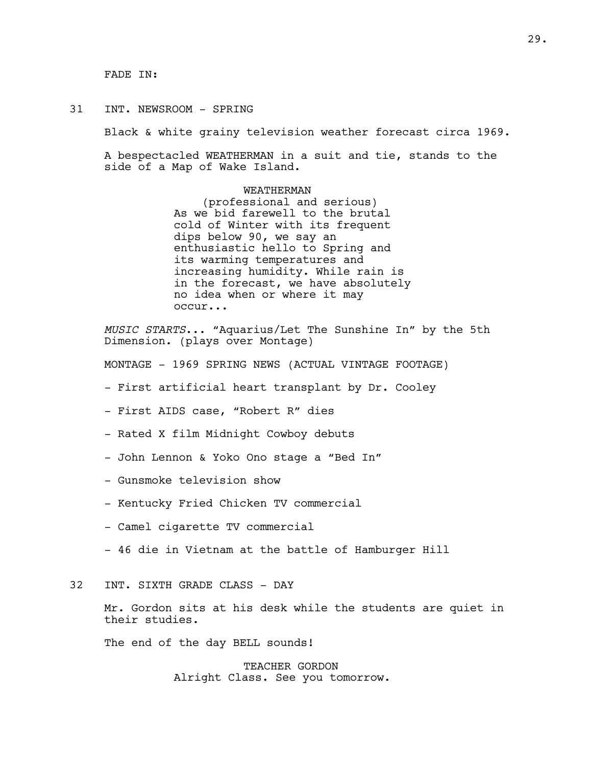FADE IN:

31 INT. NEWSROOM - SPRING

Black & white grainy television weather forecast circa 1969.

A bespectacled WEATHERMAN in a suit and tie, stands to the side of a Map of Wake Island.

WEATHERMAN
(professional and serious)
As we bid farewell to the brutal cold of Winter with its frequent dips below 90, we say an enthusiastic hello to Spring and its warming temperatures and increasing humidity. While rain is in the forecast, we have absolutely no idea when or where it may occur...

*MUSIC STARTS*... "Aquarius/Let The Sunshine In" by the 5th Dimension. (plays over Montage)

MONTAGE - 1969 SPRING NEWS (ACTUAL VINTAGE FOOTAGE)

- First artificial heart transplant by Dr. Cooley
- First AIDS case, "Robert R" dies
- Rated X film Midnight Cowboy debuts
- John Lennon & Yoko Ono stage a "Bed In"
- Gunsmoke television show
- Kentucky Fried Chicken TV commercial
- Camel cigarette TV commercial
- 46 die in Vietnam at the battle of Hamburger Hill

32 INT. SIXTH GRADE CLASS - DAY

Mr. Gordon sits at his desk while the students are quiet in their studies.

The end of the day BELL sounds!

TEACHER GORDON
Alright Class. See you tomorrow.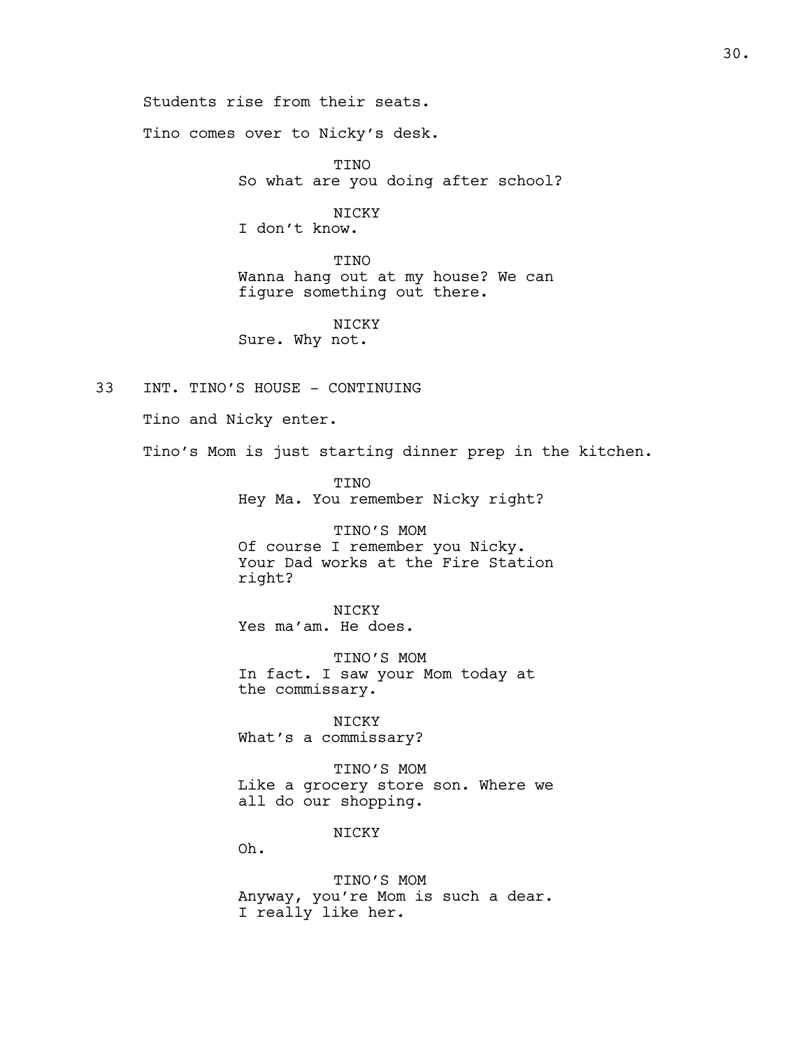Students rise from their seats.

Tino comes over to Nicky's desk.

TINO
So what are you doing after school?

NICKY
I don't know.

TINO
Wanna hang out at my house? We can figure something out there.

NICKY
Sure. Why not.

33 INT. TINO'S HOUSE - CONTINUING

Tino and Nicky enter.

Tino's Mom is just starting dinner prep in the kitchen.

TINO
Hey Ma. You remember Nicky right?

TINO'S MOM
Of course I remember you Nicky. Your Dad works at the Fire Station right?

NICKY
Yes ma'am. He does.

TINO'S MOM
In fact. I saw your Mom today at the commissary.

NICKY
What's a commissary?

TINO'S MOM
Like a grocery store son. Where we all do our shopping.

NICKY
Oh.

TINO'S MOM
Anyway, you're Mom is such a dear. I really like her.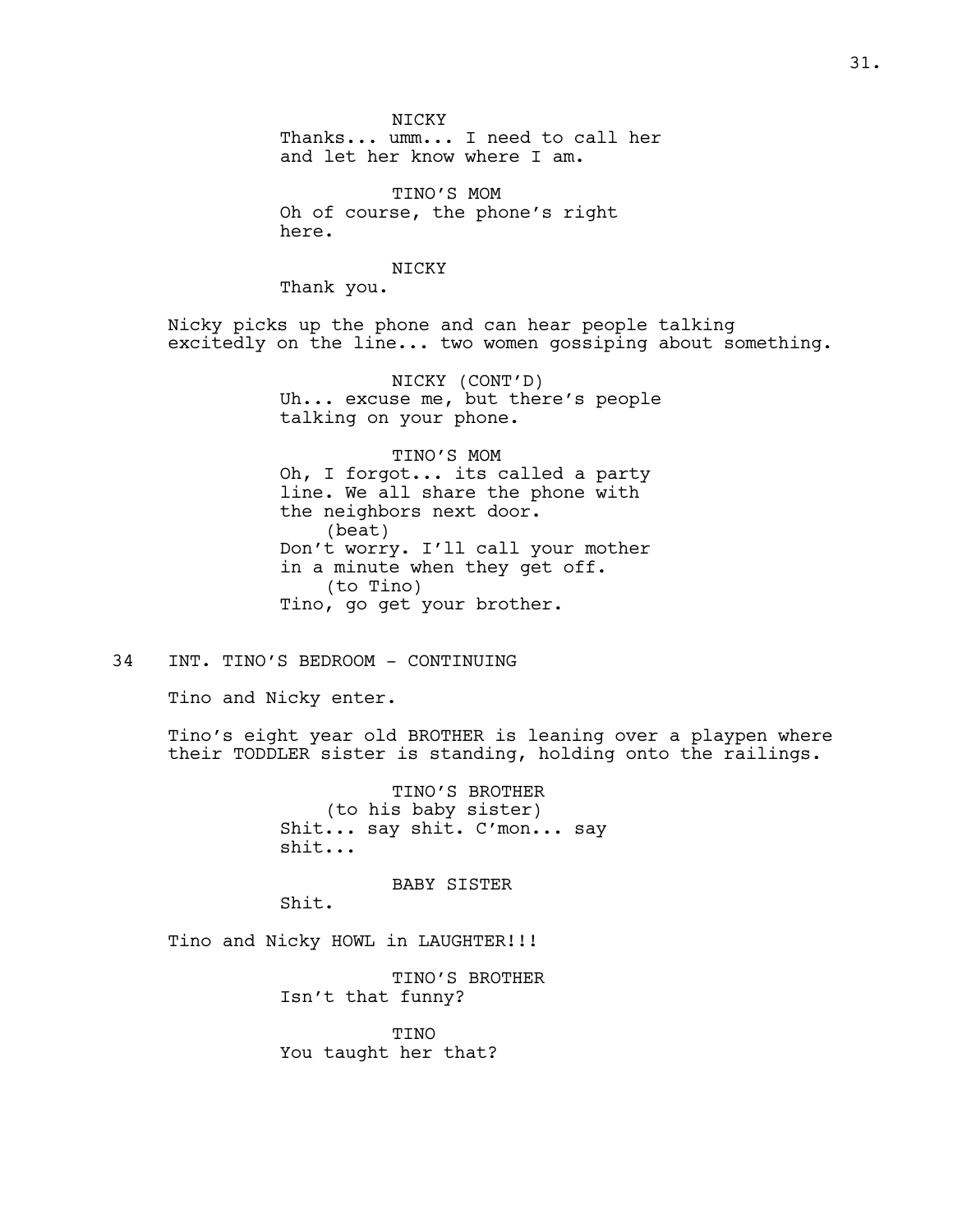NICKY
Thanks... umm... I need to call her and let her know where I am.

TINO'S MOM
Oh of course, the phone's right here.

NICKY
Thank you.

Nicky picks up the phone and can hear people talking excitedly on the line... two women gossiping about something.

NICKY (CONT'D)
Uh... excuse me, but there's people talking on your phone.

TINO'S MOM
Oh, I forgot... its called a party line. We all share the phone with the neighbors next door.
(beat)
Don't worry. I'll call your mother in a minute when they get off.
(to Tino)
Tino, go get your brother.

34 INT. TINO'S BEDROOM - CONTINUING

Tino and Nicky enter.

Tino's eight year old BROTHER is leaning over a playpen where their TODDLER sister is standing, holding onto the railings.

TINO'S BROTHER
(to his baby sister)
Shit... say shit. C'mon... say shit...

BABY SISTER
Shit.

Tino and Nicky HOWL in LAUGHTER!!!

TINO'S BROTHER
Isn't that funny?

TINO
You taught her that?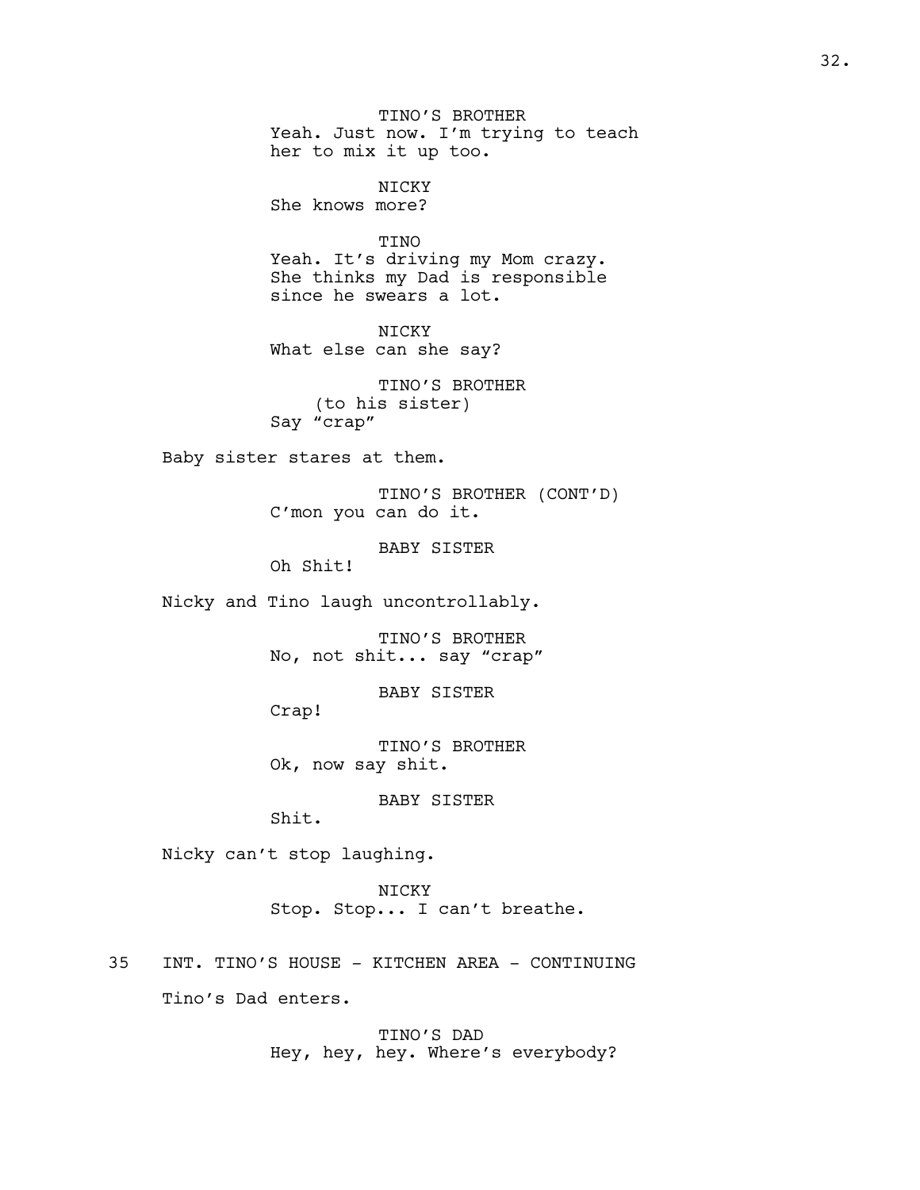TINO'S BROTHER
Yeah. Just now. I'm trying to teach her to mix it up too.

NICKY
She knows more?

TINO
Yeah. It's driving my Mom crazy. She thinks my Dad is responsible since he swears a lot.

NICKY
What else can she say?

TINO'S BROTHER
(to his sister)
Say "crap"

Baby sister stares at them.

TINO'S BROTHER (CONT'D)
C'mon you can do it.

BABY SISTER
Oh Shit!

Nicky and Tino laugh uncontrollably.

TINO'S BROTHER
No, not shit... say "crap"

BABY SISTER
Crap!

TINO'S BROTHER
Ok, now say shit.

BABY SISTER
Shit.

Nicky can't stop laughing.

NICKY
Stop. Stop... I can't breathe.

35 INT. TINO'S HOUSE - KITCHEN AREA - CONTINUING

Tino's Dad enters.

TINO'S DAD
Hey, hey, hey. Where's everybody?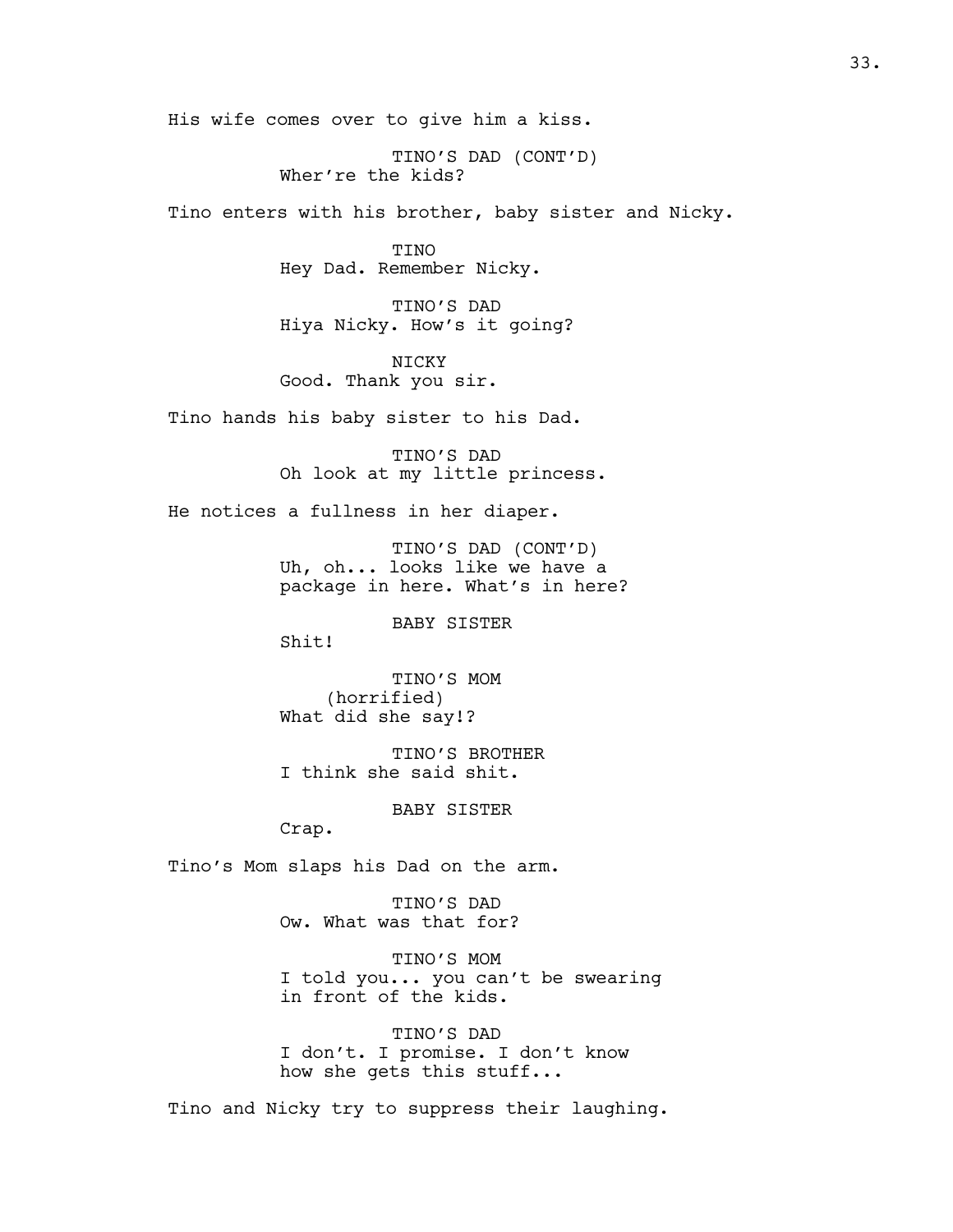His wife comes over to give him a kiss.

TINO'S DAD (CONT'D)
Wher're the kids?

Tino enters with his brother, baby sister and Nicky.

TINO
Hey Dad. Remember Nicky.

TINO'S DAD
Hiya Nicky. How's it going?

NICKY
Good. Thank you sir.

Tino hands his baby sister to his Dad.

TINO'S DAD
Oh look at my little princess.

He notices a fullness in her diaper.

TINO'S DAD (CONT'D)
Uh, oh... looks like we have a
package in here. What's in here?

BABY SISTER
Shit!

TINO'S MOM
(horrified)
What did she say!?

TINO'S BROTHER
I think she said shit.

BABY SISTER
Crap.

Tino's Mom slaps his Dad on the arm.

TINO'S DAD
Ow. What was that for?

TINO'S MOM
I told you... you can't be swearing
in front of the kids.

TINO'S DAD
I don't. I promise. I don't know
how she gets this stuff...

Tino and Nicky try to suppress their laughing.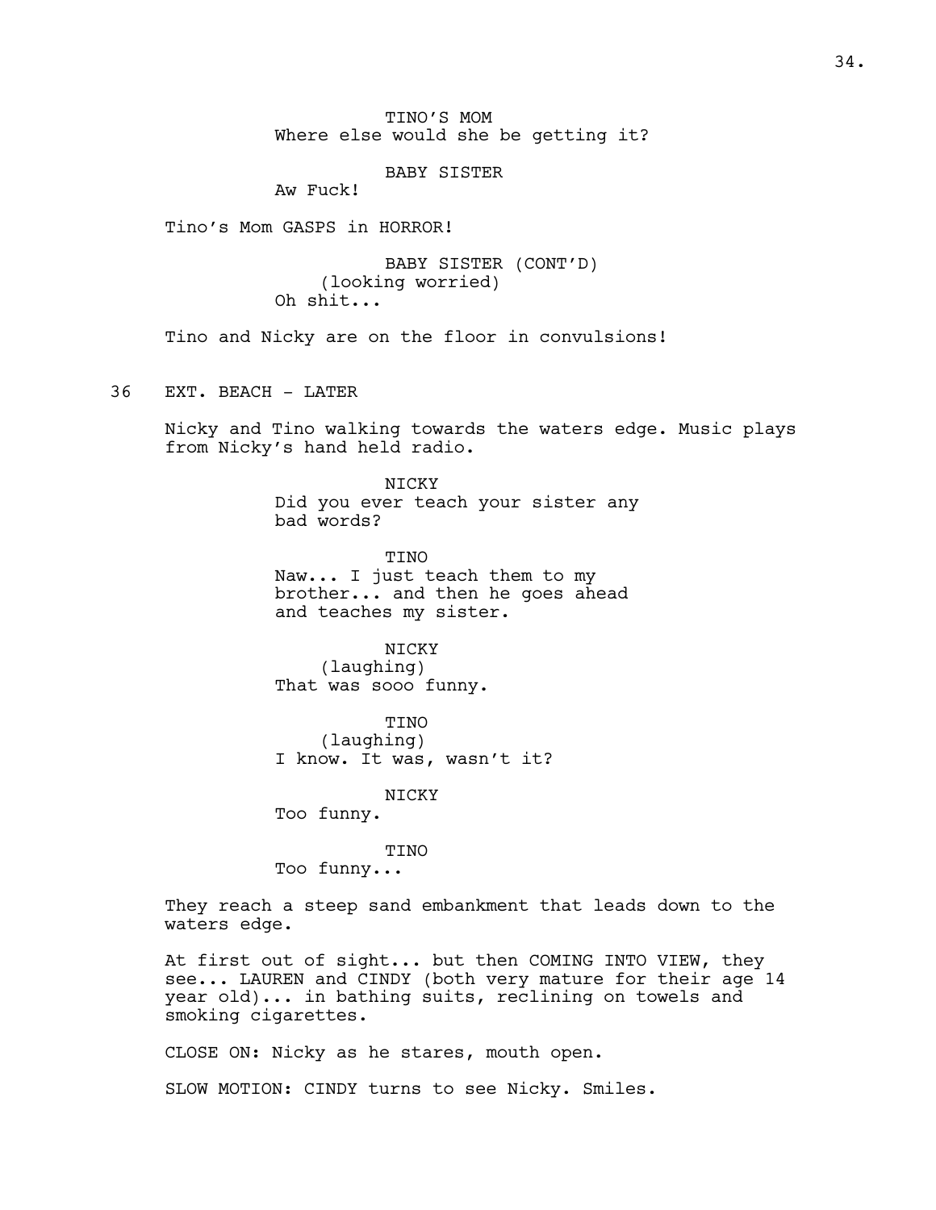TINO'S MOM
Where else would she be getting it?

BABY SISTER
Aw Fuck!

Tino's Mom GASPS in HORROR!

BABY SISTER (CONT'D)
(looking worried)
Oh shit...

Tino and Nicky are on the floor in convulsions!

36 EXT. BEACH - LATER

Nicky and Tino walking towards the waters edge. Music plays from Nicky's hand held radio.

NICKY
Did you ever teach your sister any bad words?

TINO
Naw... I just teach them to my brother... and then he goes ahead and teaches my sister.

NICKY
(laughing)
That was sooo funny.

TINO
(laughing)
I know. It was, wasn't it?

NICKY
Too funny.

TINO
Too funny...

They reach a steep sand embankment that leads down to the waters edge.

At first out of sight... but then COMING INTO VIEW, they see... LAUREN and CINDY (both very mature for their age 14 year old)... in bathing suits, reclining on towels and smoking cigarettes.

CLOSE ON: Nicky as he stares, mouth open.

SLOW MOTION: CINDY turns to see Nicky. Smiles.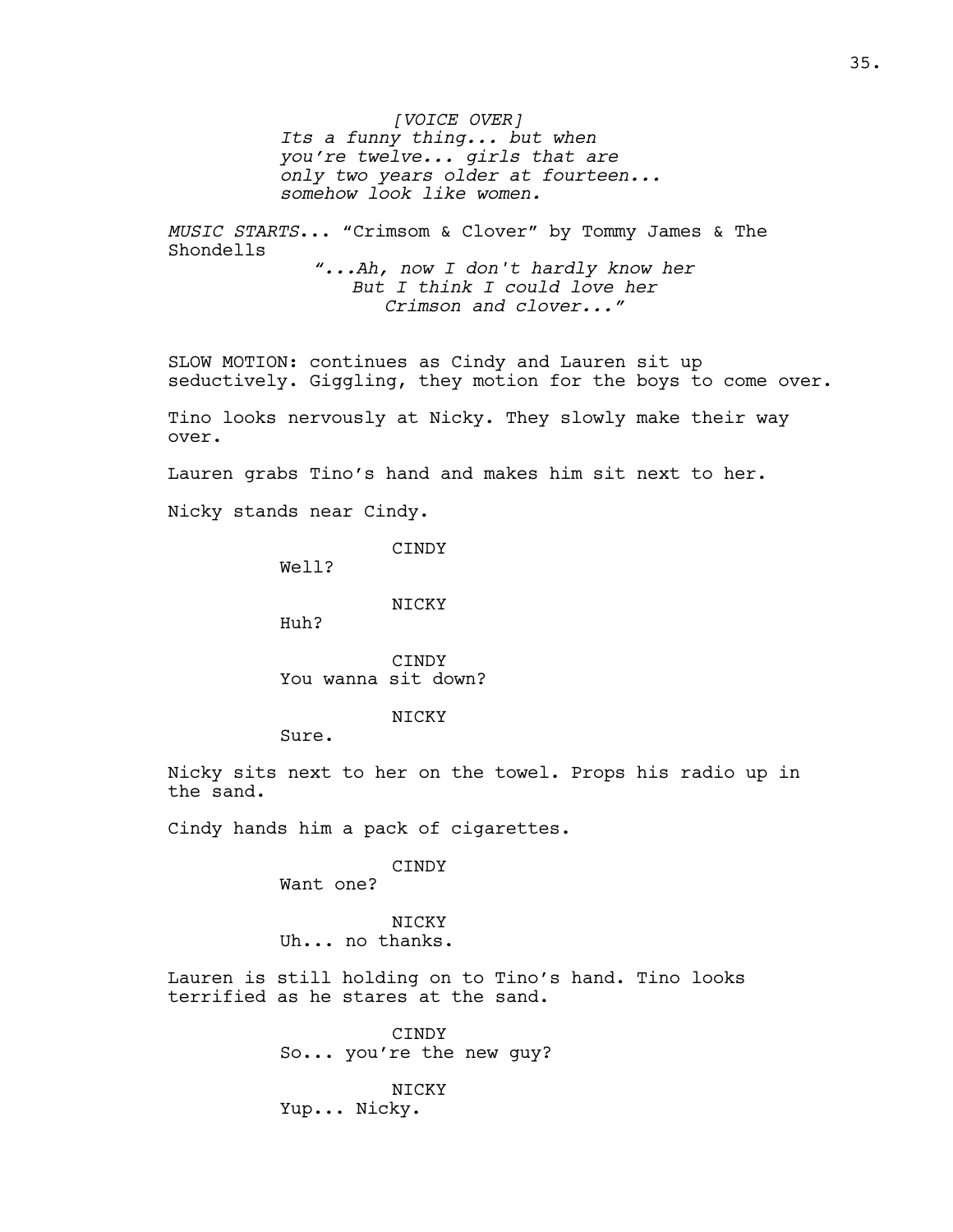*[VOICE OVER]*
*Its a funny thing... but when you're twelve... girls that are only two years older at fourteen... somehow look like women.*

*MUSIC STARTS*... "Crimsom & Clover" by Tommy James & The Shondells

*"...Ah, now I don't hardly know her*
*But I think I could love her*
*Crimson and clover..."*

SLOW MOTION: continues as Cindy and Lauren sit up seductively. Giggling, they motion for the boys to come over.

Tino looks nervously at Nicky. They slowly make their way over.

Lauren grabs Tino's hand and makes him sit next to her.

Nicky stands near Cindy.

CINDY
Well?

NICKY
Huh?

CINDY
You wanna sit down?

NICKY
Sure.

Nicky sits next to her on the towel. Props his radio up in the sand.

Cindy hands him a pack of cigarettes.

CINDY
Want one?

NICKY
Uh... no thanks.

Lauren is still holding on to Tino's hand. Tino looks terrified as he stares at the sand.

CINDY
So... you're the new guy?

NICKY
Yup... Nicky.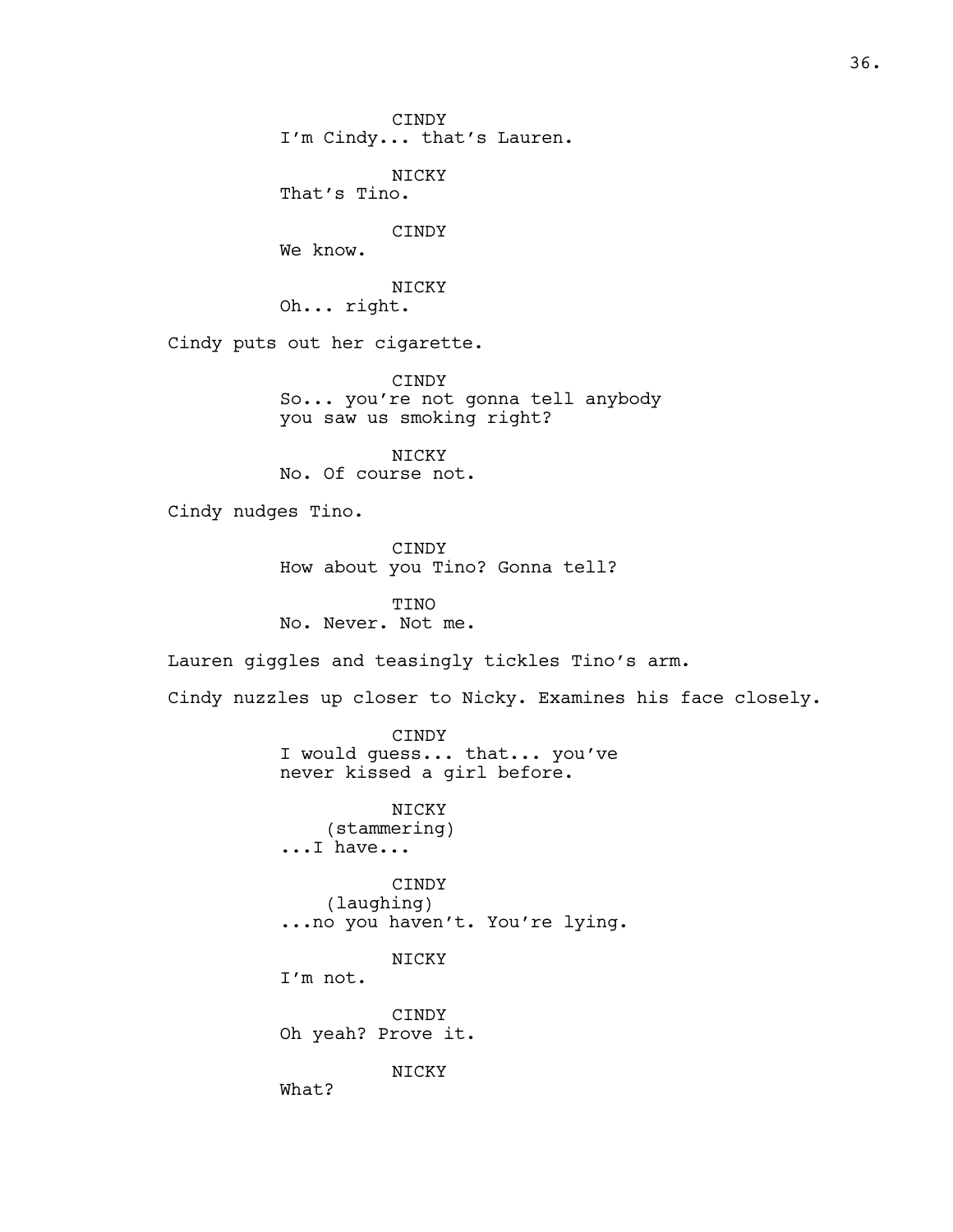CINDY
I'm Cindy... that's Lauren.

NICKY
That's Tino.

CINDY
We know.

NICKY
Oh... right.

Cindy puts out her cigarette.

CINDY
So... you're not gonna tell anybody you saw us smoking right?

NICKY
No. Of course not.

Cindy nudges Tino.

CINDY
How about you Tino? Gonna tell?

TINO
No. Never. Not me.

Lauren giggles and teasingly tickles Tino's arm.

Cindy nuzzles up closer to Nicky. Examines his face closely.

CINDY
I would guess... that... you've never kissed a girl before.

NICKY
(stammering)
...I have...

CINDY
(laughing)
...no you haven't. You're lying.

NICKY
I'm not.

CINDY
Oh yeah? Prove it.

NICKY
What?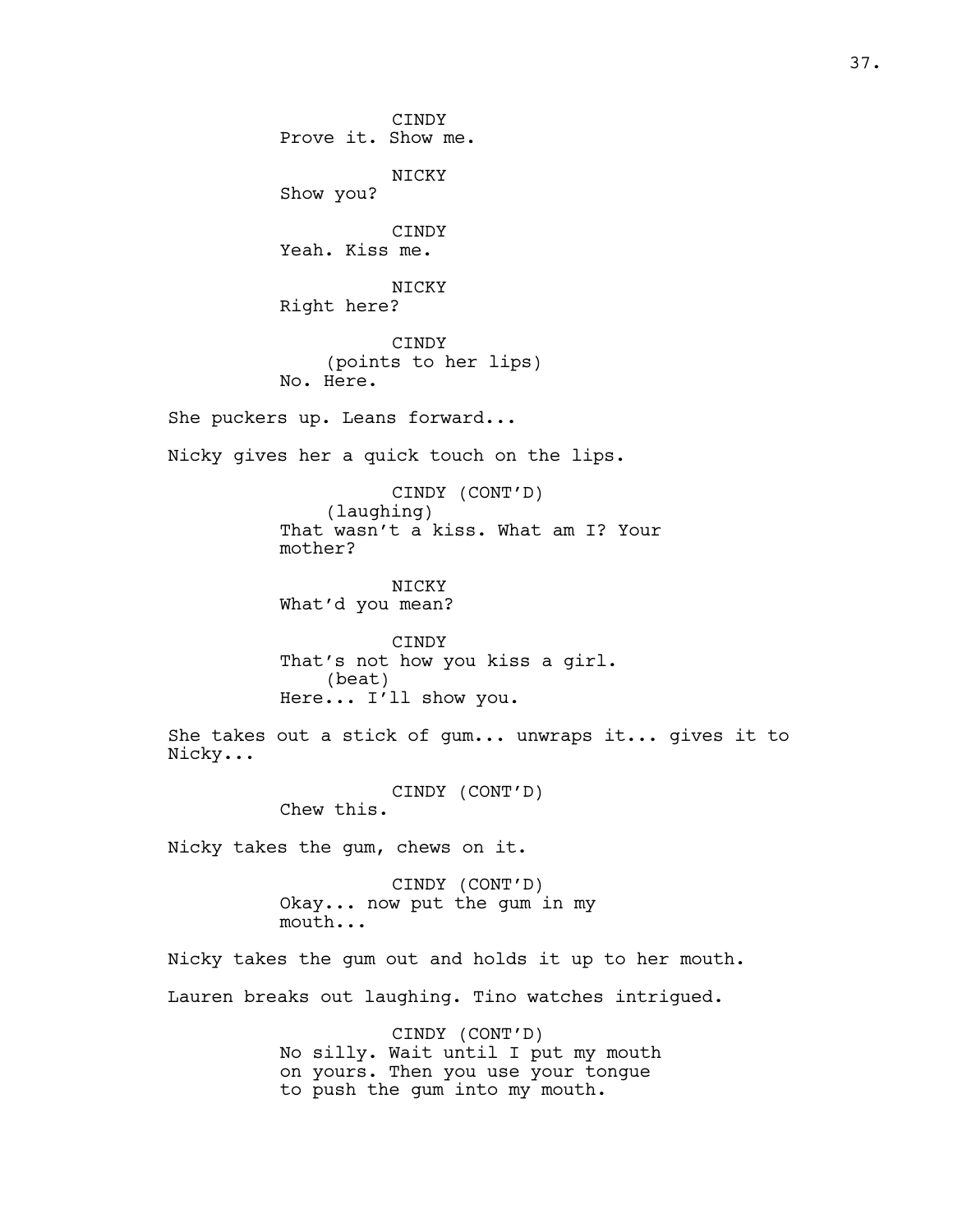CINDY
Prove it. Show me.

NICKY
Show you?

CINDY
Yeah. Kiss me.

NICKY
Right here?

CINDY
(points to her lips)
No. Here.

She puckers up. Leans forward...

Nicky gives her a quick touch on the lips.

CINDY (CONT'D)
(laughing)
That wasn't a kiss. What am I? Your mother?

NICKY
What'd you mean?

CINDY
That's not how you kiss a girl.
(beat)
Here... I'll show you.

She takes out a stick of gum... unwraps it... gives it to Nicky...

CINDY (CONT'D)
Chew this.

Nicky takes the gum, chews on it.

CINDY (CONT'D)
Okay... now put the gum in my mouth...

Nicky takes the gum out and holds it up to her mouth.

Lauren breaks out laughing. Tino watches intrigued.

CINDY (CONT'D)
No silly. Wait until I put my mouth on yours. Then you use your tongue to push the gum into my mouth.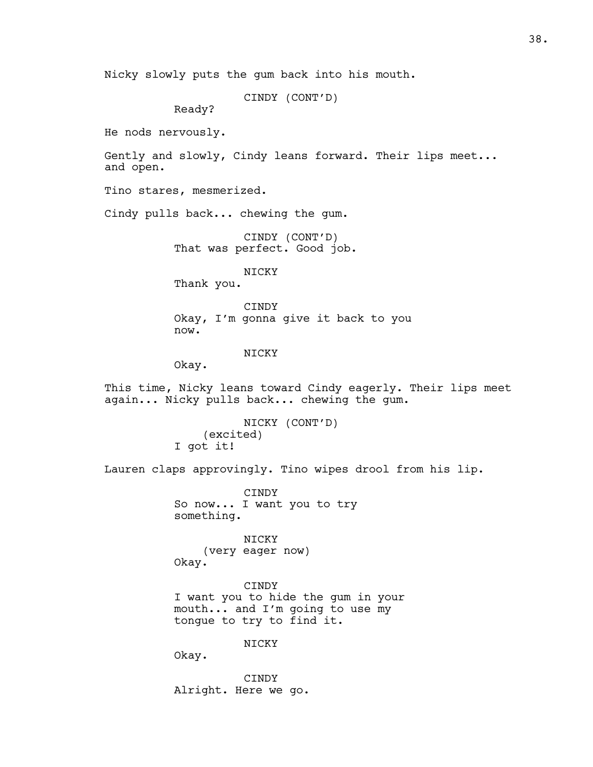Nicky slowly puts the gum back into his mouth.

CINDY (CONT'D)
Ready?

He nods nervously.

Gently and slowly, Cindy leans forward. Their lips meet... and open.

Tino stares, mesmerized.

Cindy pulls back... chewing the gum.

CINDY (CONT'D)
That was perfect. Good job.

NICKY
Thank you.

CINDY
Okay, I'm gonna give it back to you now.

NICKY
Okay.

This time, Nicky leans toward Cindy eagerly. Their lips meet again... Nicky pulls back... chewing the gum.

NICKY (CONT'D)
(excited)
I got it!

Lauren claps approvingly. Tino wipes drool from his lip.

CINDY
So now... I want you to try something.

NICKY
(very eager now)
Okay.

CINDY
I want you to hide the gum in your mouth... and I'm going to use my tongue to try to find it.

NICKY
Okay.

CINDY
Alright. Here we go.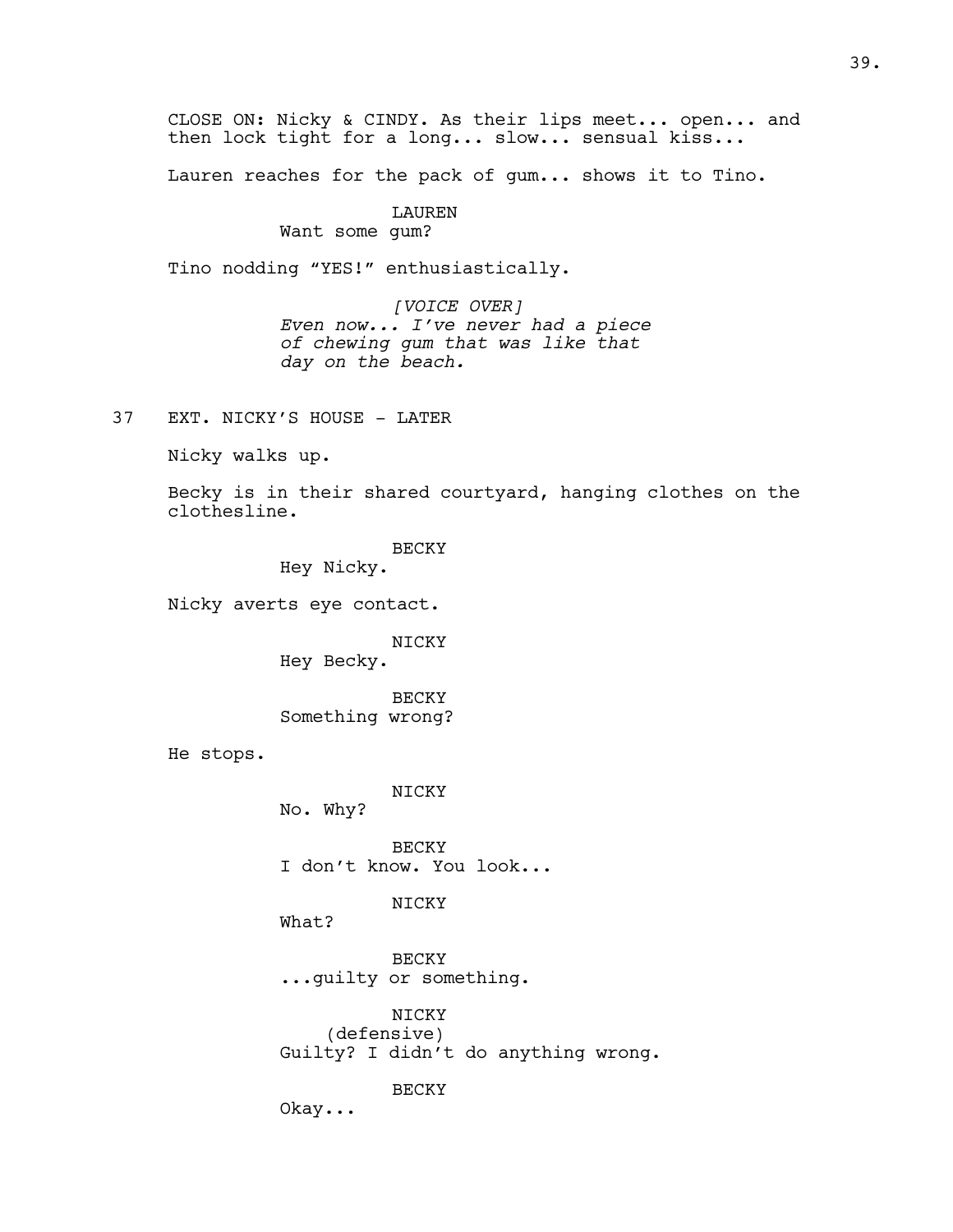CLOSE ON: Nicky & CINDY. As their lips meet... open... and then lock tight for a long... slow... sensual kiss...

Lauren reaches for the pack of gum... shows it to Tino.

LAUREN
Want some gum?

Tino nodding "YES!" enthusiastically.

*[VOICE OVER]*
*Even now... I've never had a piece of chewing gum that was like that day on the beach.*

37 EXT. NICKY'S HOUSE - LATER

Nicky walks up.

Becky is in their shared courtyard, hanging clothes on the clothesline.

BECKY
Hey Nicky.

Nicky averts eye contact.

NICKY
Hey Becky.

BECKY
Something wrong?

He stops.

NICKY
No. Why?

BECKY
I don't know. You look...

NICKY
What?

BECKY
...guilty or something.

NICKY
(defensive)
Guilty? I didn't do anything wrong.

BECKY
Okay...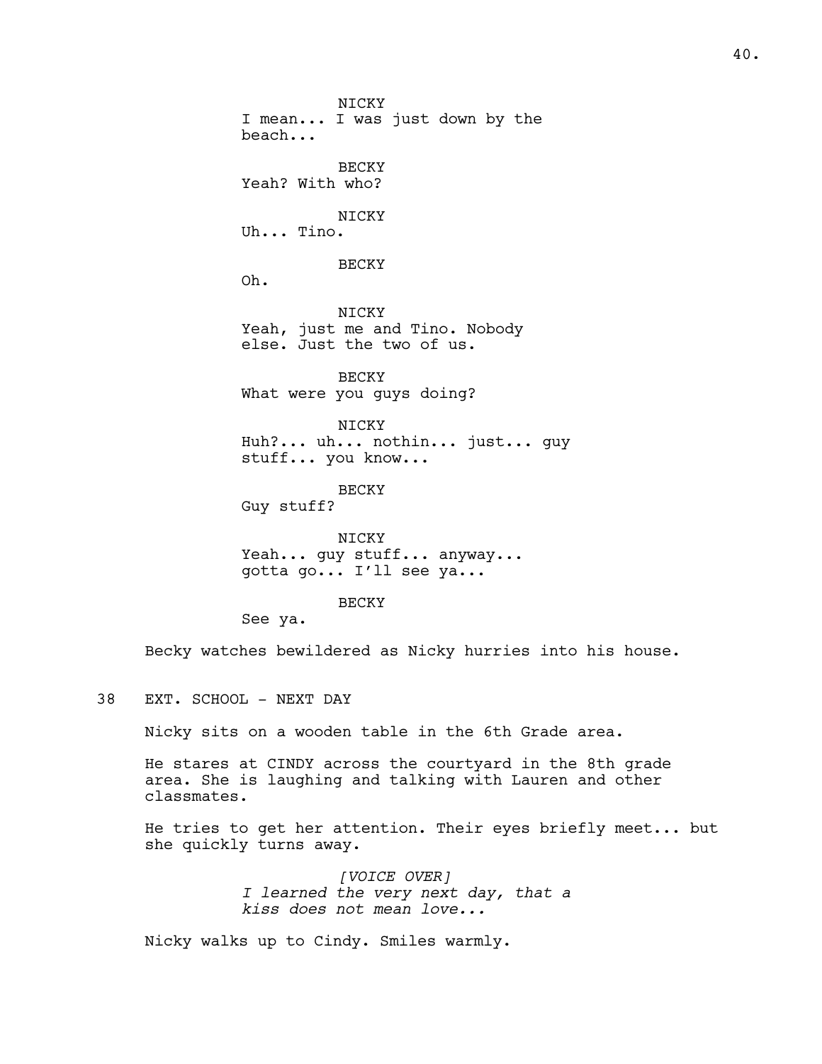NICKY
I mean... I was just down by the beach...

BECKY
Yeah? With who?

NICKY
Uh... Tino.

BECKY
Oh.

NICKY
Yeah, just me and Tino. Nobody else. Just the two of us.

BECKY
What were you guys doing?

NICKY
Huh?... uh... nothin... just... guy stuff... you know...

BECKY
Guy stuff?

NICKY
Yeah... guy stuff... anyway... gotta go... I'll see ya...

BECKY
See ya.

Becky watches bewildered as Nicky hurries into his house.

38 EXT. SCHOOL - NEXT DAY

Nicky sits on a wooden table in the 6th Grade area.

He stares at CINDY across the courtyard in the 8th grade area. She is laughing and talking with Lauren and other classmates.

He tries to get her attention. Their eyes briefly meet... but she quickly turns away.

*[VOICE OVER]*
*I learned the very next day, that a kiss does not mean love...*

Nicky walks up to Cindy. Smiles warmly.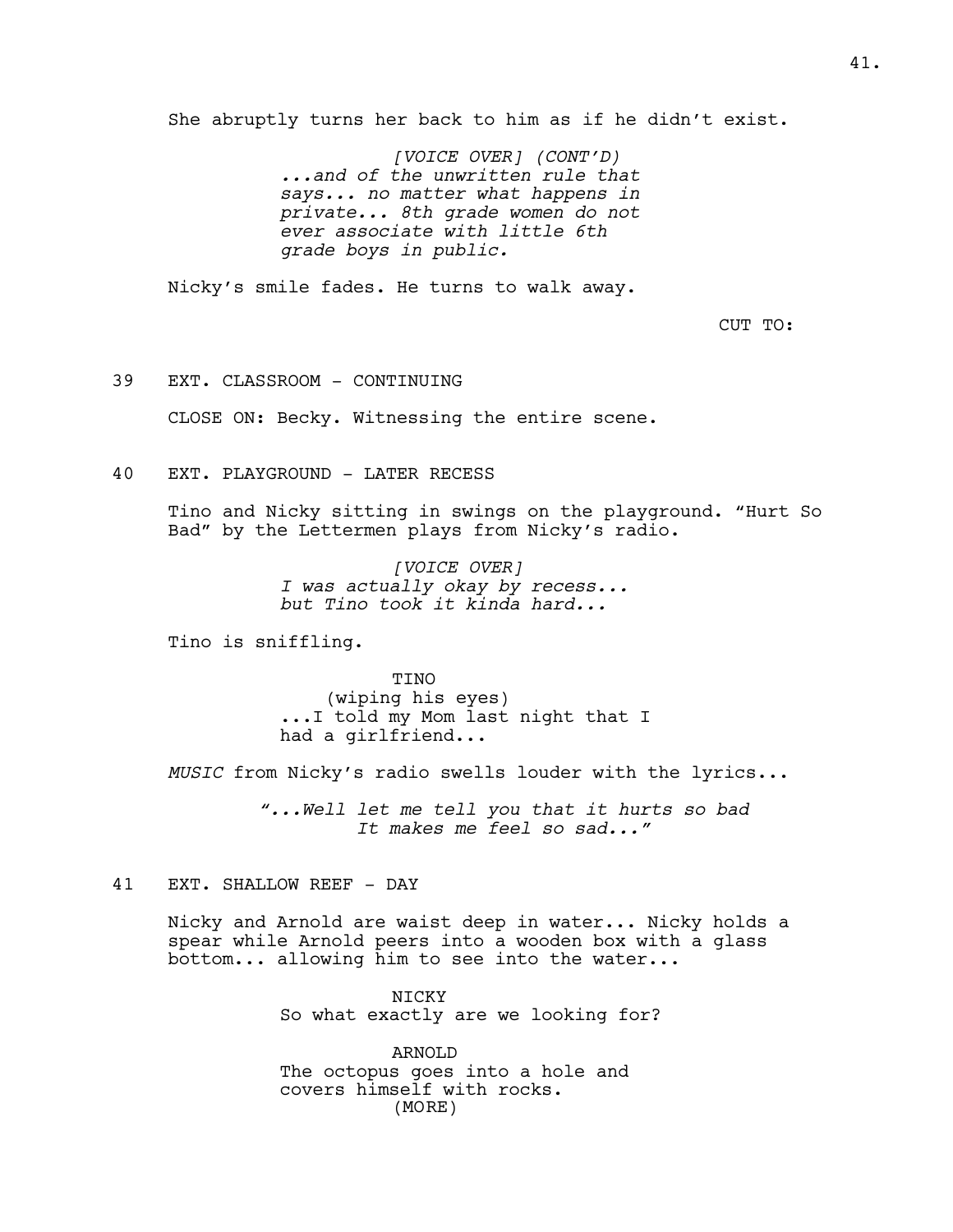She abruptly turns her back to him as if he didn't exist.

[VOICE OVER] (CONT'D)
*...and of the unwritten rule that says... no matter what happens in private... 8th grade women do not ever associate with little 6th grade boys in public.*

Nicky's smile fades. He turns to walk away.

CUT TO:

39 EXT. CLASSROOM - CONTINUING

CLOSE ON: Becky. Witnessing the entire scene.

40 EXT. PLAYGROUND - LATER RECESS

Tino and Nicky sitting in swings on the playground. "Hurt So Bad" by the Lettermen plays from Nicky's radio.

[VOICE OVER]
*I was actually okay by recess... but Tino took it kinda hard...*

Tino is sniffling.

TINO
(wiping his eyes)
...I told my Mom last night that I had a girlfriend...

*MUSIC* from Nicky's radio swells louder with the lyrics...

*"...Well let me tell you that it hurts so bad*
*It makes me feel so sad..."*

41 EXT. SHALLOW REEF - DAY

Nicky and Arnold are waist deep in water... Nicky holds a spear while Arnold peers into a wooden box with a glass bottom... allowing him to see into the water...

NICKY
So what exactly are we looking for?

ARNOLD
The octopus goes into a hole and covers himself with rocks.
(MORE)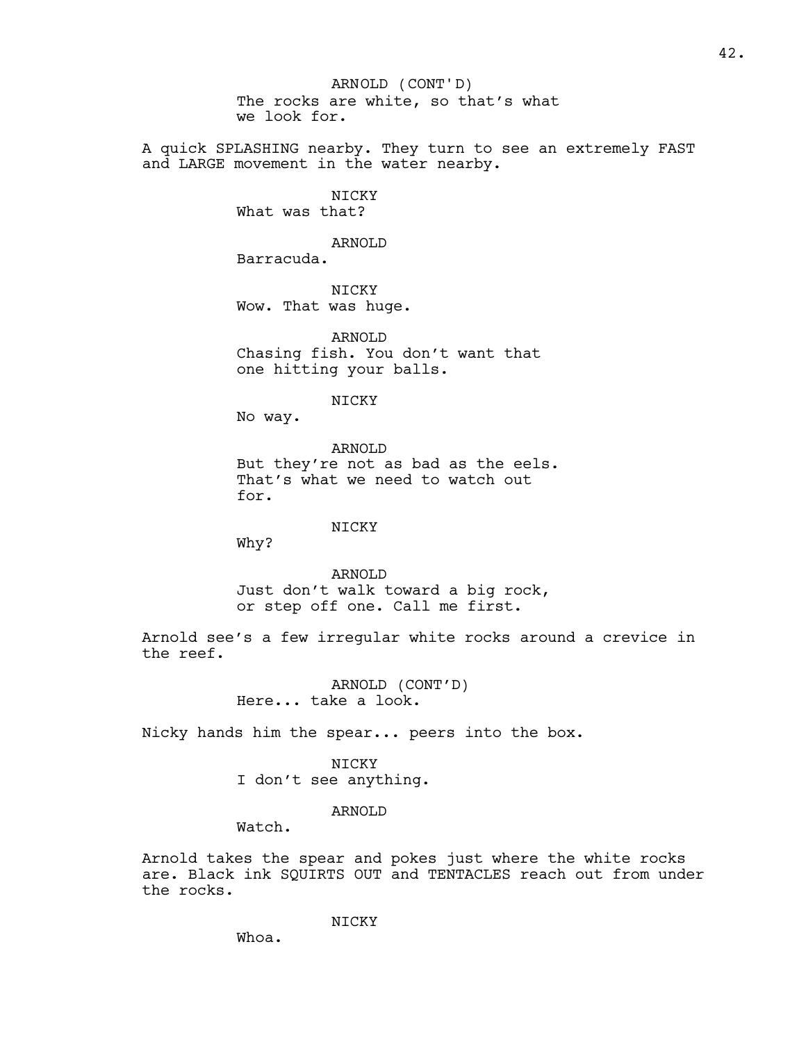ARNOLD (CONT'D)
The rocks are white, so that's what we look for.

A quick SPLASHING nearby. They turn to see an extremely FAST and LARGE movement in the water nearby.

NICKY
What was that?

ARNOLD
Barracuda.

NICKY
Wow. That was huge.

ARNOLD
Chasing fish. You don't want that one hitting your balls.

NICKY
No way.

ARNOLD
But they're not as bad as the eels. That's what we need to watch out for.

NICKY
Why?

ARNOLD
Just don't walk toward a big rock, or step off one. Call me first.

Arnold see's a few irregular white rocks around a crevice in the reef.

ARNOLD (CONT'D)
Here... take a look.

Nicky hands him the spear... peers into the box.

NICKY
I don't see anything.

ARNOLD
Watch.

Arnold takes the spear and pokes just where the white rocks are. Black ink SQUIRTS OUT and TENTACLES reach out from under the rocks.

NICKY
Whoa.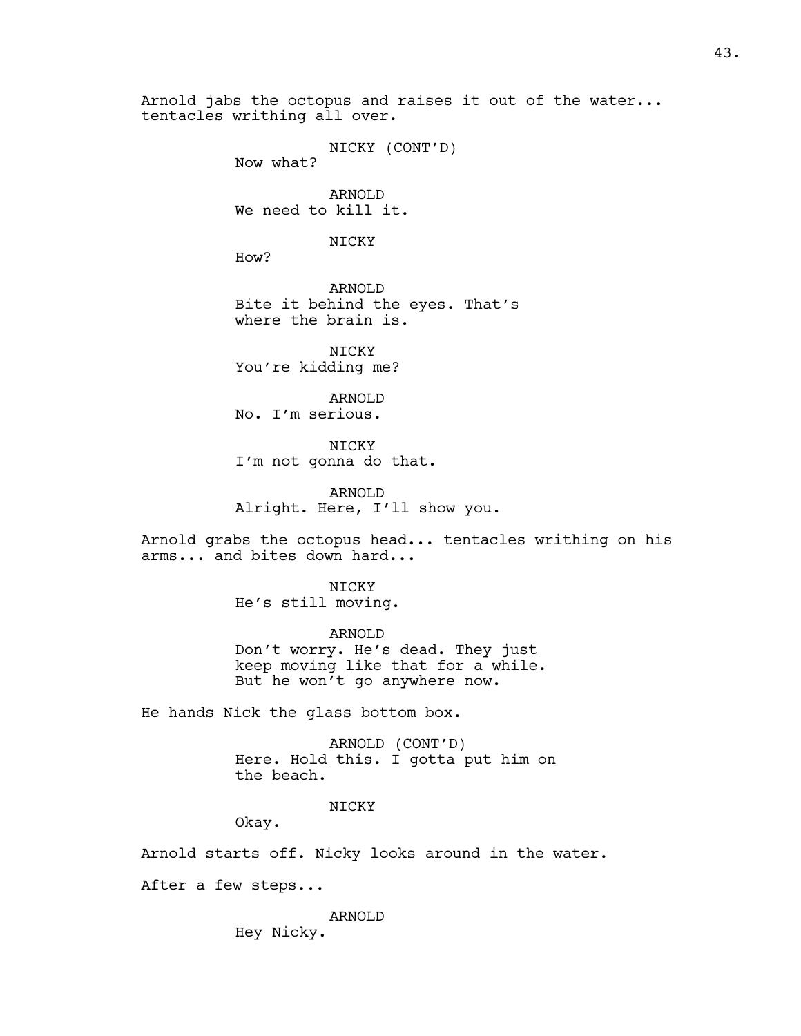Arnold jabs the octopus and raises it out of the water... tentacles writhing all over.

NICKY (CONT'D)
Now what?

ARNOLD
We need to kill it.

NICKY
How?

ARNOLD
Bite it behind the eyes. That's where the brain is.

NICKY
You're kidding me?

ARNOLD
No. I'm serious.

NICKY
I'm not gonna do that.

ARNOLD
Alright. Here, I'll show you.

Arnold grabs the octopus head... tentacles writhing on his arms... and bites down hard...

NICKY
He's still moving.

ARNOLD
Don't worry. He's dead. They just keep moving like that for a while. But he won't go anywhere now.

He hands Nick the glass bottom box.

ARNOLD (CONT'D)
Here. Hold this. I gotta put him on the beach.

NICKY
Okay.

Arnold starts off. Nicky looks around in the water.

After a few steps...

ARNOLD
Hey Nicky.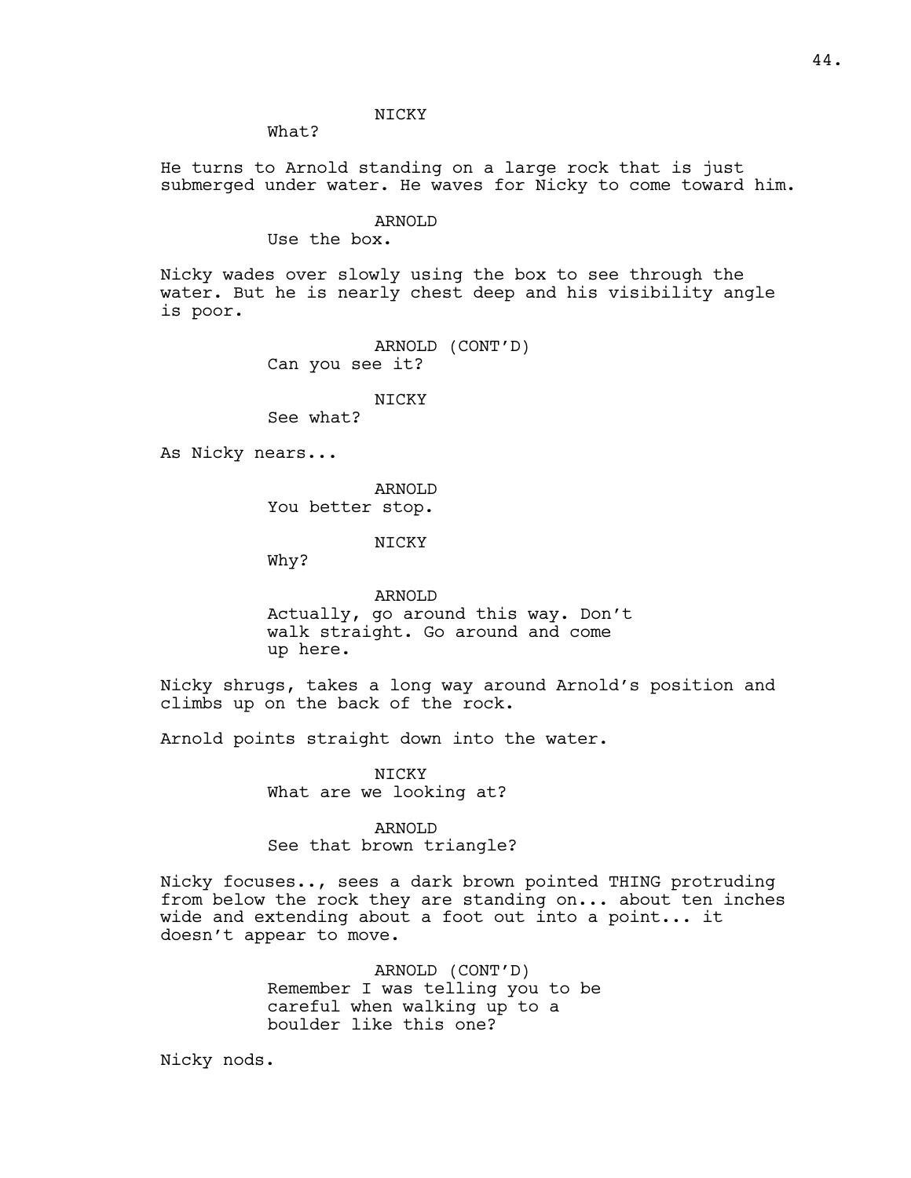NICKY

What?

He turns to Arnold standing on a large rock that is just submerged under water. He waves for Nicky to come toward him.

ARNOLD

Use the box.

Nicky wades over slowly using the box to see through the water. But he is nearly chest deep and his visibility angle is poor.

ARNOLD (CONT'D)

Can you see it?

NICKY

See what?

As Nicky nears...

ARNOLD

You better stop.

NICKY

Why?

ARNOLD

Actually, go around this way. Don't walk straight. Go around and come up here.

Nicky shrugs, takes a long way around Arnold's position and climbs up on the back of the rock.

Arnold points straight down into the water.

NICKY

What are we looking at?

ARNOLD

See that brown triangle?

Nicky focuses.., sees a dark brown pointed THING protruding from below the rock they are standing on... about ten inches wide and extending about a foot out into a point... it doesn't appear to move.

ARNOLD (CONT'D)

Remember I was telling you to be careful when walking up to a boulder like this one?

Nicky nods.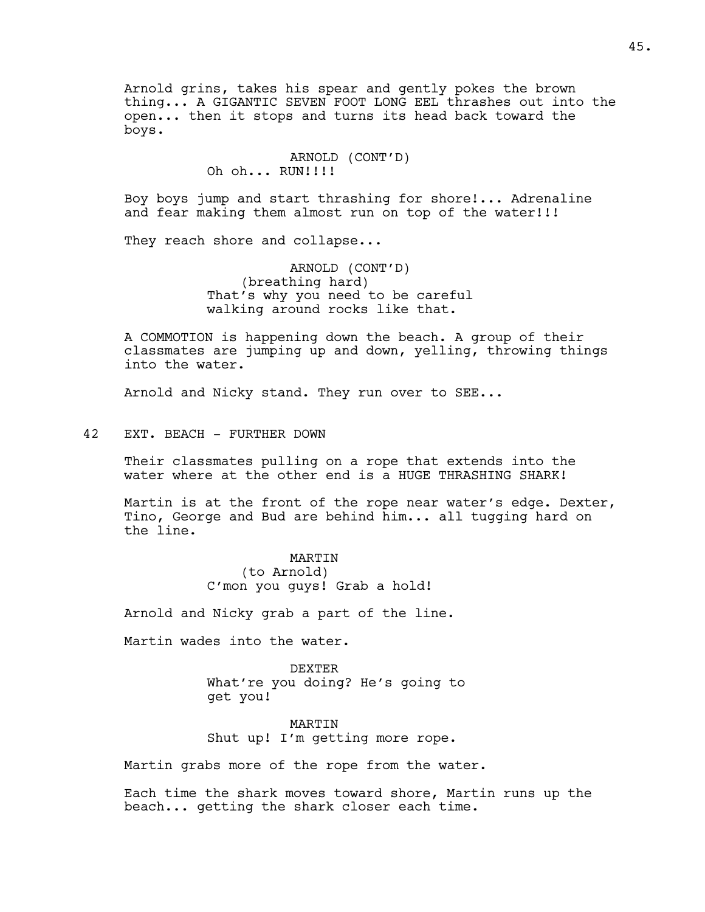Arnold grins, takes his spear and gently pokes the brown thing... A GIGANTIC SEVEN FOOT LONG EEL thrashes out into the open... then it stops and turns its head back toward the boys.

ARNOLD (CONT'D)
Oh oh... RUN!!!!

Boy boys jump and start thrashing for shore!... Adrenaline and fear making them almost run on top of the water!!!

They reach shore and collapse...

ARNOLD (CONT'D)
(breathing hard)
That's why you need to be careful walking around rocks like that.

A COMMOTION is happening down the beach. A group of their classmates are jumping up and down, yelling, throwing things into the water.

Arnold and Nicky stand. They run over to SEE...

42 EXT. BEACH - FURTHER DOWN

Their classmates pulling on a rope that extends into the water where at the other end is a HUGE THRASHING SHARK!

Martin is at the front of the rope near water's edge. Dexter, Tino, George and Bud are behind him... all tugging hard on the line.

MARTIN
(to Arnold)
C'mon you guys! Grab a hold!

Arnold and Nicky grab a part of the line.

Martin wades into the water.

DEXTER
What're you doing? He's going to get you!

MARTIN
Shut up! I'm getting more rope.

Martin grabs more of the rope from the water.

Each time the shark moves toward shore, Martin runs up the beach... getting the shark closer each time.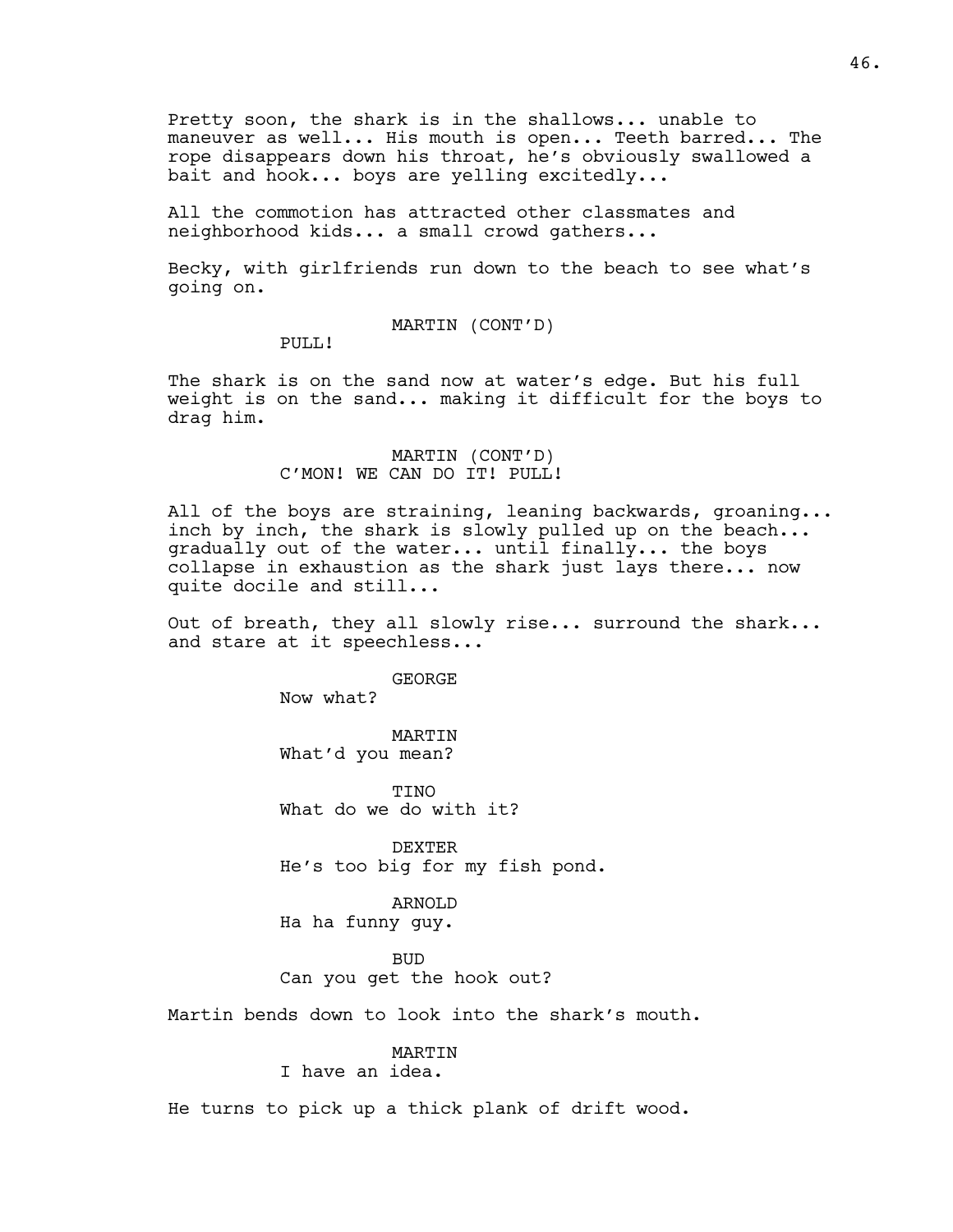Pretty soon, the shark is in the shallows... unable to maneuver as well... His mouth is open... Teeth barred... The rope disappears down his throat, he's obviously swallowed a bait and hook... boys are yelling excitedly...

All the commotion has attracted other classmates and neighborhood kids... a small crowd gathers...

Becky, with girlfriends run down to the beach to see what's going on.

MARTIN (CONT'D)
PULL!

The shark is on the sand now at water's edge. But his full weight is on the sand... making it difficult for the boys to drag him.

MARTIN (CONT'D)
C'MON! WE CAN DO IT! PULL!

All of the boys are straining, leaning backwards, groaning... inch by inch, the shark is slowly pulled up on the beach... gradually out of the water... until finally... the boys collapse in exhaustion as the shark just lays there... now quite docile and still...

Out of breath, they all slowly rise... surround the shark... and stare at it speechless...

GEORGE
Now what?

MARTIN
What'd you mean?

TINO
What do we do with it?

DEXTER
He's too big for my fish pond.

ARNOLD
Ha ha funny guy.

BUD
Can you get the hook out?

Martin bends down to look into the shark's mouth.

MARTIN
I have an idea.

He turns to pick up a thick plank of drift wood.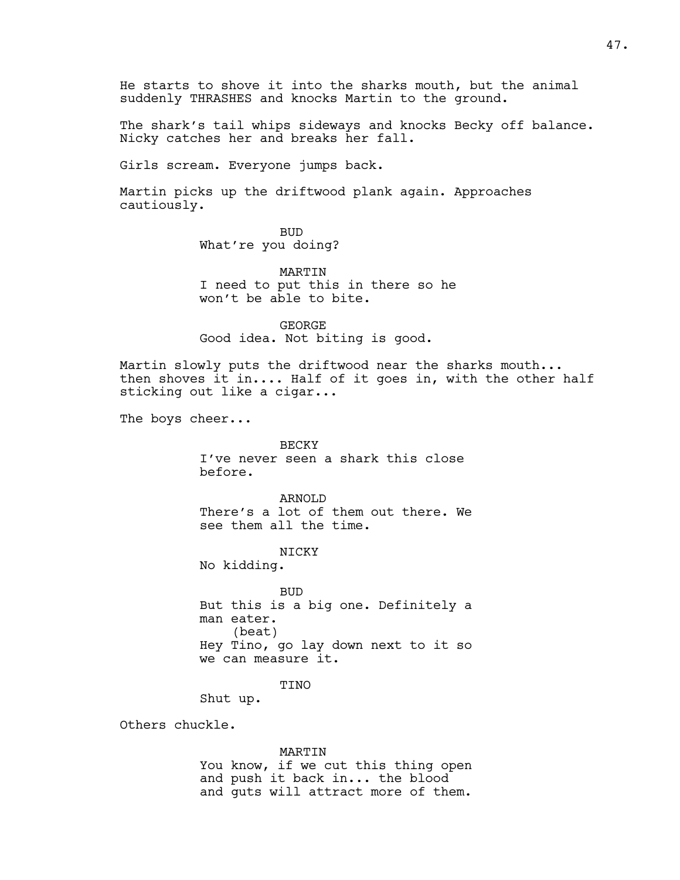He starts to shove it into the sharks mouth, but the animal suddenly THRASHES and knocks Martin to the ground.

The shark's tail whips sideways and knocks Becky off balance. Nicky catches her and breaks her fall.

Girls scream. Everyone jumps back.

Martin picks up the driftwood plank again. Approaches cautiously.

BUD
What're you doing?

MARTIN
I need to put this in there so he won't be able to bite.

GEORGE
Good idea. Not biting is good.

Martin slowly puts the driftwood near the sharks mouth... then shoves it in.... Half of it goes in, with the other half sticking out like a cigar...

The boys cheer...

BECKY
I've never seen a shark this close before.

ARNOLD
There's a lot of them out there. We see them all the time.

NICKY
No kidding.

BUD
But this is a big one. Definitely a man eater.
(beat)
Hey Tino, go lay down next to it so we can measure it.

TINO
Shut up.

Others chuckle.

MARTIN
You know, if we cut this thing open and push it back in... the blood and guts will attract more of them.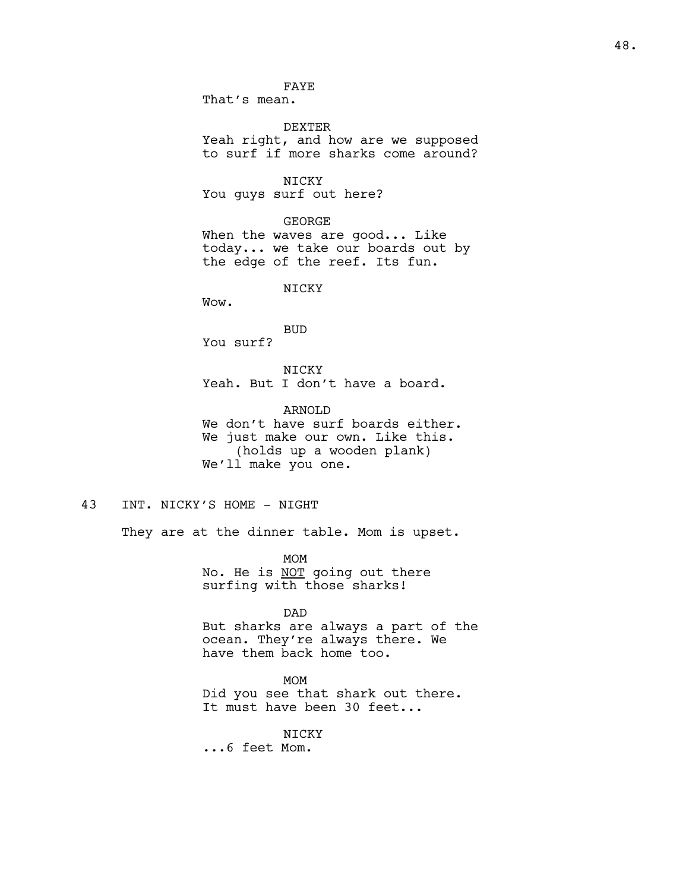FAYE
That's mean.

DEXTER
Yeah right, and how are we supposed to surf if more sharks come around?

NICKY
You guys surf out here?

GEORGE
When the waves are good... Like today... we take our boards out by the edge of the reef. Its fun.

NICKY
Wow.

BUD
You surf?

NICKY
Yeah. But I don't have a board.

ARNOLD
We don't have surf boards either. We just make our own. Like this.
(holds up a wooden plank)
We'll make you one.

43 INT. NICKY'S HOME - NIGHT

They are at the dinner table. Mom is upset.

MOM
No. He is <u>NOT</u> going out there surfing with those sharks!

DAD
But sharks are always a part of the ocean. They're always there. We have them back home too.

MOM
Did you see that shark out there. It must have been 30 feet...

NICKY
...6 feet Mom.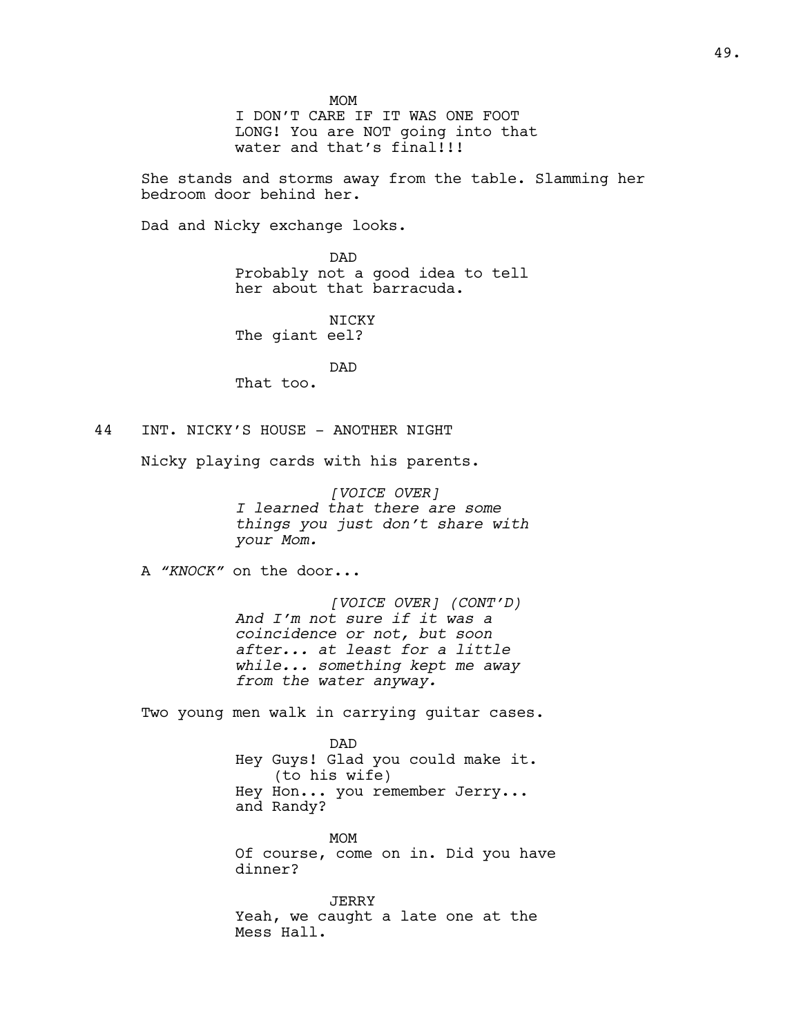MOM
I DON'T CARE IF IT WAS ONE FOOT LONG! You are NOT going into that water and that's final!!!

She stands and storms away from the table. Slamming her bedroom door behind her.

Dad and Nicky exchange looks.

DAD
Probably not a good idea to tell her about that barracuda.

NICKY
The giant eel?

DAD
That too.

44 INT. NICKY'S HOUSE - ANOTHER NIGHT

Nicky playing cards with his parents.

*[VOICE OVER]*
*I learned that there are some things you just don't share with your Mom.*

A *"KNOCK"* on the door...

*[VOICE OVER] (CONT'D)*
*And I'm not sure if it was a coincidence or not, but soon after... at least for a little while... something kept me away from the water anyway.*

Two young men walk in carrying guitar cases.

DAD
Hey Guys! Glad you could make it.
(to his wife)
Hey Hon... you remember Jerry... and Randy?

MOM
Of course, come on in. Did you have dinner?

JERRY
Yeah, we caught a late one at the Mess Hall.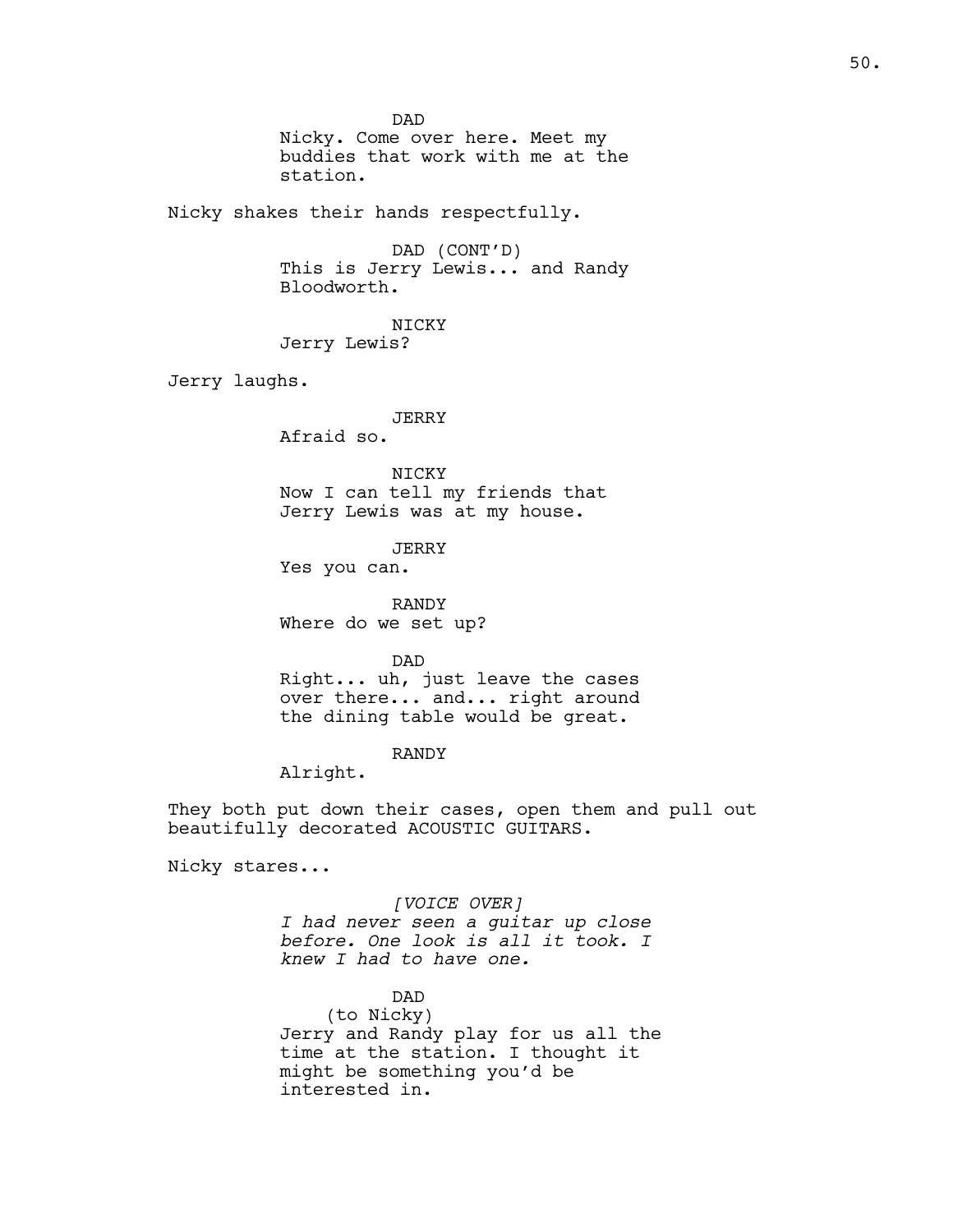DAD
Nicky. Come over here. Meet my buddies that work with me at the station.

Nicky shakes their hands respectfully.

DAD (CONT'D)
This is Jerry Lewis... and Randy Bloodworth.

NICKY
Jerry Lewis?

Jerry laughs.

JERRY
Afraid so.

NICKY
Now I can tell my friends that Jerry Lewis was at my house.

JERRY
Yes you can.

RANDY
Where do we set up?

DAD
Right... uh, just leave the cases over there... and... right around the dining table would be great.

RANDY
Alright.

They both put down their cases, open them and pull out beautifully decorated ACOUSTIC GUITARS.

Nicky stares...

*[VOICE OVER]*
*I had never seen a guitar up close before. One look is all it took. I knew I had to have one.*

DAD
(to Nicky)
Jerry and Randy play for us all the time at the station. I thought it might be something you'd be interested in.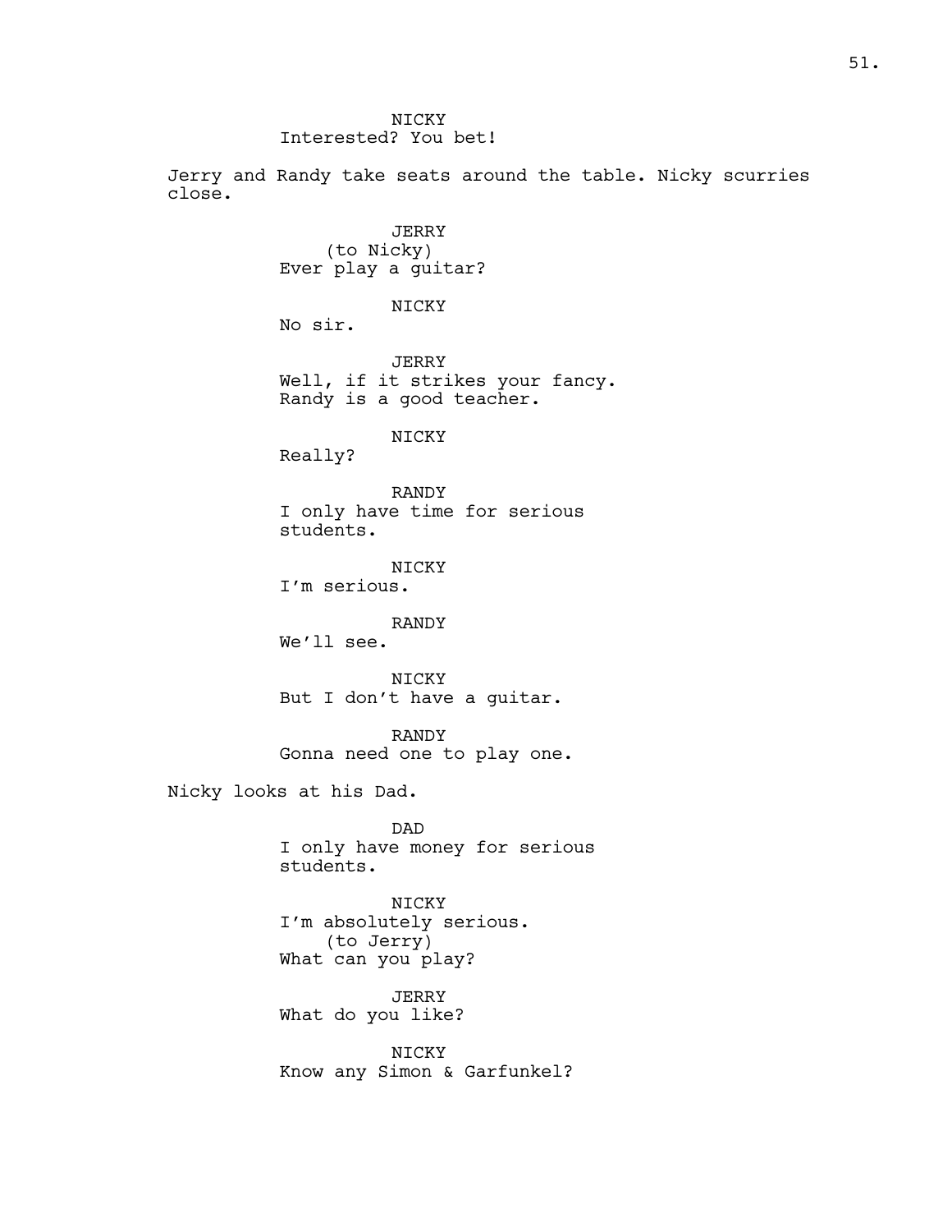NICKY
Interested? You bet!

Jerry and Randy take seats around the table. Nicky scurries close.

JERRY
(to Nicky)
Ever play a guitar?

NICKY
No sir.

JERRY
Well, if it strikes your fancy. Randy is a good teacher.

NICKY
Really?

RANDY
I only have time for serious students.

NICKY
I'm serious.

RANDY
We'll see.

NICKY
But I don't have a guitar.

RANDY
Gonna need one to play one.

Nicky looks at his Dad.

DAD
I only have money for serious students.

NICKY
I'm absolutely serious.
(to Jerry)
What can you play?

JERRY
What do you like?

NICKY
Know any Simon & Garfunkel?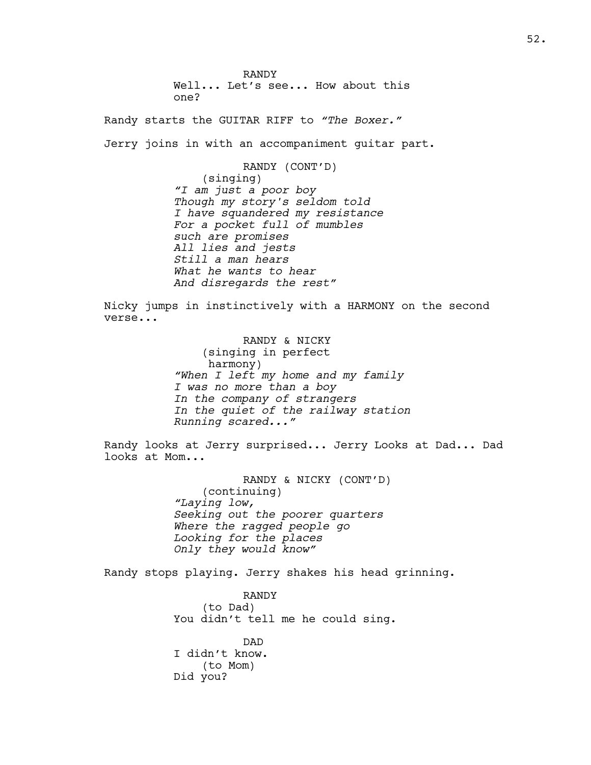RANDY

Well... Let's see... How about this one?

Randy starts the GUITAR RIFF to *"The Boxer."*

Jerry joins in with an accompaniment guitar part.

RANDY (CONT'D)

(singing)

*"I am just a poor boy*
*Though my story's seldom told*
*I have squandered my resistance*
*For a pocket full of mumbles*
*such are promises*
*All lies and jests*
*Still a man hears*
*What he wants to hear*
*And disregards the rest"*

Nicky jumps in instinctively with a HARMONY on the second verse...

RANDY & NICKY

(singing in perfect harmony)

*"When I left my home and my family*
*I was no more than a boy*
*In the company of strangers*
*In the quiet of the railway station*
*Running scared..."*

Randy looks at Jerry surprised... Jerry Looks at Dad... Dad looks at Mom...

RANDY & NICKY (CONT'D)

(continuing)

*"Laying low,*
*Seeking out the poorer quarters*
*Where the ragged people go*
*Looking for the places*
*Only they would know"*

Randy stops playing. Jerry shakes his head grinning.

RANDY

(to Dad)

You didn't tell me he could sing.

DAD

I didn't know.

(to Mom)

Did you?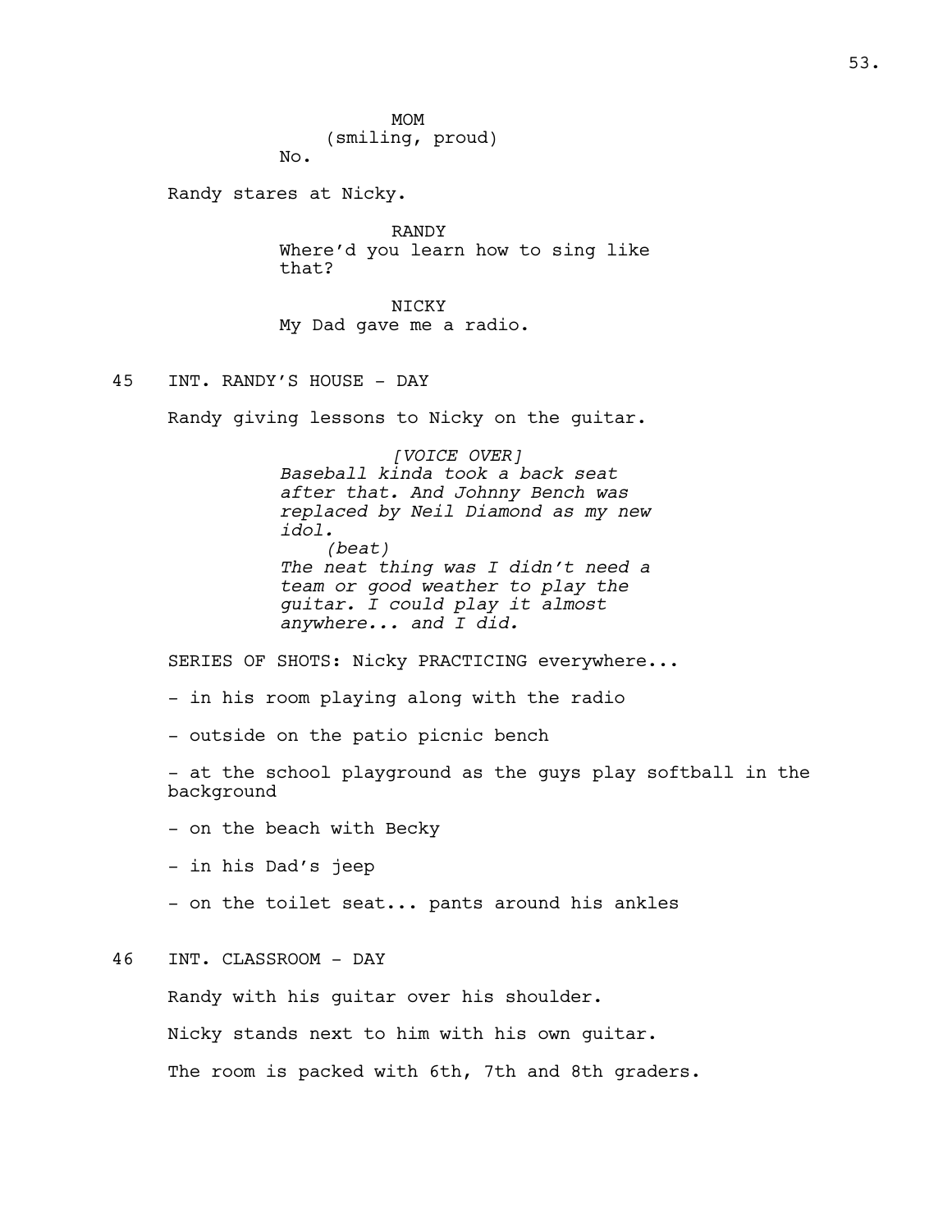MOM
(smiling, proud)
No.

Randy stares at Nicky.

RANDY
Where'd you learn how to sing like that?

NICKY
My Dad gave me a radio.

45 INT. RANDY'S HOUSE - DAY

Randy giving lessons to Nicky on the guitar.

*[VOICE OVER]*
*Baseball kinda took a back seat after that. And Johnny Bench was replaced by Neil Diamond as my new idol.*
*(beat)*
*The neat thing was I didn't need a team or good weather to play the guitar. I could play it almost anywhere... and I did.*

SERIES OF SHOTS: Nicky PRACTICING everywhere...

- in his room playing along with the radio
- outside on the patio picnic bench
- at the school playground as the guys play softball in the background
- on the beach with Becky
- in his Dad's jeep
- on the toilet seat... pants around his ankles

46 INT. CLASSROOM - DAY

Randy with his guitar over his shoulder.

Nicky stands next to him with his own guitar.

The room is packed with 6th, 7th and 8th graders.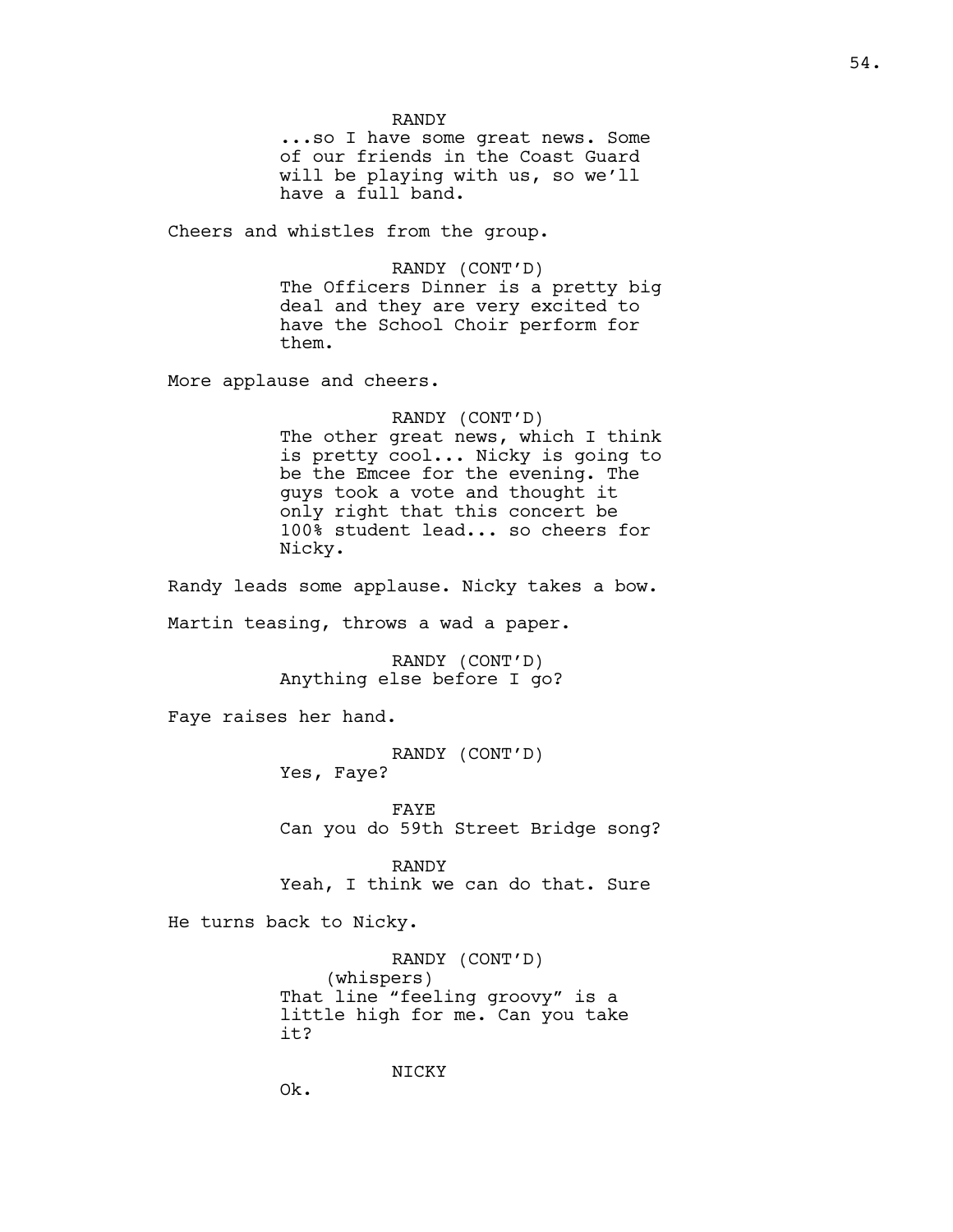RANDY
...so I have some great news. Some of our friends in the Coast Guard will be playing with us, so we'll have a full band.

Cheers and whistles from the group.

RANDY (CONT'D)
The Officers Dinner is a pretty big deal and they are very excited to have the School Choir perform for them.

More applause and cheers.

RANDY (CONT'D)
The other great news, which I think is pretty cool... Nicky is going to be the Emcee for the evening. The guys took a vote and thought it only right that this concert be 100% student lead... so cheers for Nicky.

Randy leads some applause. Nicky takes a bow.

Martin teasing, throws a wad a paper.

RANDY (CONT'D)
Anything else before I go?

Faye raises her hand.

RANDY (CONT'D)
Yes, Faye?

FAYE
Can you do 59th Street Bridge song?

RANDY
Yeah, I think we can do that. Sure

He turns back to Nicky.

RANDY (CONT'D)
(whispers)
That line "feeling groovy" is a little high for me. Can you take it?

NICKY
Ok.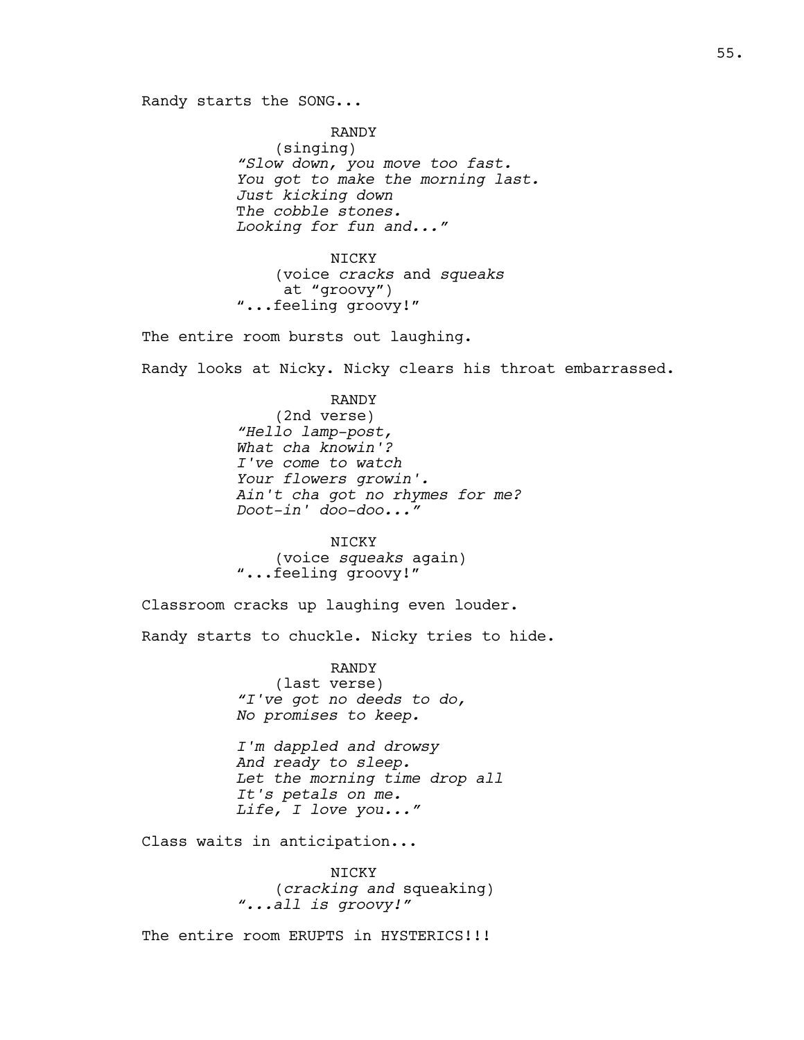Randy starts the SONG...

RANDY
(singing)
*"Slow down, you move too fast.*
*You got to make the morning last.*
*Just kicking down*
*The cobble stones.*
*Looking for fun and..."*

NICKY
(voice *cracks* and *squeaks*
at "groovy")
"...feeling groovy!"

The entire room bursts out laughing.

Randy looks at Nicky. Nicky clears his throat embarrassed.

RANDY
(2nd verse)
*"Hello lamp-post,*
*What cha knowin'?*
*I've come to watch*
*Your flowers growin'.*
*Ain't cha got no rhymes for me?*
*Doot-in' doo-doo..."*

NICKY
(voice *squeaks* again)
"...feeling groovy!"

Classroom cracks up laughing even louder.

Randy starts to chuckle. Nicky tries to hide.

RANDY
(last verse)
*"I've got no deeds to do,*
*No promises to keep.*

*I'm dappled and drowsy*
*And ready to sleep.*
*Let the morning time drop all*
*It's petals on me.*
*Life, I love you..."*

Class waits in anticipation...

NICKY
(*cracking and* squeaking)
*"...all is groovy!"*

The entire room ERUPTS in HYSTERICS!!!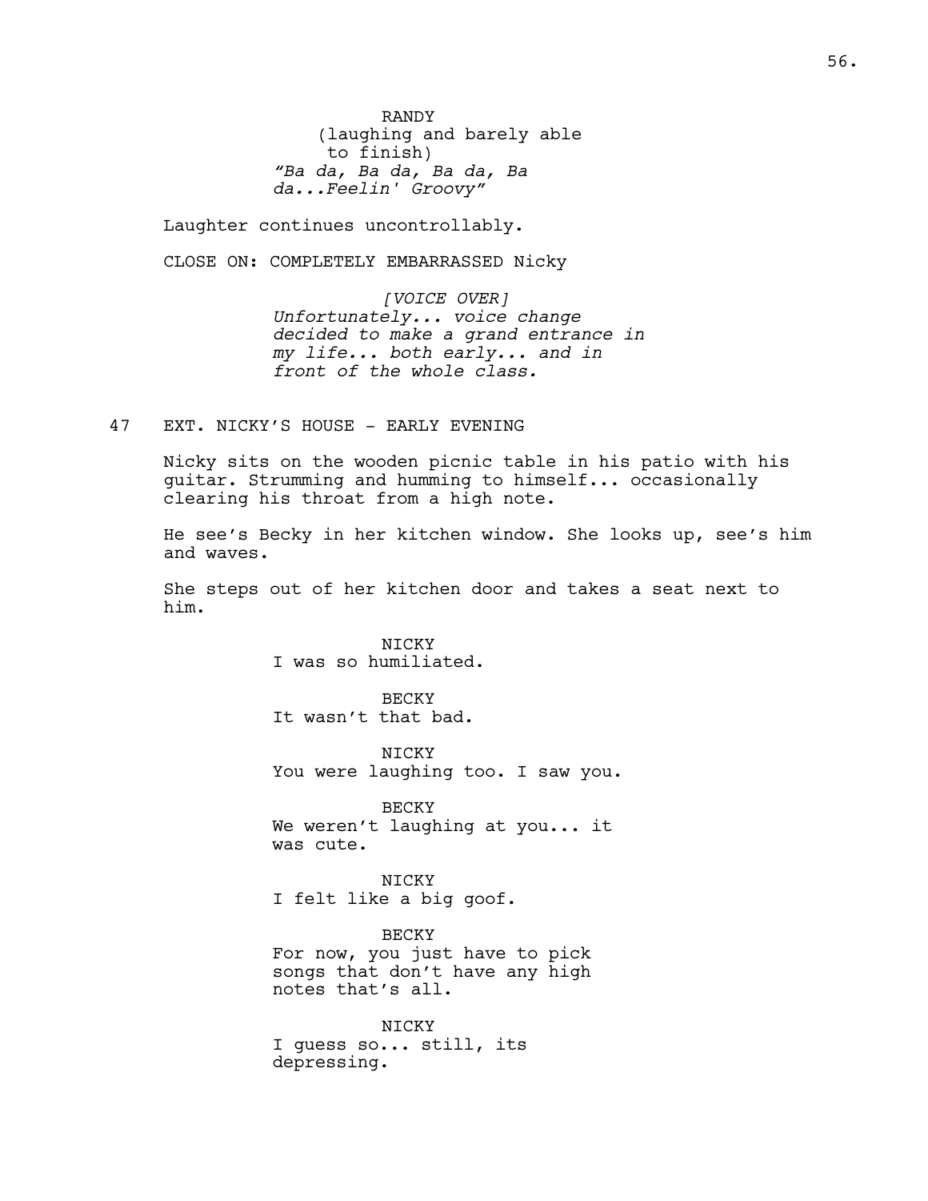RANDY
(laughing and barely able to finish)
*"Ba da, Ba da, Ba da, Ba da...Feelin' Groovy"*

Laughter continues uncontrollably.

CLOSE ON: COMPLETELY EMBARRASSED Nicky

*[VOICE OVER]*
*Unfortunately... voice change decided to make a grand entrance in my life... both early... and in front of the whole class.*

47 EXT. NICKY'S HOUSE - EARLY EVENING

Nicky sits on the wooden picnic table in his patio with his guitar. Strumming and humming to himself... occasionally clearing his throat from a high note.

He see's Becky in her kitchen window. She looks up, see's him and waves.

She steps out of her kitchen door and takes a seat next to him.

NICKY
I was so humiliated.

BECKY
It wasn't that bad.

NICKY
You were laughing too. I saw you.

BECKY
We weren't laughing at you... it was cute.

NICKY
I felt like a big goof.

BECKY
For now, you just have to pick songs that don't have any high notes that's all.

NICKY
I guess so... still, its depressing.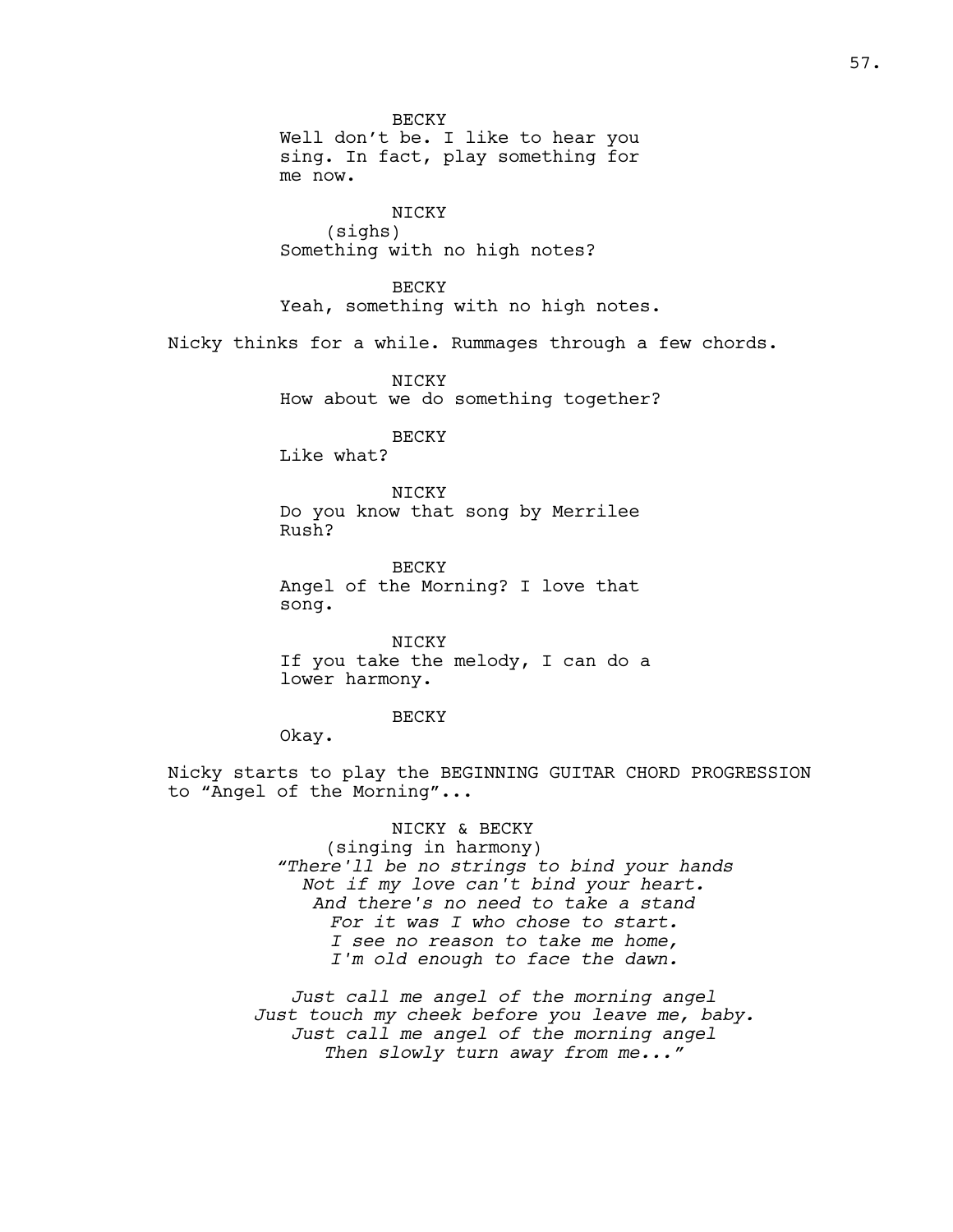BECKY
Well don't be. I like to hear you sing. In fact, play something for me now.

NICKY
(sighs)
Something with no high notes?

BECKY
Yeah, something with no high notes.

Nicky thinks for a while. Rummages through a few chords.

NICKY
How about we do something together?

BECKY
Like what?

NICKY
Do you know that song by Merrilee Rush?

BECKY
Angel of the Morning? I love that song.

NICKY
If you take the melody, I can do a lower harmony.

BECKY
Okay.

Nicky starts to play the BEGINNING GUITAR CHORD PROGRESSION to "Angel of the Morning"...

NICKY & BECKY
(singing in harmony)
*"There'll be no strings to bind your hands*
*Not if my love can't bind your heart.*
*And there's no need to take a stand*
*For it was I who chose to start.*
*I see no reason to take me home,*
*I'm old enough to face the dawn.*

*Just call me angel of the morning angel*
*Just touch my cheek before you leave me, baby.*
*Just call me angel of the morning angel*
*Then slowly turn away from me..."*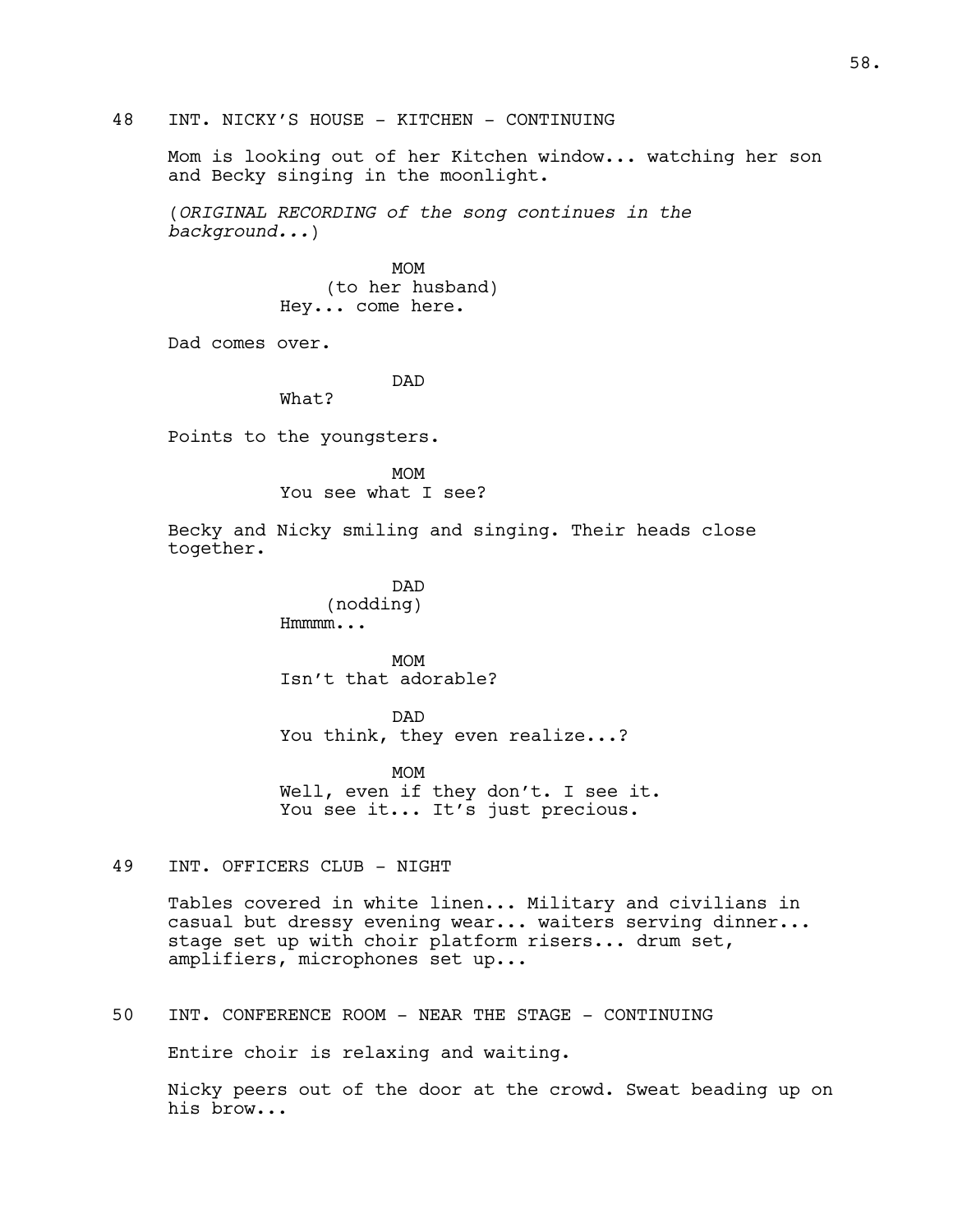48 INT. NICKY'S HOUSE - KITCHEN - CONTINUING

Mom is looking out of her Kitchen window... watching her son and Becky singing in the moonlight.

(*ORIGINAL RECORDING of the song continues in the background...*)

MOM
(to her husband)
Hey... come here.

Dad comes over.

DAD
What?

Points to the youngsters.

MOM
You see what I see?

Becky and Nicky smiling and singing. Their heads close together.

DAD
(nodding)
Hmmmm...

MOM
Isn't that adorable?

DAD
You think, they even realize...?

MOM
Well, even if they don't. I see it. You see it... It's just precious.

49 INT. OFFICERS CLUB - NIGHT

Tables covered in white linen... Military and civilians in casual but dressy evening wear... waiters serving dinner... stage set up with choir platform risers... drum set, amplifiers, microphones set up...

50 INT. CONFERENCE ROOM - NEAR THE STAGE - CONTINUING

Entire choir is relaxing and waiting.

Nicky peers out of the door at the crowd. Sweat beading up on his brow...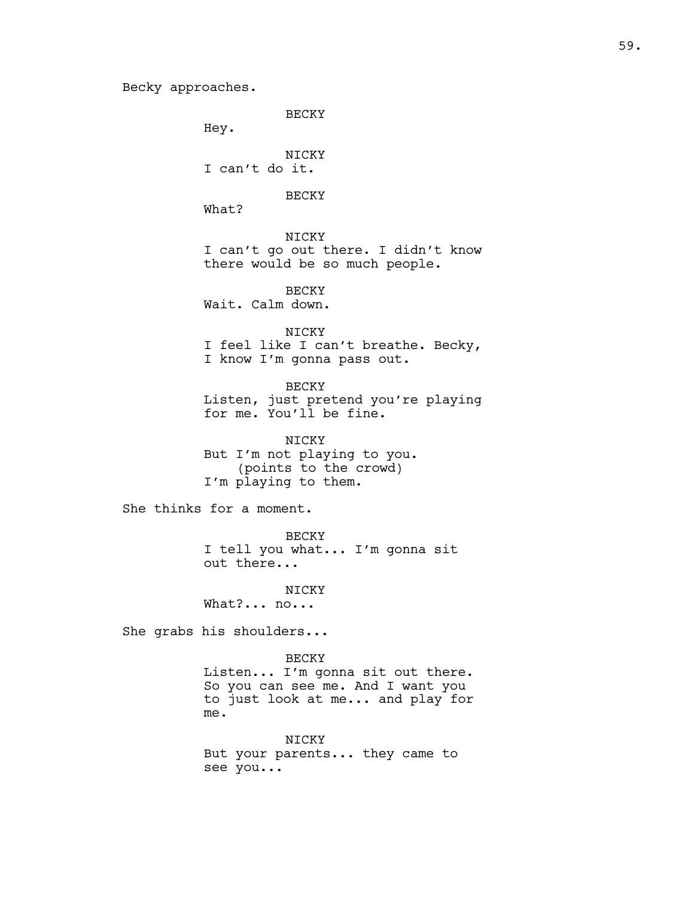Becky approaches.

BECKY
Hey.

NICKY
I can't do it.

BECKY
What?

NICKY
I can't go out there. I didn't know there would be so much people.

BECKY
Wait. Calm down.

NICKY
I feel like I can't breathe. Becky, I know I'm gonna pass out.

BECKY
Listen, just pretend you're playing for me. You'll be fine.

NICKY
But I'm not playing to you.
(points to the crowd)
I'm playing to them.

She thinks for a moment.

BECKY
I tell you what... I'm gonna sit out there...

NICKY
What?... no...

She grabs his shoulders...

BECKY
Listen... I'm gonna sit out there. So you can see me. And I want you to just look at me... and play for me.

NICKY
But your parents... they came to see you...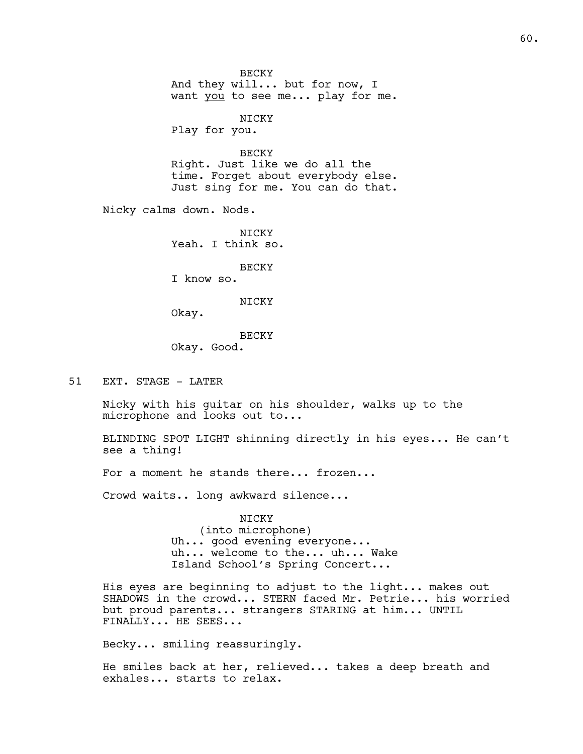BECKY
And they will... but for now, I want *you* to see me... play for me.

NICKY
Play for you.

BECKY
Right. Just like we do all the time. Forget about everybody else. Just sing for me. You can do that.

Nicky calms down. Nods.

NICKY
Yeah. I think so.

BECKY
I know so.

NICKY
Okay.

BECKY
Okay. Good.

51 EXT. STAGE - LATER

Nicky with his guitar on his shoulder, walks up to the microphone and looks out to...

BLINDING SPOT LIGHT shinning directly in his eyes... He can't see a thing!

For a moment he stands there... frozen...

Crowd waits.. long awkward silence...

NICKY
(into microphone)
Uh... good evening everyone... uh... welcome to the... uh... Wake Island School's Spring Concert...

His eyes are beginning to adjust to the light... makes out SHADOWS in the crowd... STERN faced Mr. Petrie... his worried but proud parents... strangers STARING at him... UNTIL FINALLY... HE SEES...

Becky... smiling reassuringly.

He smiles back at her, relieved... takes a deep breath and exhales... starts to relax.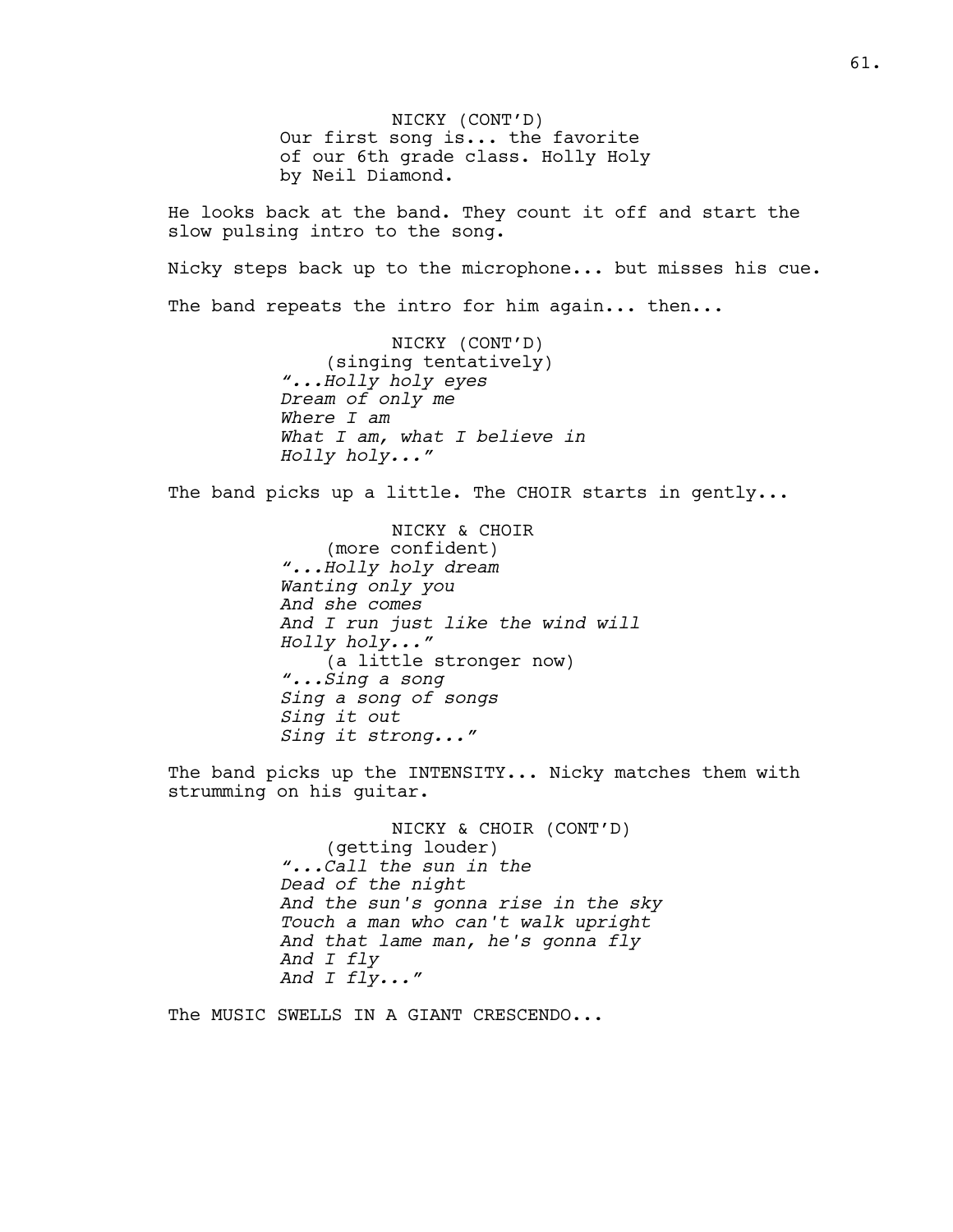NICKY (CONT'D)
Our first song is... the favorite of our 6th grade class. Holly Holy by Neil Diamond.

He looks back at the band. They count it off and start the slow pulsing intro to the song.

Nicky steps back up to the microphone... but misses his cue.

The band repeats the intro for him again... then...

NICKY (CONT'D)
(singing tentatively)
*"...Holly holy eyes*
*Dream of only me*
*Where I am*
*What I am, what I believe in*
*Holly holy..."*

The band picks up a little. The CHOIR starts in gently...

NICKY & CHOIR
(more confident)
*"...Holly holy dream*
*Wanting only you*
*And she comes*
*And I run just like the wind will*
*Holly holy..."*
(a little stronger now)
*"...Sing a song*
*Sing a song of songs*
*Sing it out*
*Sing it strong..."*

The band picks up the INTENSITY... Nicky matches them with strumming on his guitar.

NICKY & CHOIR (CONT'D)
(getting louder)
*"...Call the sun in the*
*Dead of the night*
*And the sun's gonna rise in the sky*
*Touch a man who can't walk upright*
*And that lame man, he's gonna fly*
*And I fly*
*And I fly..."*

The MUSIC SWELLS IN A GIANT CRESCENDO...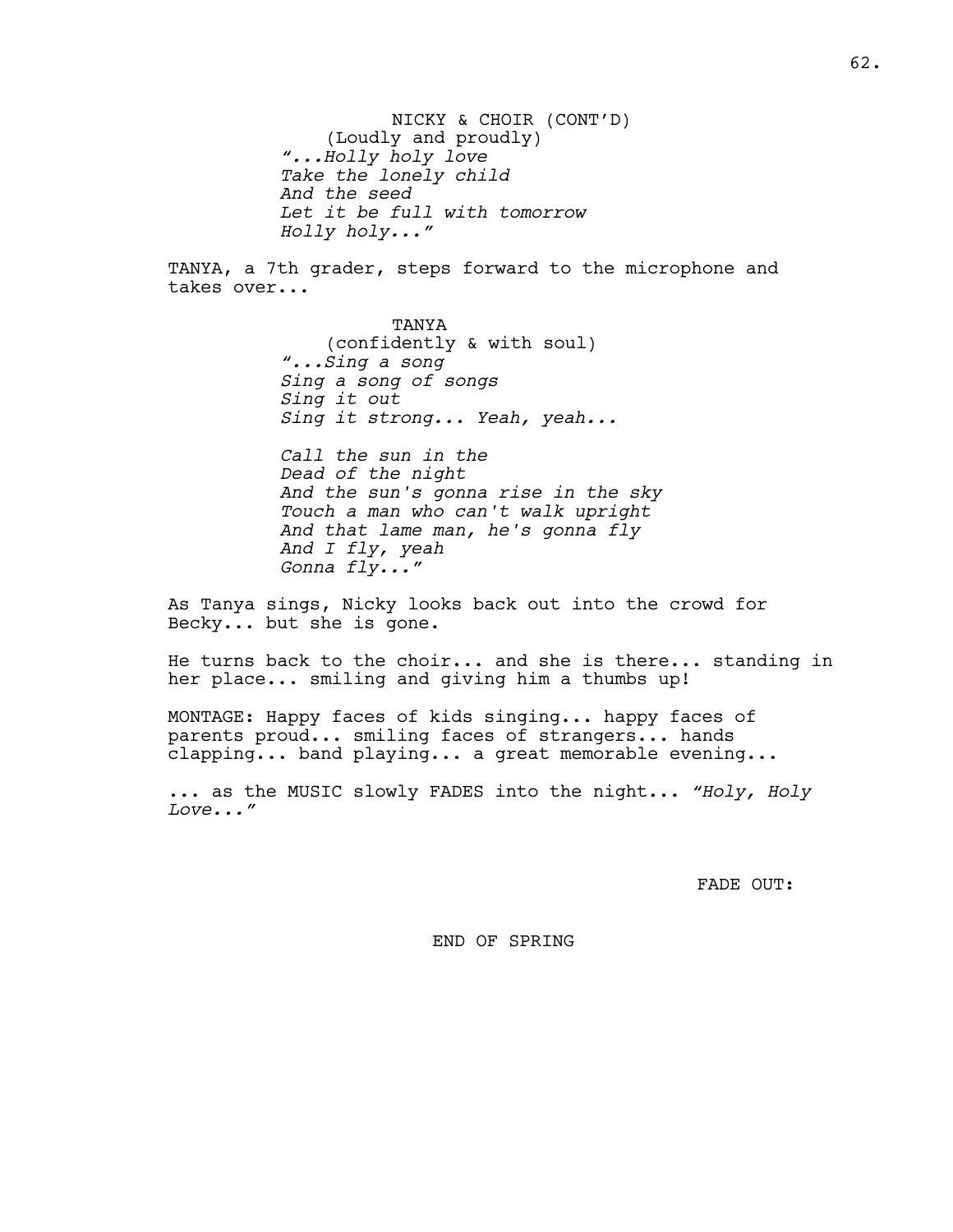NICKY & CHOIR (CONT'D)
(Loudly and proudly)
*"...Holly holy love*
*Take the lonely child*
*And the seed*
*Let it be full with tomorrow*
*Holly holy..."*

TANYA, a 7th grader, steps forward to the microphone and takes over...

TANYA
(confidently & with soul)
*"...Sing a song*
*Sing a song of songs*
*Sing it out*
*Sing it strong... Yeah, yeah...*

*Call the sun in the*
*Dead of the night*
*And the sun's gonna rise in the sky*
*Touch a man who can't walk upright*
*And that lame man, he's gonna fly*
*And I fly, yeah*
*Gonna fly..."*

As Tanya sings, Nicky looks back out into the crowd for Becky... but she is gone.

He turns back to the choir... and she is there... standing in her place... smiling and giving him a thumbs up!

MONTAGE: Happy faces of kids singing... happy faces of parents proud... smiling faces of strangers... hands clapping... band playing... a great memorable evening...

... as the MUSIC slowly FADES into the night... *"Holy, Holy Love..."*

FADE OUT:

END OF SPRING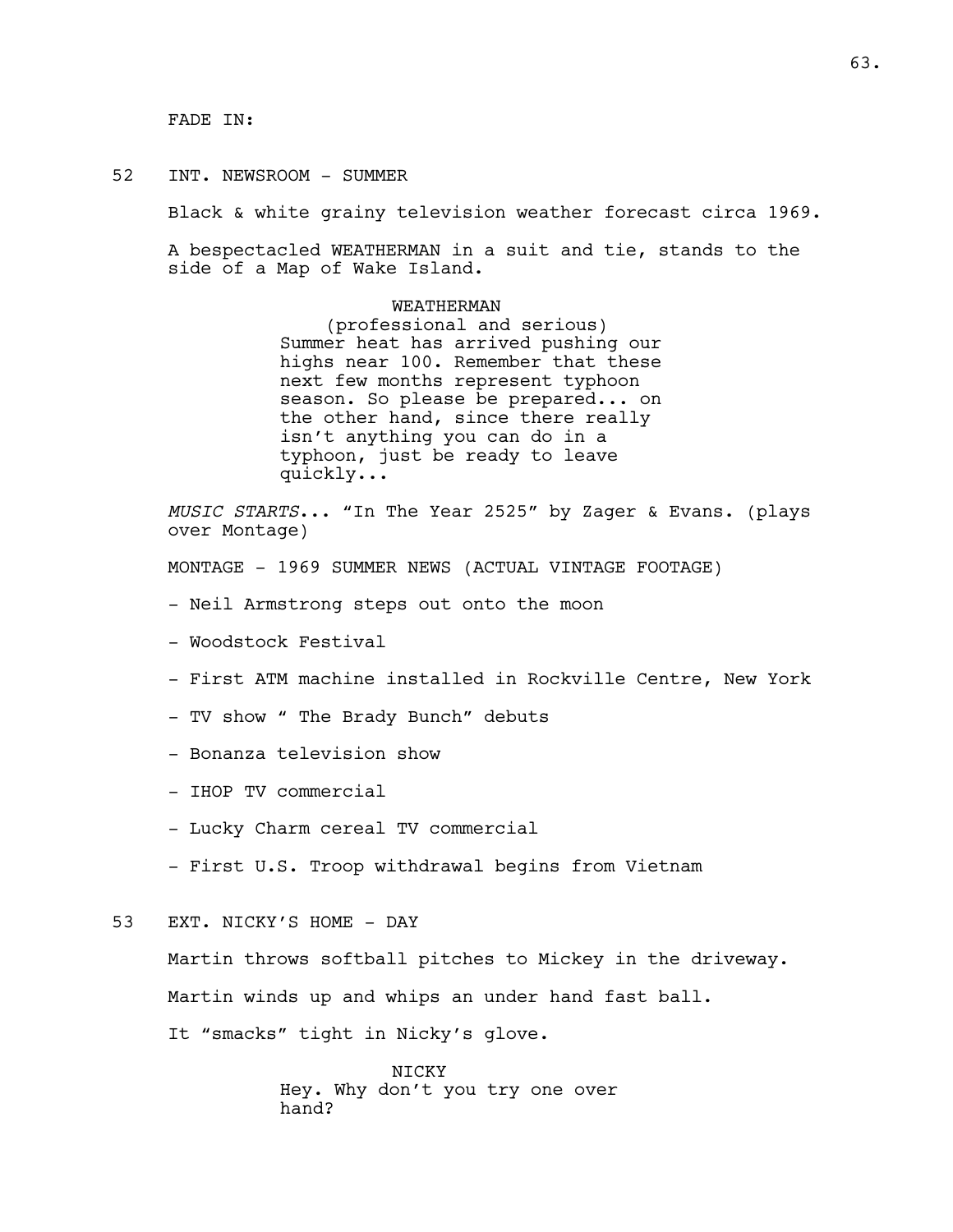FADE IN:

52 INT. NEWSROOM - SUMMER

Black & white grainy television weather forecast circa 1969.

A bespectacled WEATHERMAN in a suit and tie, stands to the side of a Map of Wake Island.

WEATHERMAN
(professional and serious)
Summer heat has arrived pushing our highs near 100. Remember that these next few months represent typhoon season. So please be prepared... on the other hand, since there really isn't anything you can do in a typhoon, just be ready to leave quickly...

*MUSIC STARTS*... "In The Year 2525" by Zager & Evans. (plays over Montage)

MONTAGE - 1969 SUMMER NEWS (ACTUAL VINTAGE FOOTAGE)

- Neil Armstrong steps out onto the moon

- Woodstock Festival

- First ATM machine installed in Rockville Centre, New York

- TV show " The Brady Bunch" debuts

- Bonanza television show

- IHOP TV commercial

- Lucky Charm cereal TV commercial

- First U.S. Troop withdrawal begins from Vietnam

53 EXT. NICKY'S HOME - DAY

Martin throws softball pitches to Mickey in the driveway.

Martin winds up and whips an under hand fast ball.

It "smacks" tight in Nicky's glove.

NICKY
Hey. Why don't you try one over hand?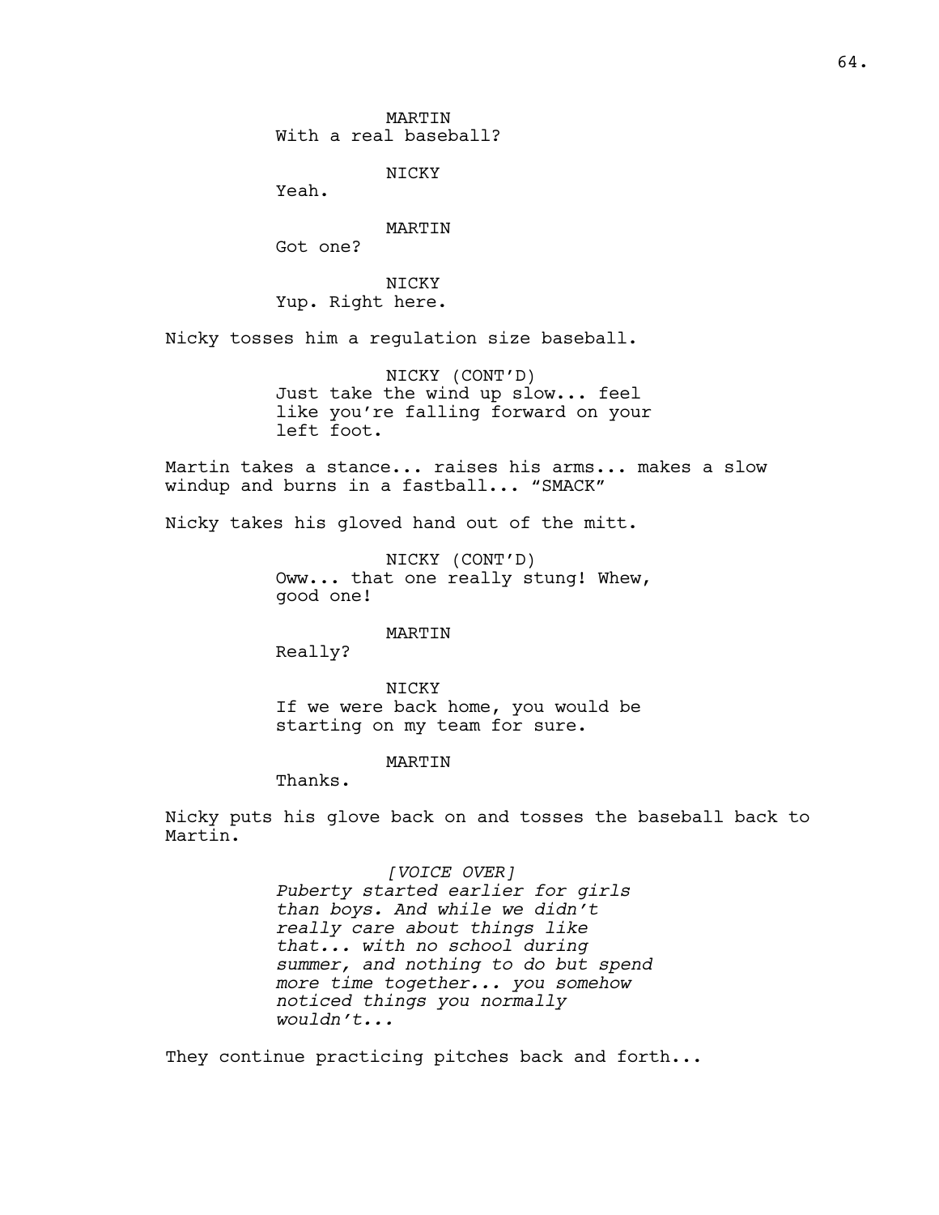MARTIN
With a real baseball?

NICKY
Yeah.

MARTIN
Got one?

NICKY
Yup. Right here.

Nicky tosses him a regulation size baseball.

NICKY (CONT'D)
Just take the wind up slow... feel like you're falling forward on your left foot.

Martin takes a stance... raises his arms... makes a slow windup and burns in a fastball... "SMACK"

Nicky takes his gloved hand out of the mitt.

NICKY (CONT'D)
Oww... that one really stung! Whew, good one!

MARTIN
Really?

NICKY
If we were back home, you would be starting on my team for sure.

MARTIN
Thanks.

Nicky puts his glove back on and tosses the baseball back to Martin.

*[VOICE OVER]*
*Puberty started earlier for girls than boys. And while we didn't really care about things like that... with no school during summer, and nothing to do but spend more time together... you somehow noticed things you normally wouldn't...*

They continue practicing pitches back and forth...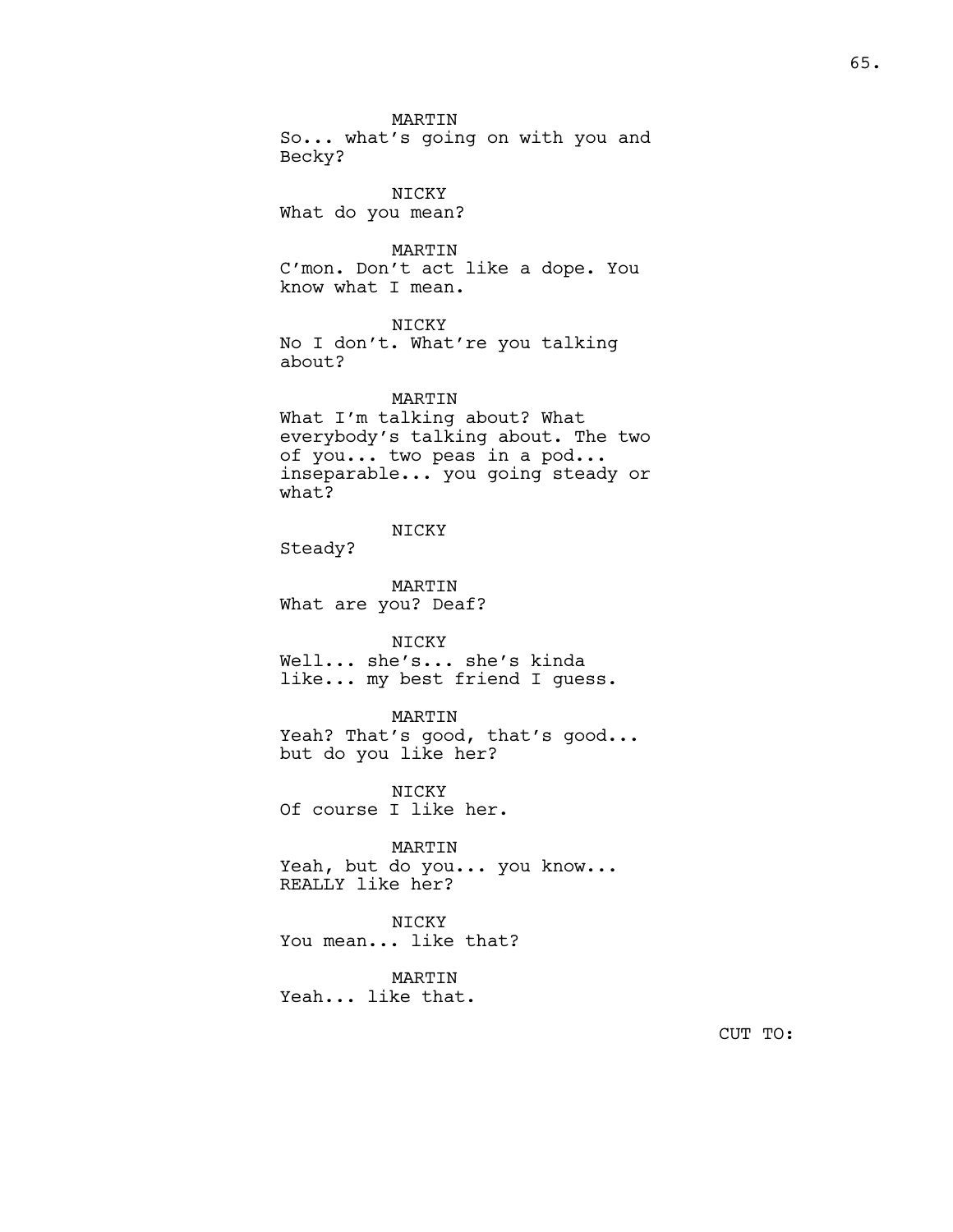MARTIN
So... what's going on with you and Becky?

NICKY
What do you mean?

MARTIN
C'mon. Don't act like a dope. You know what I mean.

NICKY
No I don't. What're you talking about?

MARTIN
What I'm talking about? What everybody's talking about. The two of you... two peas in a pod... inseparable... you going steady or what?

NICKY
Steady?

MARTIN
What are you? Deaf?

NICKY
Well... she's... she's kinda like... my best friend I guess.

MARTIN
Yeah? That's good, that's good... but do you like her?

NICKY
Of course I like her.

MARTIN
Yeah, but do you... you know... REALLY like her?

NICKY
You mean... like that?

MARTIN
Yeah... like that.

CUT TO: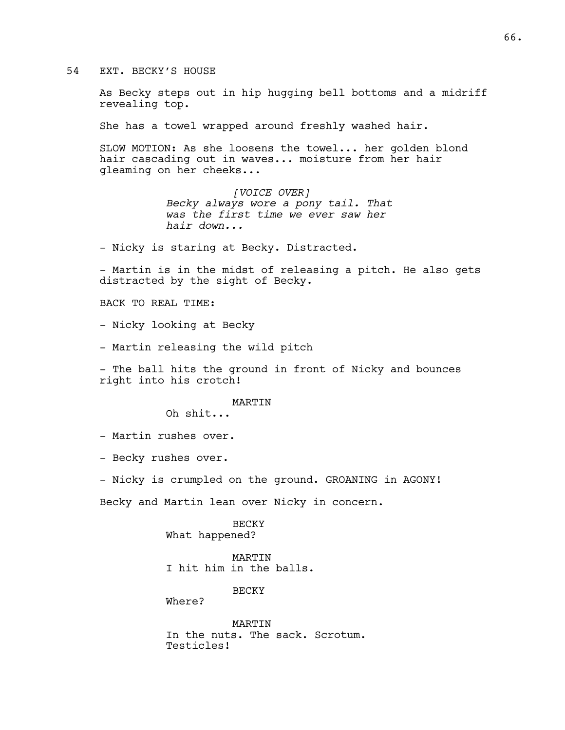54 EXT. BECKY'S HOUSE

As Becky steps out in hip hugging bell bottoms and a midriff revealing top.

She has a towel wrapped around freshly washed hair.

SLOW MOTION: As she loosens the towel... her golden blond hair cascading out in waves... moisture from her hair gleaming on her cheeks...

*[VOICE OVER]*
*Becky always wore a pony tail. That was the first time we ever saw her hair down...*

- Nicky is staring at Becky. Distracted.

- Martin is in the midst of releasing a pitch. He also gets distracted by the sight of Becky.

BACK TO REAL TIME:

- Nicky looking at Becky

- Martin releasing the wild pitch

- The ball hits the ground in front of Nicky and bounces right into his crotch!

MARTIN
Oh shit...

- Martin rushes over.

- Becky rushes over.

- Nicky is crumpled on the ground. GROANING in AGONY!

Becky and Martin lean over Nicky in concern.

BECKY
What happened?

MARTIN
I hit him in the balls.

BECKY
Where?

MARTIN
In the nuts. The sack. Scrotum. Testicles!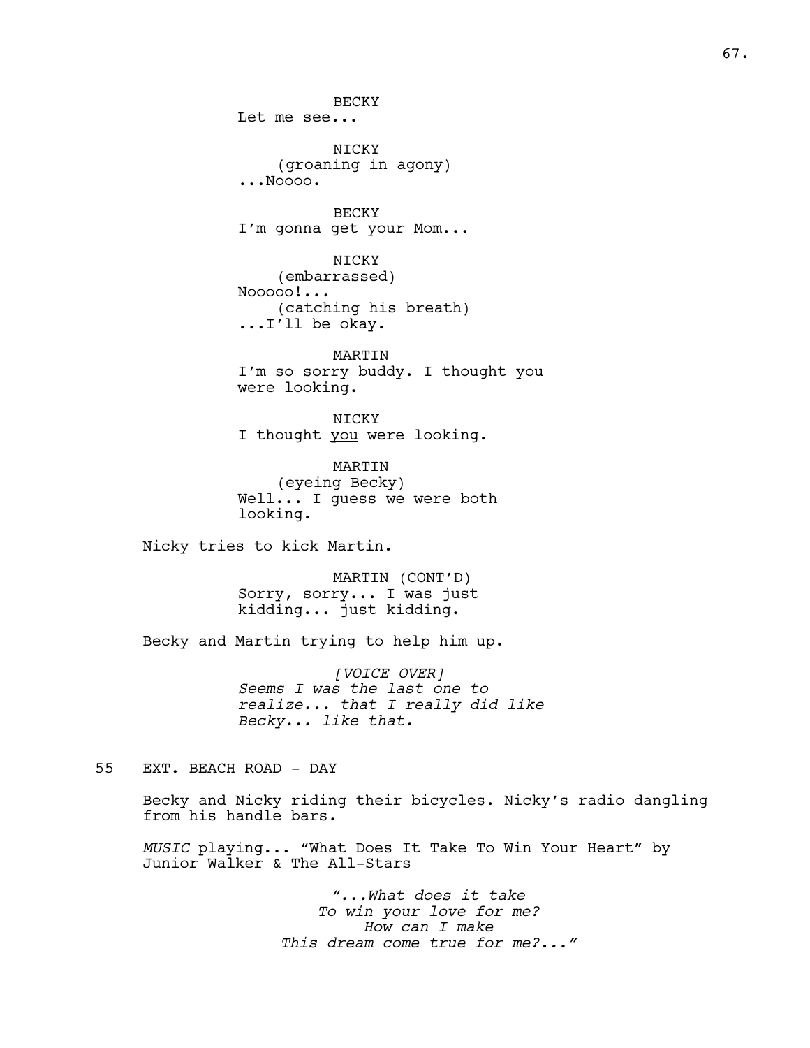BECKY
Let me see...

NICKY
(groaning in agony)
...Noooo.

BECKY
I'm gonna get your Mom...

NICKY
(embarrassed)
Nooooo!...
(catching his breath)
...I'll be okay.

MARTIN
I'm so sorry buddy. I thought you were looking.

NICKY
I thought <u>you</u> were looking.

MARTIN
(eyeing Becky)
Well... I guess we were both looking.

Nicky tries to kick Martin.

MARTIN (CONT'D)
Sorry, sorry... I was just kidding... just kidding.

Becky and Martin trying to help him up.

*[VOICE OVER]*
*Seems I was the last one to realize... that I really did like Becky... like that.*

55 EXT. BEACH ROAD - DAY

Becky and Nicky riding their bicycles. Nicky's radio dangling from his handle bars.

*MUSIC* playing... "What Does It Take To Win Your Heart" by Junior Walker & The All-Stars

*"...What does it take*
*To win your love for me?*
*How can I make*
*This dream come true for me?..."*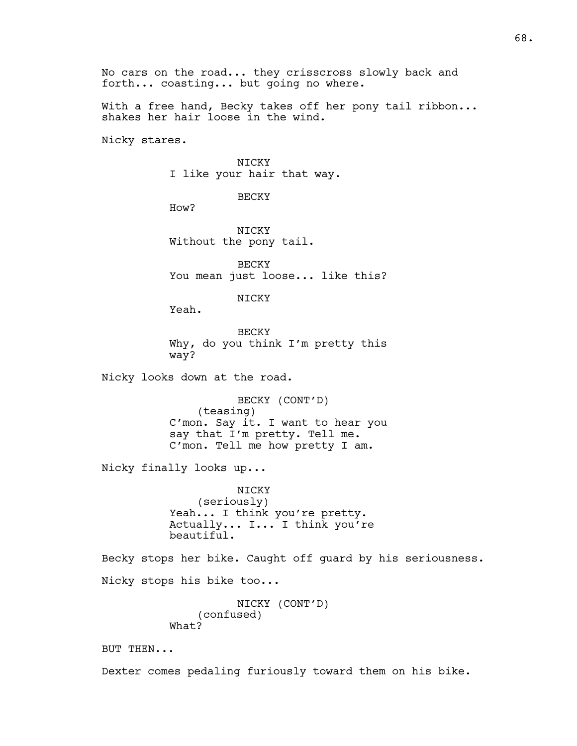No cars on the road... they crisscross slowly back and forth... coasting... but going no where.

With a free hand, Becky takes off her pony tail ribbon... shakes her hair loose in the wind.

Nicky stares.

NICKY
I like your hair that way.

BECKY
How?

NICKY
Without the pony tail.

BECKY
You mean just loose... like this?

NICKY
Yeah.

BECKY
Why, do you think I'm pretty this way?

Nicky looks down at the road.

BECKY (CONT'D)
(teasing)
C'mon. Say it. I want to hear you say that I'm pretty. Tell me. C'mon. Tell me how pretty I am.

Nicky finally looks up...

NICKY
(seriously)
Yeah... I think you're pretty. Actually... I... I think you're beautiful.

Becky stops her bike. Caught off guard by his seriousness.

Nicky stops his bike too...

NICKY (CONT'D)
(confused)
What?

BUT THEN...

Dexter comes pedaling furiously toward them on his bike.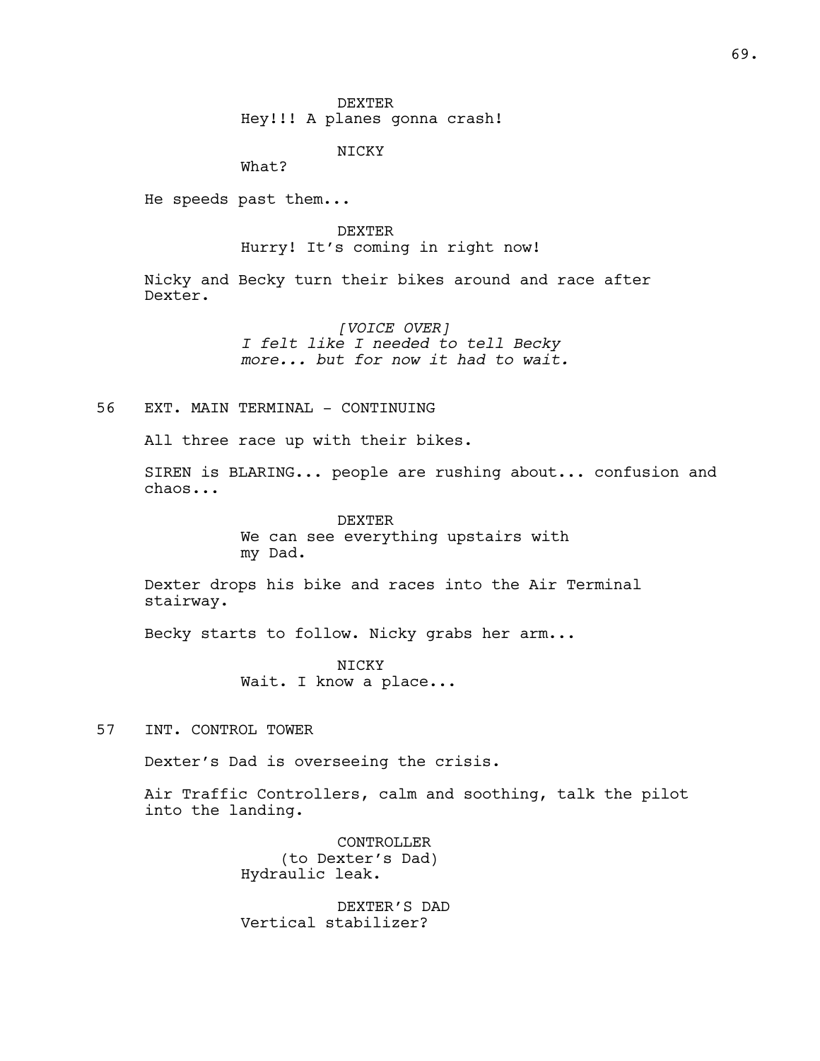DEXTER
Hey!!! A planes gonna crash!

NICKY
What?

He speeds past them...

DEXTER
Hurry! It's coming in right now!

Nicky and Becky turn their bikes around and race after Dexter.

*[VOICE OVER]*
*I felt like I needed to tell Becky more... but for now it had to wait.*

56 EXT. MAIN TERMINAL - CONTINUING

All three race up with their bikes.

SIREN is BLARING... people are rushing about... confusion and chaos...

DEXTER
We can see everything upstairs with my Dad.

Dexter drops his bike and races into the Air Terminal stairway.

Becky starts to follow. Nicky grabs her arm...

NICKY
Wait. I know a place...

57 INT. CONTROL TOWER

Dexter's Dad is overseeing the crisis.

Air Traffic Controllers, calm and soothing, talk the pilot into the landing.

CONTROLLER
(to Dexter's Dad)
Hydraulic leak.

DEXTER'S DAD
Vertical stabilizer?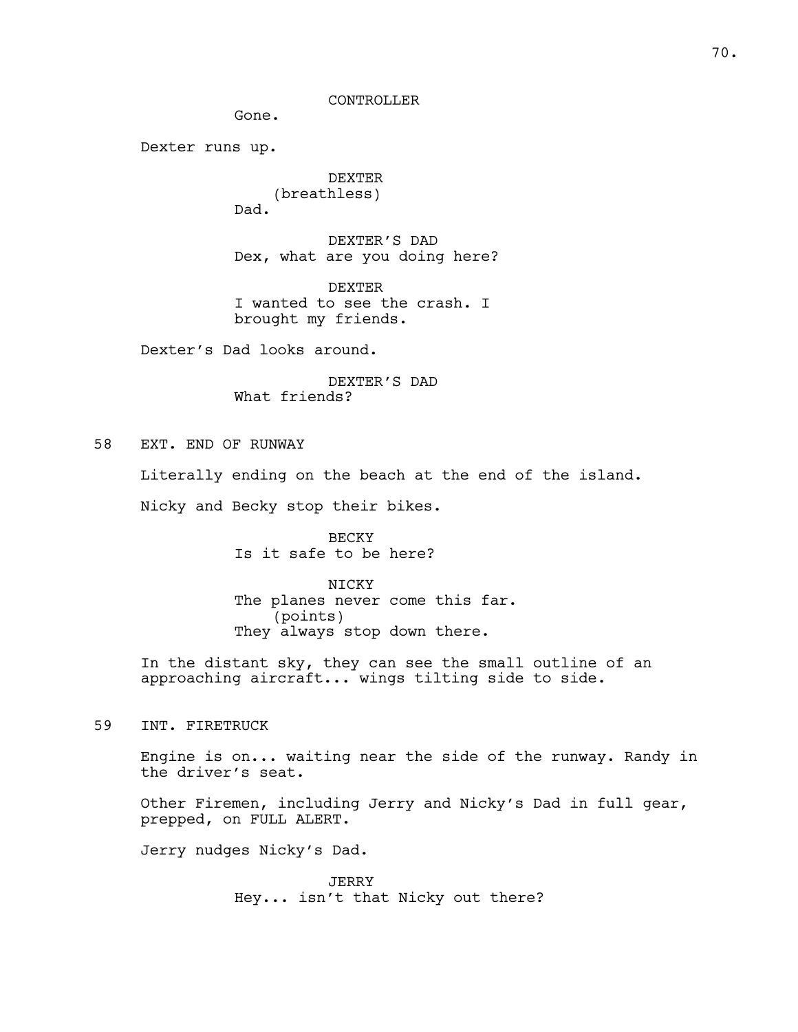CONTROLLER

Gone.

Dexter runs up.

DEXTER

(breathless)

Dad.

DEXTER'S DAD

Dex, what are you doing here?

DEXTER

I wanted to see the crash. I brought my friends.

Dexter's Dad looks around.

DEXTER'S DAD

What friends?

58 EXT. END OF RUNWAY

Literally ending on the beach at the end of the island.

Nicky and Becky stop their bikes.

BECKY

Is it safe to be here?

NICKY

The planes never come this far.

(points)

They always stop down there.

In the distant sky, they can see the small outline of an approaching aircraft... wings tilting side to side.

59 INT. FIRETRUCK

Engine is on... waiting near the side of the runway. Randy in the driver's seat.

Other Firemen, including Jerry and Nicky's Dad in full gear, prepped, on FULL ALERT.

Jerry nudges Nicky's Dad.

JERRY

Hey... isn't that Nicky out there?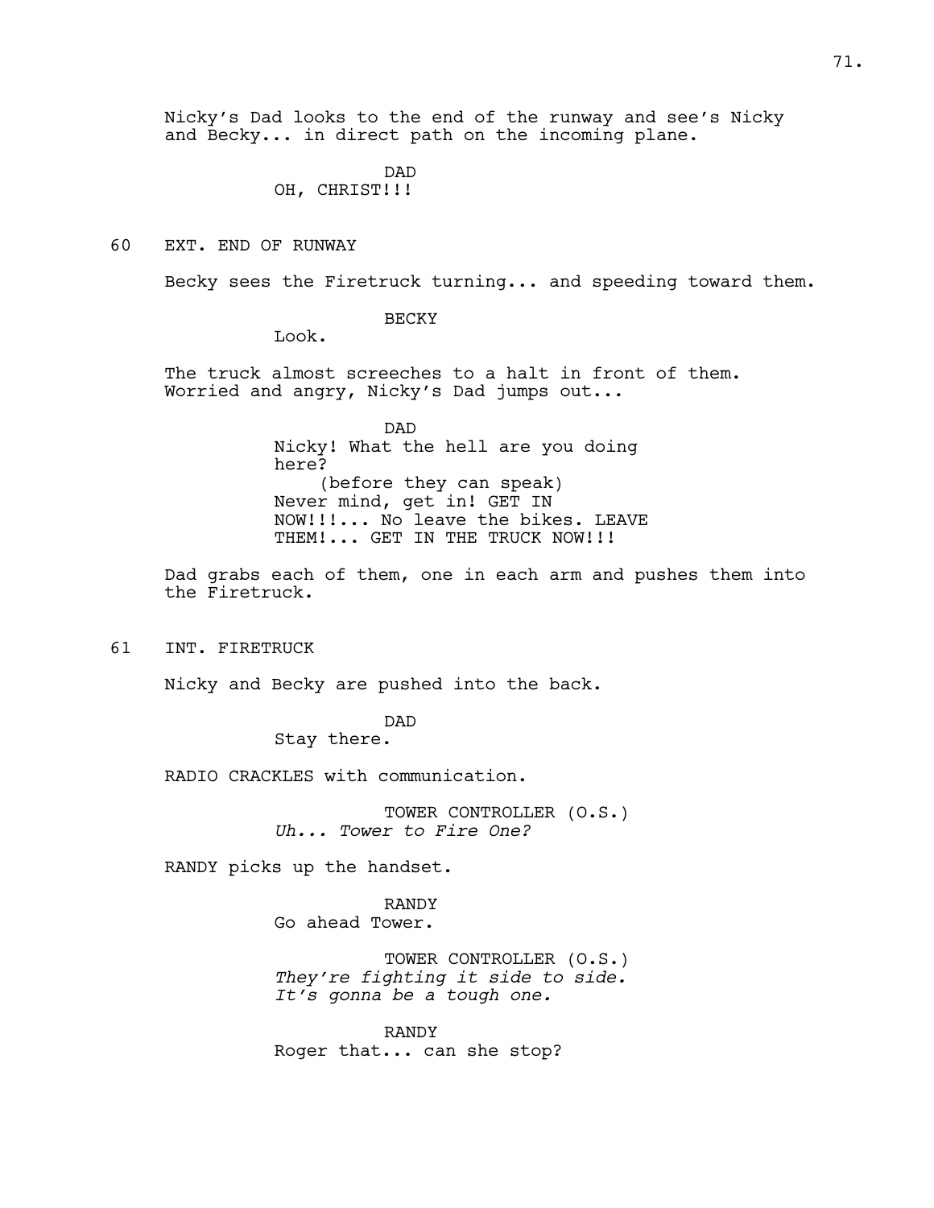Nicky's Dad looks to the end of the runway and see's Nicky and Becky... in direct path on the incoming plane.

DAD
OH, CHRIST!!!

60 EXT. END OF RUNWAY

Becky sees the Firetruck turning... and speeding toward them.

BECKY
Look.

The truck almost screeches to a halt in front of them. Worried and angry, Nicky's Dad jumps out...

DAD
Nicky! What the hell are you doing here?
(before they can speak)
Never mind, get in! GET IN NOW!!!... No leave the bikes. LEAVE THEM!... GET IN THE TRUCK NOW!!!

Dad grabs each of them, one in each arm and pushes them into the Firetruck.

61 INT. FIRETRUCK

Nicky and Becky are pushed into the back.

DAD
Stay there.

RADIO CRACKLES with communication.

TOWER CONTROLLER (O.S.)
*Uh... Tower to Fire One?*

RANDY picks up the handset.

RANDY
Go ahead Tower.

TOWER CONTROLLER (O.S.)
*They're fighting it side to side. It's gonna be a tough one.*

RANDY
Roger that... can she stop?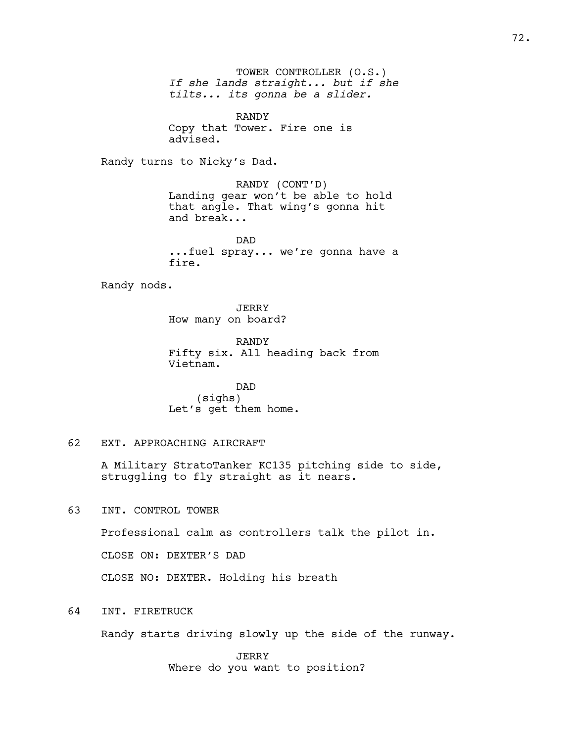TOWER CONTROLLER (O.S.)
*If she lands straight... but if she tilts... its gonna be a slider.*

RANDY
Copy that Tower. Fire one is advised.

Randy turns to Nicky's Dad.

RANDY (CONT'D)
Landing gear won't be able to hold that angle. That wing's gonna hit and break...

DAD
...fuel spray... we're gonna have a fire.

Randy nods.

JERRY
How many on board?

RANDY
Fifty six. All heading back from Vietnam.

DAD
(sighs)
Let's get them home.

62 EXT. APPROACHING AIRCRAFT

A Military StratoTanker KC135 pitching side to side, struggling to fly straight as it nears.

63 INT. CONTROL TOWER

Professional calm as controllers talk the pilot in.

CLOSE ON: DEXTER'S DAD

CLOSE NO: DEXTER. Holding his breath

64 INT. FIRETRUCK

Randy starts driving slowly up the side of the runway.

JERRY
Where do you want to position?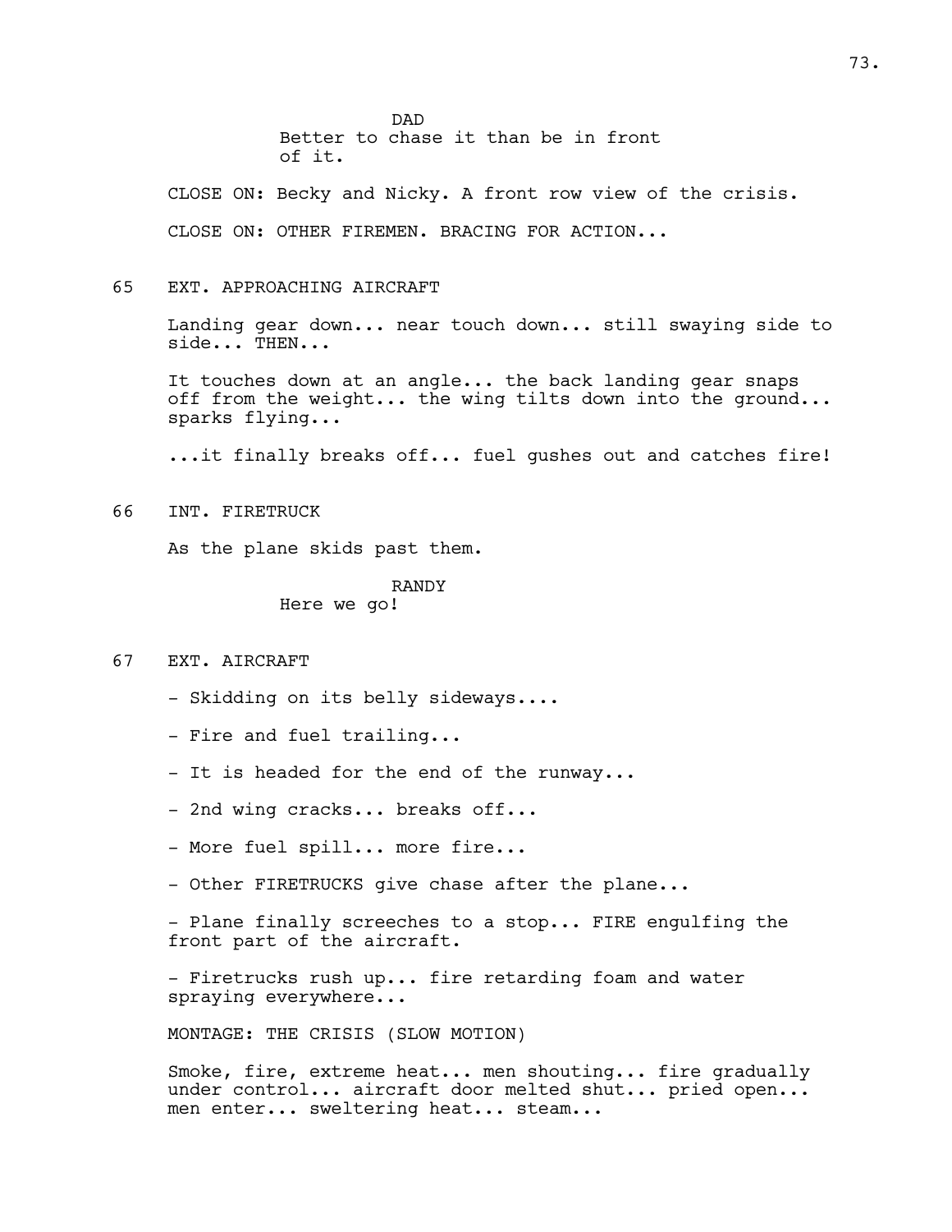DAD
Better to chase it than be in front of it.

CLOSE ON: Becky and Nicky. A front row view of the crisis.

CLOSE ON: OTHER FIREMEN. BRACING FOR ACTION...

65 EXT. APPROACHING AIRCRAFT

Landing gear down... near touch down... still swaying side to side... THEN...

It touches down at an angle... the back landing gear snaps off from the weight... the wing tilts down into the ground... sparks flying...

...it finally breaks off... fuel gushes out and catches fire!

66 INT. FIRETRUCK

As the plane skids past them.

RANDY
Here we go!

67 EXT. AIRCRAFT

- Skidding on its belly sideways....

- Fire and fuel trailing...

- It is headed for the end of the runway...

- 2nd wing cracks... breaks off...

- More fuel spill... more fire...

- Other FIRETRUCKS give chase after the plane...

- Plane finally screeches to a stop... FIRE engulfing the front part of the aircraft.

- Firetrucks rush up... fire retarding foam and water spraying everywhere...

MONTAGE: THE CRISIS (SLOW MOTION)

Smoke, fire, extreme heat... men shouting... fire gradually under control... aircraft door melted shut... pried open... men enter... sweltering heat... steam...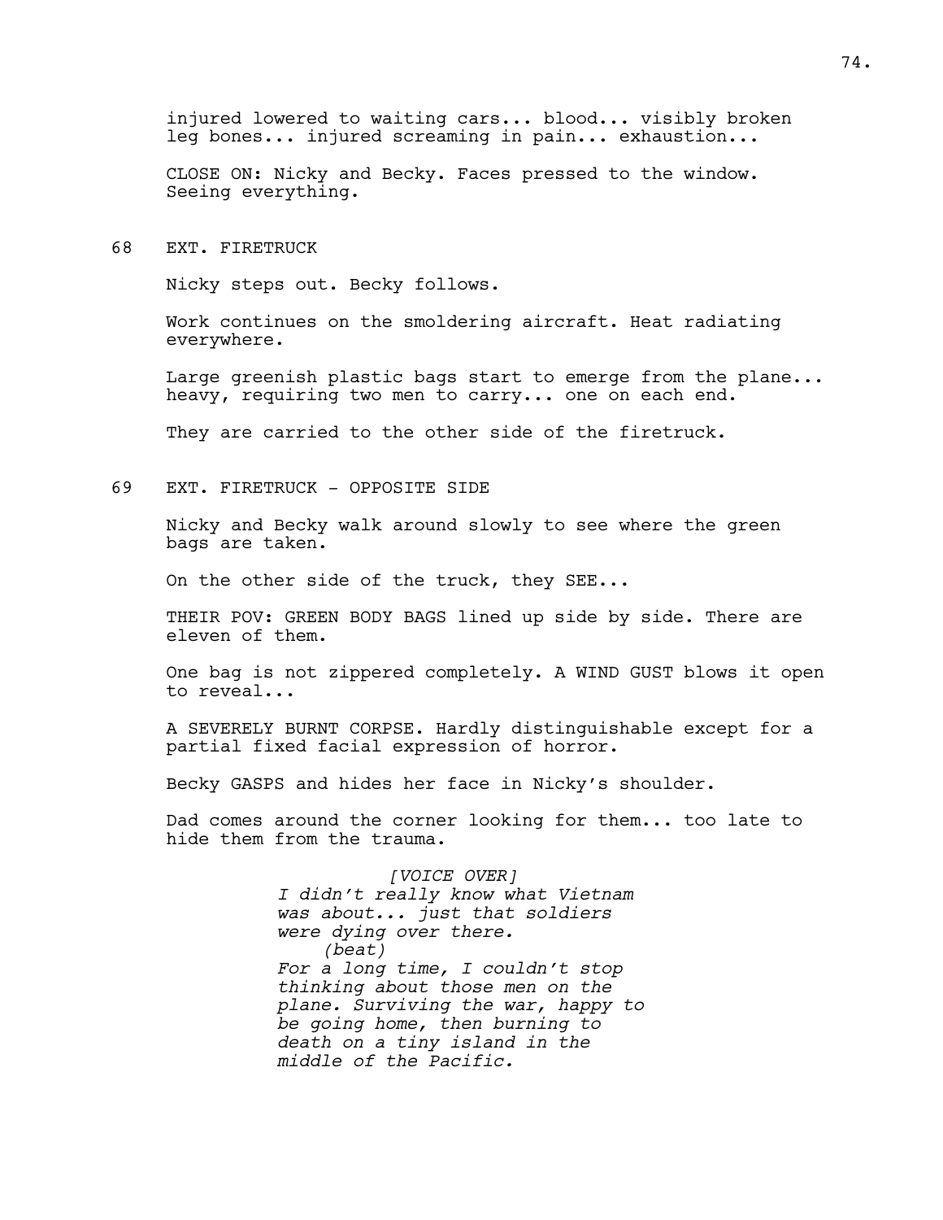injured lowered to waiting cars... blood... visibly broken leg bones... injured screaming in pain... exhaustion...

CLOSE ON: Nicky and Becky. Faces pressed to the window. Seeing everything.

68 EXT. FIRETRUCK

Nicky steps out. Becky follows.

Work continues on the smoldering aircraft. Heat radiating everywhere.

Large greenish plastic bags start to emerge from the plane... heavy, requiring two men to carry... one on each end.

They are carried to the other side of the firetruck.

69 EXT. FIRETRUCK - OPPOSITE SIDE

Nicky and Becky walk around slowly to see where the green bags are taken.

On the other side of the truck, they SEE...

THEIR POV: GREEN BODY BAGS lined up side by side. There are eleven of them.

One bag is not zippered completely. A WIND GUST blows it open to reveal...

A SEVERELY BURNT CORPSE. Hardly distinguishable except for a partial fixed facial expression of horror.

Becky GASPS and hides her face in Nicky's shoulder.

Dad comes around the corner looking for them... too late to hide them from the trauma.

*[VOICE OVER]*
*I didn't really know what Vietnam was about... just that soldiers were dying over there.*
*(beat)*
*For a long time, I couldn't stop thinking about those men on the plane. Surviving the war, happy to be going home, then burning to death on a tiny island in the middle of the Pacific.*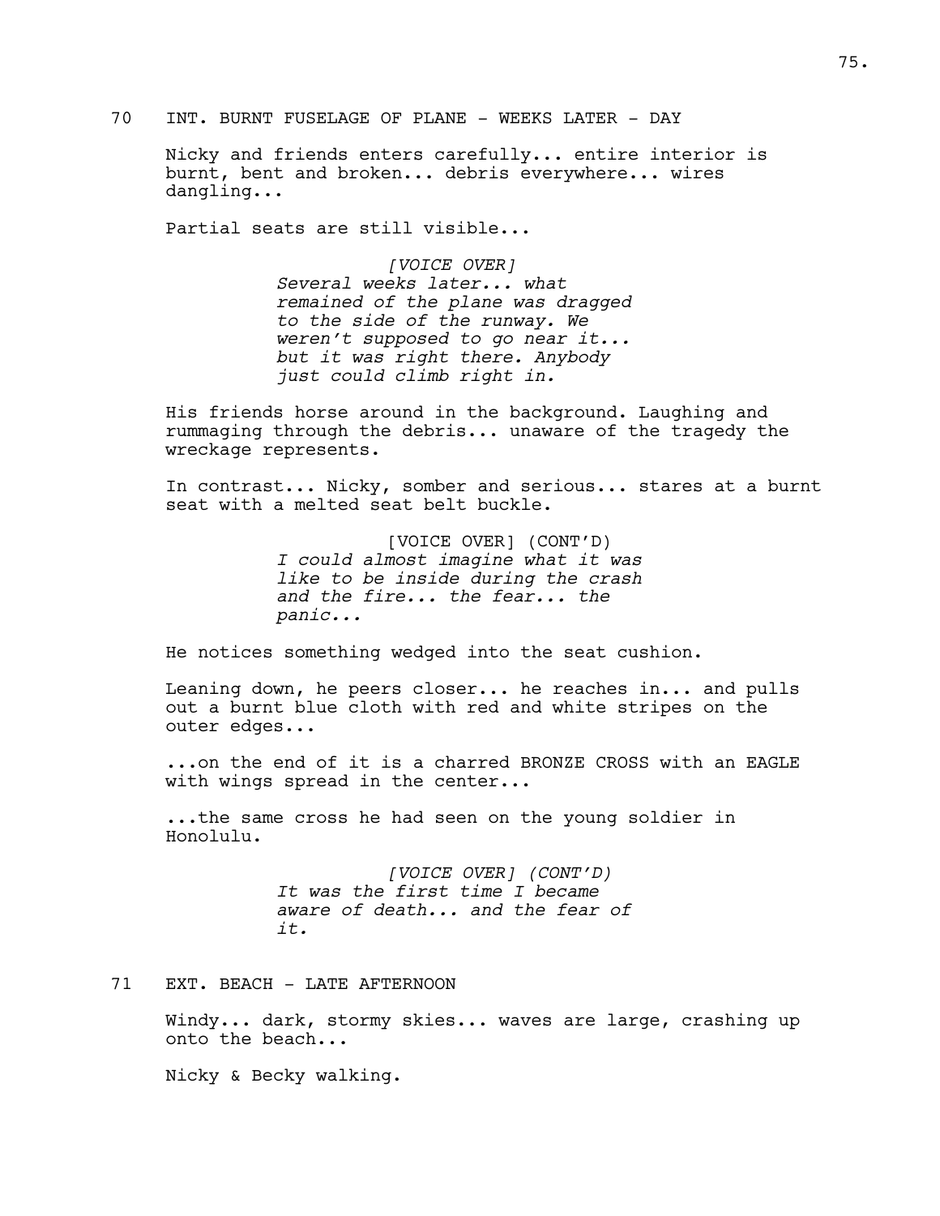70 INT. BURNT FUSELAGE OF PLANE - WEEKS LATER - DAY

Nicky and friends enters carefully... entire interior is burnt, bent and broken... debris everywhere... wires dangling...

Partial seats are still visible...

*[VOICE OVER]*
*Several weeks later... what remained of the plane was dragged to the side of the runway. We weren't supposed to go near it... but it was right there. Anybody just could climb right in.*

His friends horse around in the background. Laughing and rummaging through the debris... unaware of the tragedy the wreckage represents.

In contrast... Nicky, somber and serious... stares at a burnt seat with a melted seat belt buckle.

[VOICE OVER] (CONT'D)
*I could almost imagine what it was like to be inside during the crash and the fire... the fear... the panic...*

He notices something wedged into the seat cushion.

Leaning down, he peers closer... he reaches in... and pulls out a burnt blue cloth with red and white stripes on the outer edges...

...on the end of it is a charred BRONZE CROSS with an EAGLE with wings spread in the center...

...the same cross he had seen on the young soldier in Honolulu.

*[VOICE OVER] (CONT'D)*
*It was the first time I became aware of death... and the fear of it.*

71 EXT. BEACH - LATE AFTERNOON

Windy... dark, stormy skies... waves are large, crashing up onto the beach...

Nicky & Becky walking.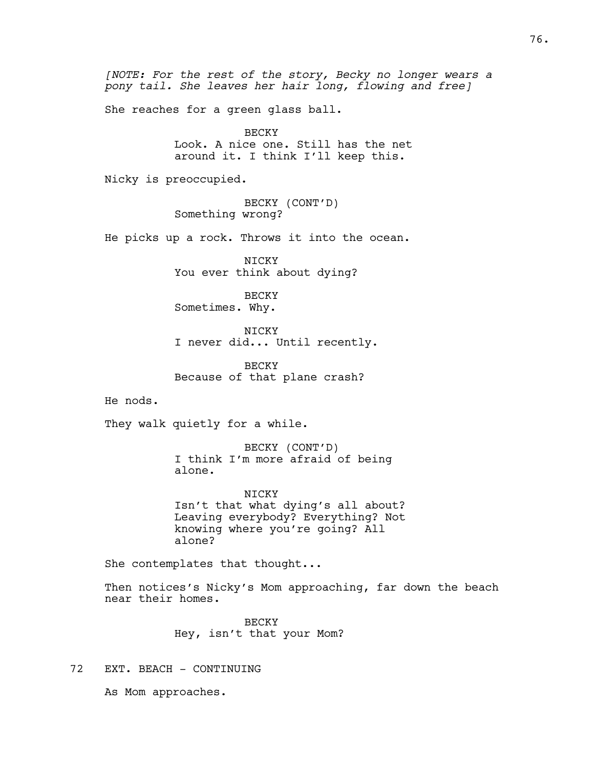*[NOTE: For the rest of the story, Becky no longer wears a pony tail. She leaves her hair long, flowing and free]*

She reaches for a green glass ball.

BECKY
Look. A nice one. Still has the net around it. I think I'll keep this.

Nicky is preoccupied.

BECKY (CONT'D)
Something wrong?

He picks up a rock. Throws it into the ocean.

NICKY
You ever think about dying?

BECKY
Sometimes. Why.

NICKY
I never did... Until recently.

BECKY
Because of that plane crash?

He nods.

They walk quietly for a while.

BECKY (CONT'D)
I think I'm more afraid of being alone.

NICKY
Isn't that what dying's all about? Leaving everybody? Everything? Not knowing where you're going? All alone?

She contemplates that thought...

Then notices's Nicky's Mom approaching, far down the beach near their homes.

BECKY
Hey, isn't that your Mom?

72 EXT. BEACH - CONTINUING

As Mom approaches.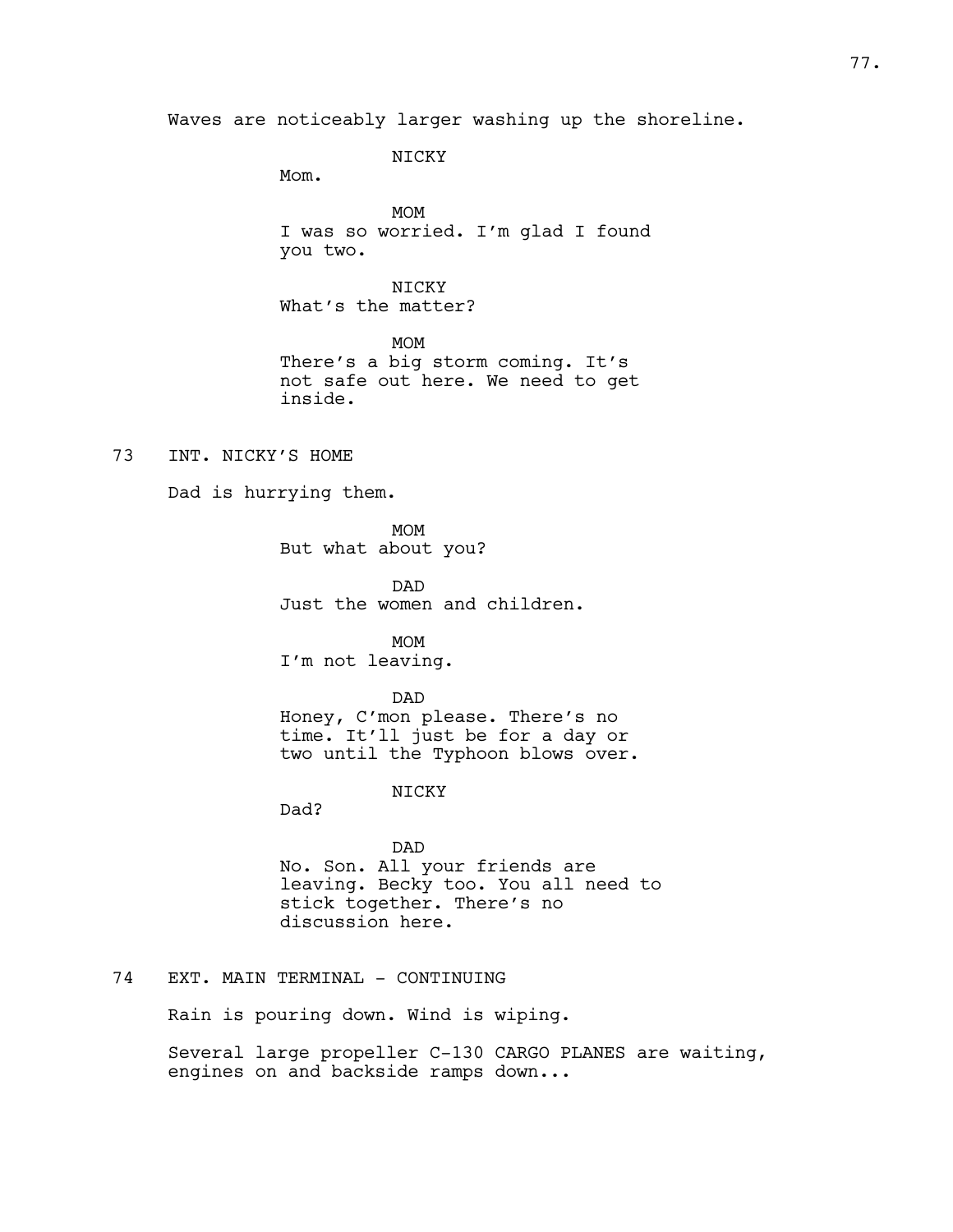Waves are noticeably larger washing up the shoreline.

NICKY
Mom.

MOM
I was so worried. I'm glad I found you two.

NICKY
What's the matter?

MOM
There's a big storm coming. It's not safe out here. We need to get inside.

73 INT. NICKY'S HOME

Dad is hurrying them.

MOM
But what about you?

DAD
Just the women and children.

MOM
I'm not leaving.

DAD
Honey, C'mon please. There's no time. It'll just be for a day or two until the Typhoon blows over.

NICKY
Dad?

DAD
No. Son. All your friends are leaving. Becky too. You all need to stick together. There's no discussion here.

74 EXT. MAIN TERMINAL - CONTINUING

Rain is pouring down. Wind is wiping.

Several large propeller C-130 CARGO PLANES are waiting, engines on and backside ramps down...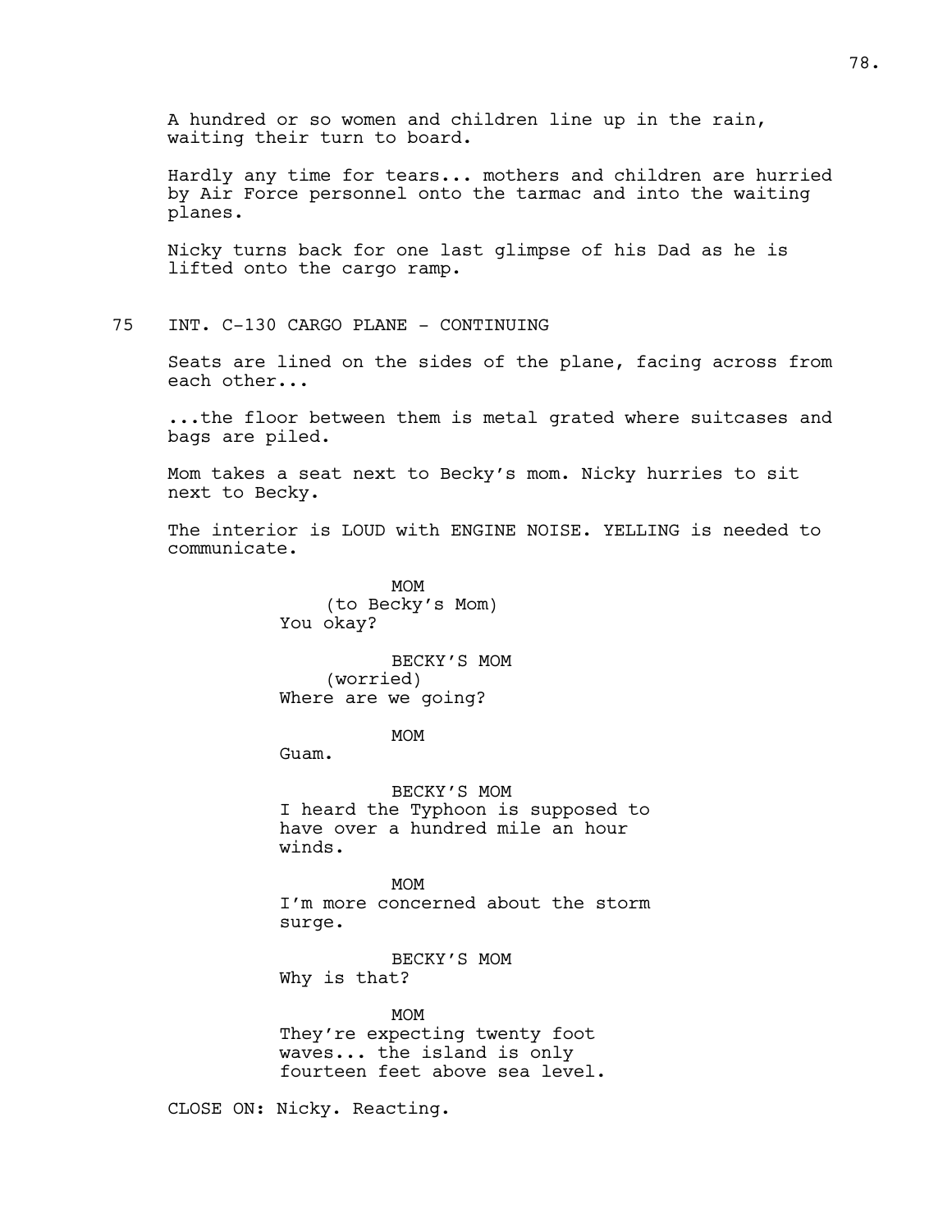A hundred or so women and children line up in the rain, waiting their turn to board.

Hardly any time for tears... mothers and children are hurried by Air Force personnel onto the tarmac and into the waiting planes.

Nicky turns back for one last glimpse of his Dad as he is lifted onto the cargo ramp.

75 INT. C-130 CARGO PLANE - CONTINUING

Seats are lined on the sides of the plane, facing across from each other...

...the floor between them is metal grated where suitcases and bags are piled.

Mom takes a seat next to Becky's mom. Nicky hurries to sit next to Becky.

The interior is LOUD with ENGINE NOISE. YELLING is needed to communicate.

MOM
(to Becky's Mom)
You okay?

BECKY'S MOM
(worried)
Where are we going?

MOM
Guam.

BECKY'S MOM
I heard the Typhoon is supposed to have over a hundred mile an hour winds.

MOM
I'm more concerned about the storm surge.

BECKY'S MOM
Why is that?

MOM
They're expecting twenty foot waves... the island is only fourteen feet above sea level.

CLOSE ON: Nicky. Reacting.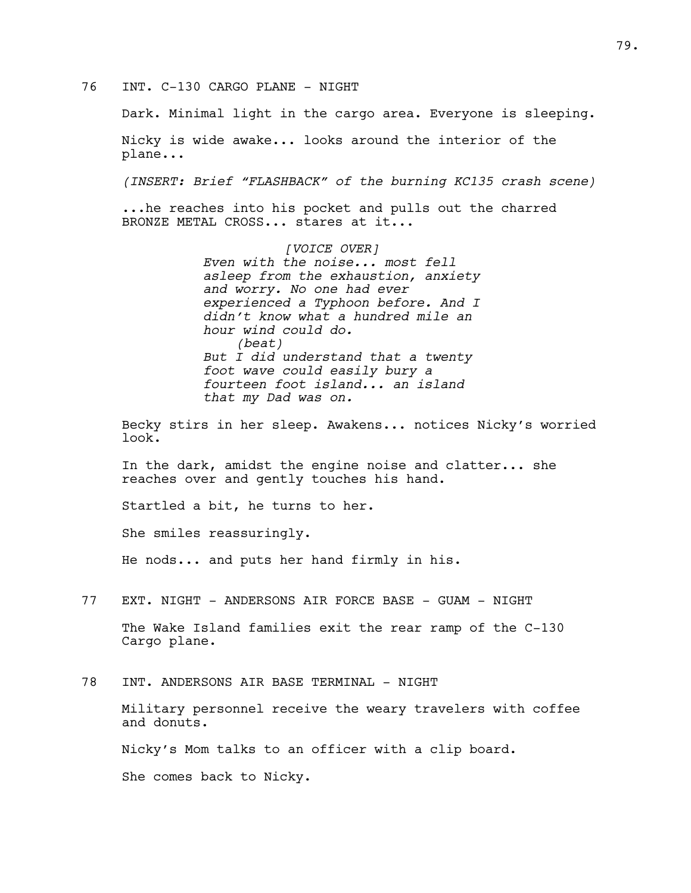76 INT. C-130 CARGO PLANE - NIGHT

Dark. Minimal light in the cargo area. Everyone is sleeping.

Nicky is wide awake... looks around the interior of the plane...

*(INSERT: Brief "FLASHBACK" of the burning KC135 crash scene)*

...he reaches into his pocket and pulls out the charred BRONZE METAL CROSS... stares at it...

*[VOICE OVER]*
*Even with the noise... most fell asleep from the exhaustion, anxiety and worry. No one had ever experienced a Typhoon before. And I didn't know what a hundred mile an hour wind could do.*
*(beat)*
*But I did understand that a twenty foot wave could easily bury a fourteen foot island... an island that my Dad was on.*

Becky stirs in her sleep. Awakens... notices Nicky's worried look.

In the dark, amidst the engine noise and clatter... she reaches over and gently touches his hand.

Startled a bit, he turns to her.

She smiles reassuringly.

He nods... and puts her hand firmly in his.

77 EXT. NIGHT - ANDERSONS AIR FORCE BASE - GUAM - NIGHT

The Wake Island families exit the rear ramp of the C-130 Cargo plane.

78 INT. ANDERSONS AIR BASE TERMINAL - NIGHT

Military personnel receive the weary travelers with coffee and donuts.

Nicky's Mom talks to an officer with a clip board.

She comes back to Nicky.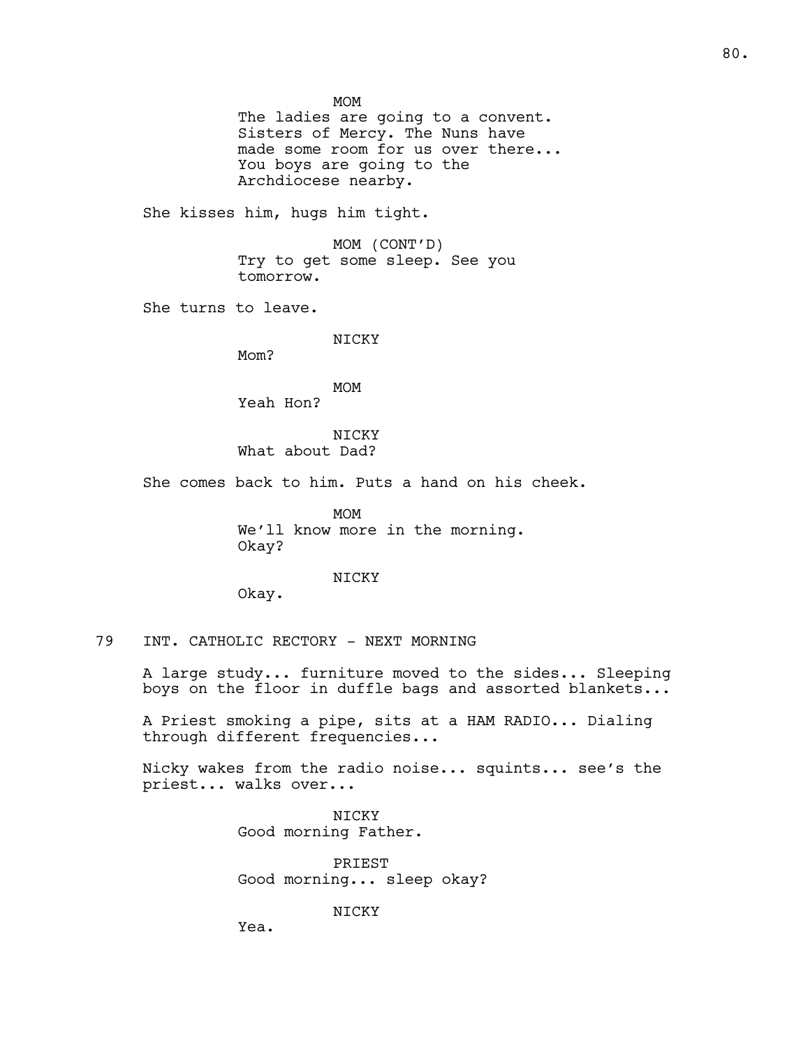MOM

The ladies are going to a convent. Sisters of Mercy. The Nuns have made some room for us over there... You boys are going to the Archdiocese nearby.

She kisses him, hugs him tight.

MOM (CONT'D)

Try to get some sleep. See you tomorrow.

She turns to leave.

NICKY

Mom?

MOM

Yeah Hon?

NICKY

What about Dad?

She comes back to him. Puts a hand on his cheek.

MOM

We'll know more in the morning. Okay?

NICKY

Okay.

79 INT. CATHOLIC RECTORY - NEXT MORNING

A large study... furniture moved to the sides... Sleeping boys on the floor in duffle bags and assorted blankets...

A Priest smoking a pipe, sits at a HAM RADIO... Dialing through different frequencies...

Nicky wakes from the radio noise... squints... see's the priest... walks over...

NICKY

Good morning Father.

PRIEST

Good morning... sleep okay?

NICKY

Yea.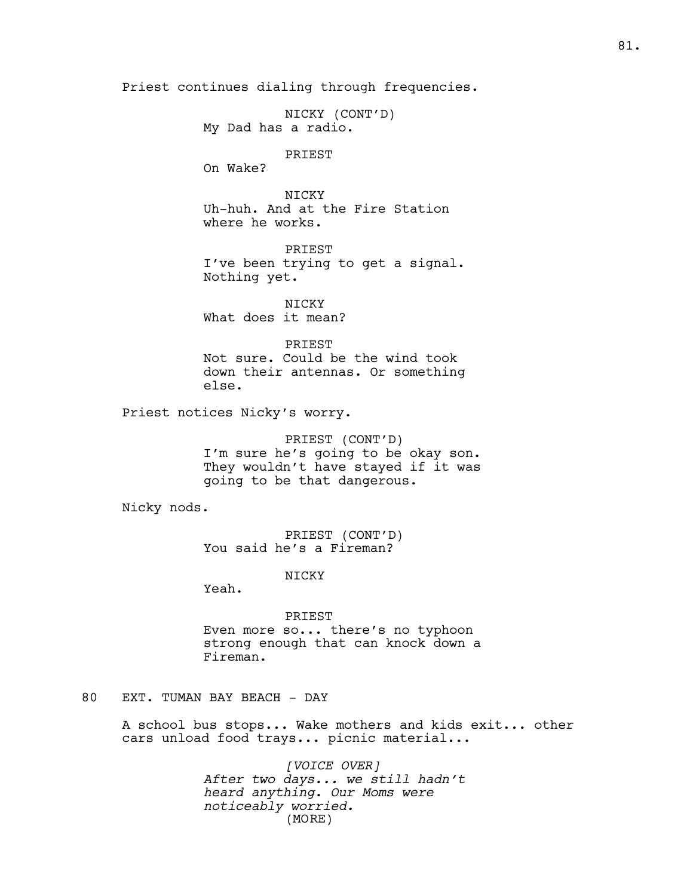Priest continues dialing through frequencies.

NICKY (CONT'D)
My Dad has a radio.

PRIEST
On Wake?

NICKY
Uh-huh. And at the Fire Station where he works.

PRIEST
I've been trying to get a signal. Nothing yet.

NICKY
What does it mean?

PRIEST
Not sure. Could be the wind took down their antennas. Or something else.

Priest notices Nicky's worry.

PRIEST (CONT'D)
I'm sure he's going to be okay son. They wouldn't have stayed if it was going to be that dangerous.

Nicky nods.

PRIEST (CONT'D)
You said he's a Fireman?

NICKY
Yeah.

PRIEST
Even more so... there's no typhoon strong enough that can knock down a Fireman.

80 EXT. TUMAN BAY BEACH - DAY

A school bus stops... Wake mothers and kids exit... other cars unload food trays... picnic material...

*[VOICE OVER]*
*After two days... we still hadn't heard anything. Our Moms were noticeably worried.*
(MORE)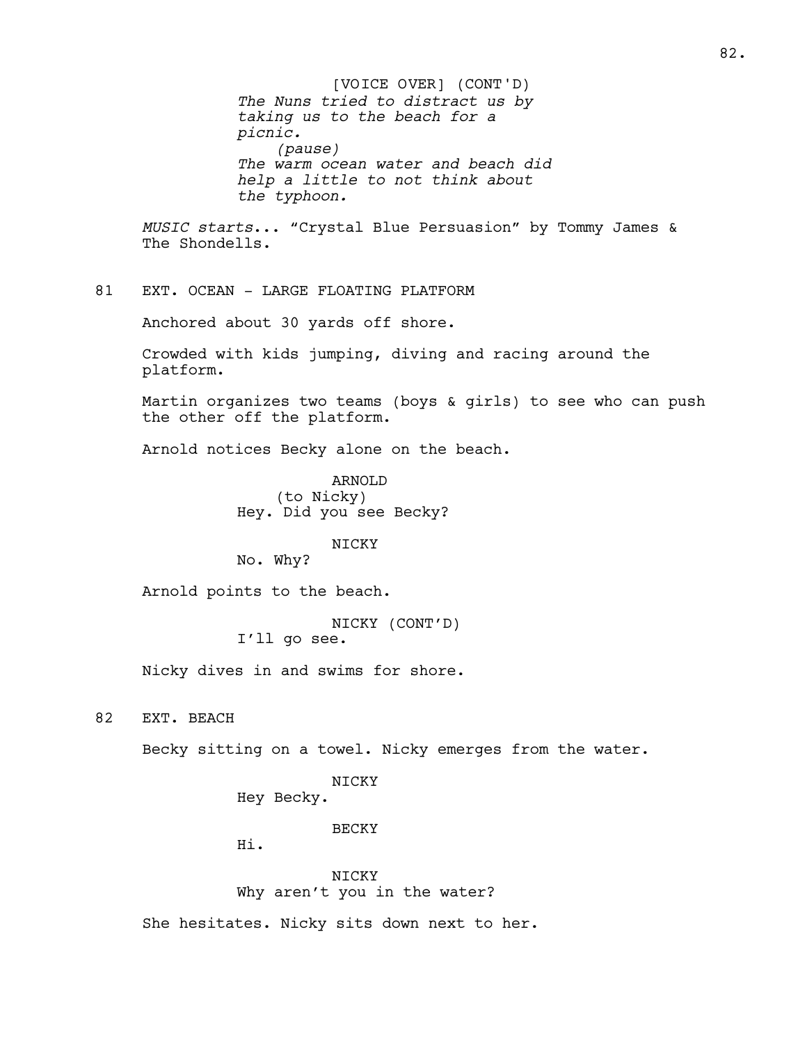[VOICE OVER] (CONT'D)
*The Nuns tried to distract us by taking us to the beach for a picnic.*
*(pause)*
*The warm ocean water and beach did help a little to not think about the typhoon.*

*MUSIC starts*... "Crystal Blue Persuasion" by Tommy James & The Shondells.

81 EXT. OCEAN - LARGE FLOATING PLATFORM

Anchored about 30 yards off shore.

Crowded with kids jumping, diving and racing around the platform.

Martin organizes two teams (boys & girls) to see who can push the other off the platform.

Arnold notices Becky alone on the beach.

ARNOLD
(to Nicky)
Hey. Did you see Becky?

NICKY
No. Why?

Arnold points to the beach.

NICKY (CONT'D)
I'll go see.

Nicky dives in and swims for shore.

82 EXT. BEACH

Becky sitting on a towel. Nicky emerges from the water.

NICKY
Hey Becky.

BECKY
Hi.

NICKY
Why aren't you in the water?

She hesitates. Nicky sits down next to her.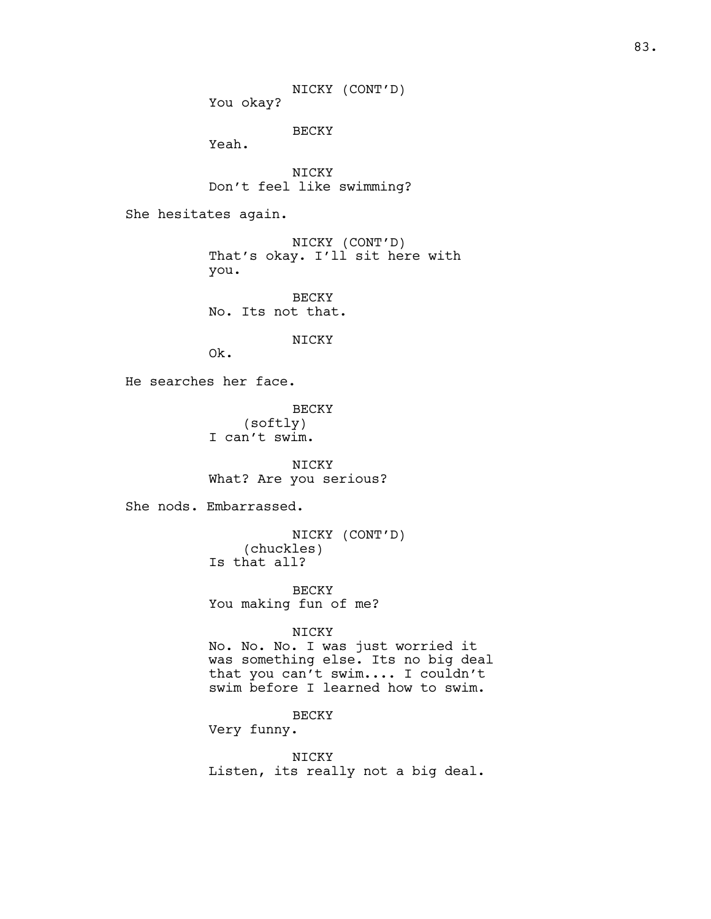NICKY (CONT'D)
You okay?

BECKY
Yeah.

NICKY
Don't feel like swimming?

She hesitates again.

NICKY (CONT'D)
That's okay. I'll sit here with you.

BECKY
No. Its not that.

NICKY
Ok.

He searches her face.

BECKY
(softly)
I can't swim.

NICKY
What? Are you serious?

She nods. Embarrassed.

NICKY (CONT'D)
(chuckles)
Is that all?

BECKY
You making fun of me?

NICKY
No. No. No. I was just worried it was something else. Its no big deal that you can't swim.... I couldn't swim before I learned how to swim.

BECKY
Very funny.

NICKY
Listen, its really not a big deal.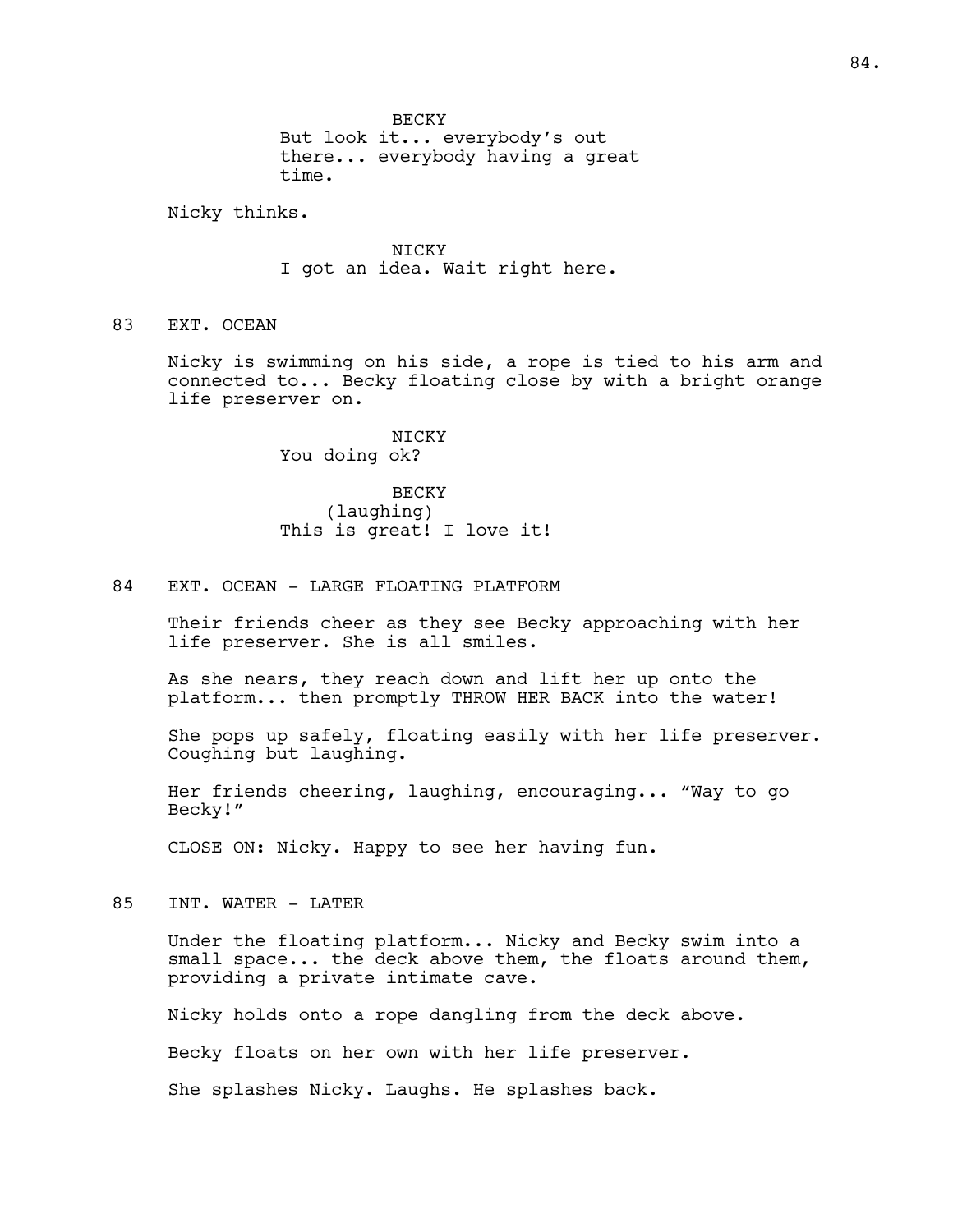BECKY
But look it... everybody's out there... everybody having a great time.

Nicky thinks.

NICKY
I got an idea. Wait right here.

83 EXT. OCEAN

Nicky is swimming on his side, a rope is tied to his arm and connected to... Becky floating close by with a bright orange life preserver on.

NICKY
You doing ok?

BECKY
(laughing)
This is great! I love it!

84 EXT. OCEAN - LARGE FLOATING PLATFORM

Their friends cheer as they see Becky approaching with her life preserver. She is all smiles.

As she nears, they reach down and lift her up onto the platform... then promptly THROW HER BACK into the water!

She pops up safely, floating easily with her life preserver. Coughing but laughing.

Her friends cheering, laughing, encouraging... "Way to go Becky!"

CLOSE ON: Nicky. Happy to see her having fun.

85 INT. WATER - LATER

Under the floating platform... Nicky and Becky swim into a small space... the deck above them, the floats around them, providing a private intimate cave.

Nicky holds onto a rope dangling from the deck above.

Becky floats on her own with her life preserver.

She splashes Nicky. Laughs. He splashes back.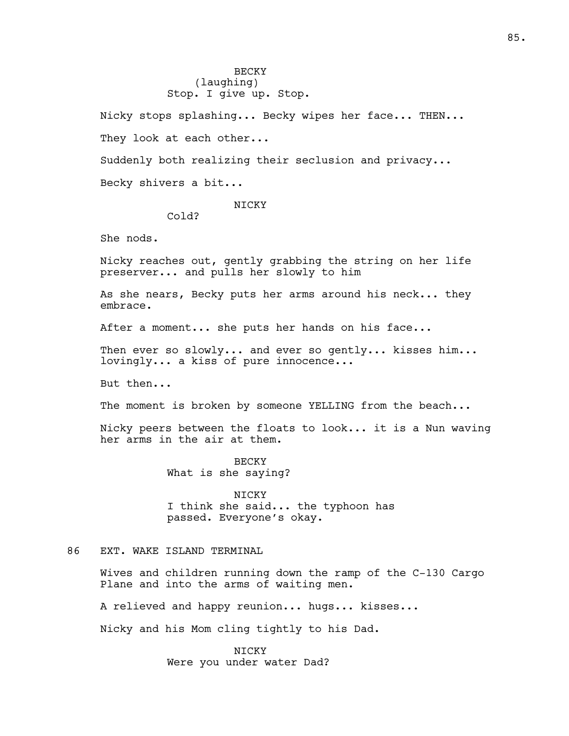BECKY
(laughing)
Stop. I give up. Stop.

Nicky stops splashing... Becky wipes her face... THEN...

They look at each other...

Suddenly both realizing their seclusion and privacy...

Becky shivers a bit...

NICKY
Cold?

She nods.

Nicky reaches out, gently grabbing the string on her life preserver... and pulls her slowly to him

As she nears, Becky puts her arms around his neck... they embrace.

After a moment... she puts her hands on his face...

Then ever so slowly... and ever so gently... kisses him... lovingly... a kiss of pure innocence...

But then...

The moment is broken by someone YELLING from the beach...

Nicky peers between the floats to look... it is a Nun waving her arms in the air at them.

BECKY
What is she saying?

NICKY
I think she said... the typhoon has passed. Everyone's okay.

86 EXT. WAKE ISLAND TERMINAL

Wives and children running down the ramp of the C-130 Cargo Plane and into the arms of waiting men.

A relieved and happy reunion... hugs... kisses...

Nicky and his Mom cling tightly to his Dad.

NICKY
Were you under water Dad?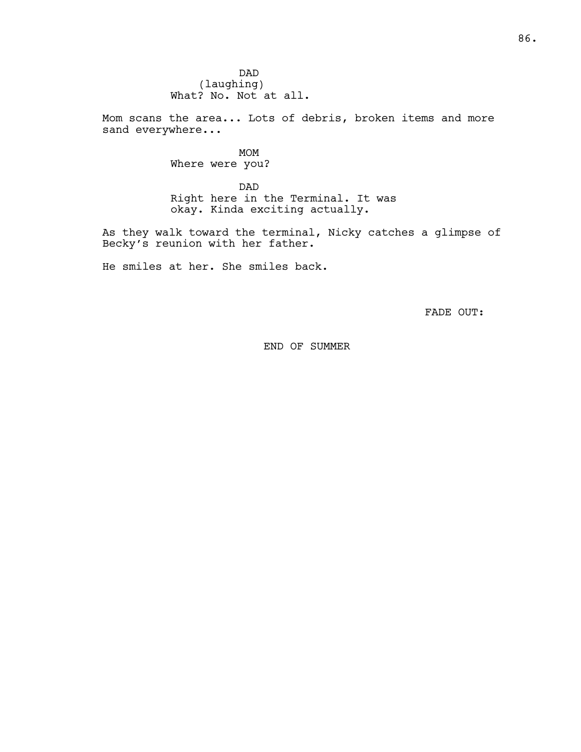DAD
(laughing)
What? No. Not at all.

Mom scans the area... Lots of debris, broken items and more sand everywhere...

MOM
Where were you?

DAD
Right here in the Terminal. It was okay. Kinda exciting actually.

As they walk toward the terminal, Nicky catches a glimpse of Becky's reunion with her father.

He smiles at her. She smiles back.

FADE OUT:

END OF SUMMER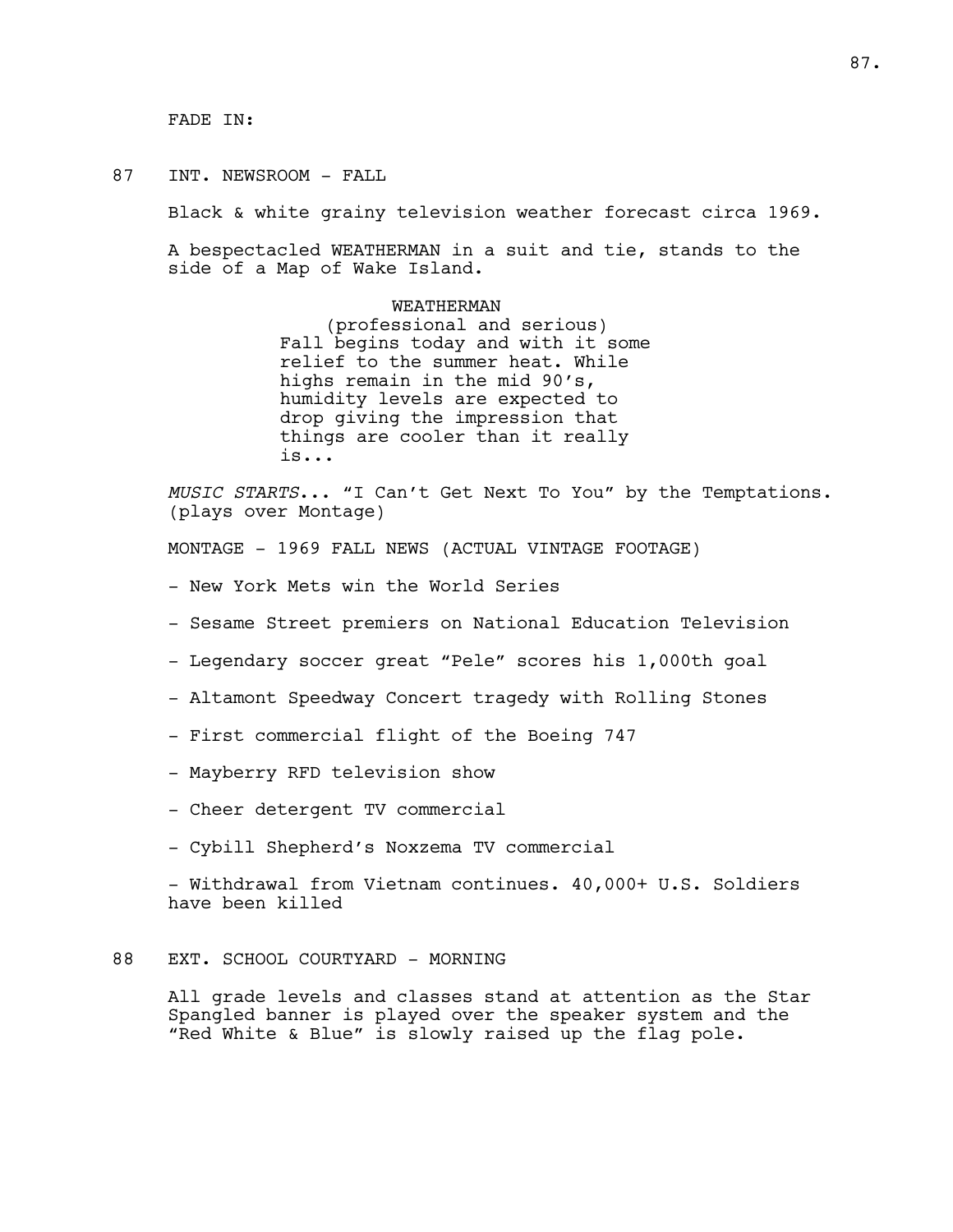FADE IN:

87 INT. NEWSROOM - FALL

Black & white grainy television weather forecast circa 1969.

A bespectacled WEATHERMAN in a suit and tie, stands to the side of a Map of Wake Island.

WEATHERMAN
(professional and serious)
Fall begins today and with it some relief to the summer heat. While highs remain in the mid 90's, humidity levels are expected to drop giving the impression that things are cooler than it really is...

*MUSIC STARTS*... "I Can't Get Next To You" by the Temptations. (plays over Montage)

MONTAGE - 1969 FALL NEWS (ACTUAL VINTAGE FOOTAGE)

- New York Mets win the World Series

- Sesame Street premiers on National Education Television

- Legendary soccer great "Pele" scores his 1,000th goal

- Altamont Speedway Concert tragedy with Rolling Stones

- First commercial flight of the Boeing 747

- Mayberry RFD television show

- Cheer detergent TV commercial

- Cybill Shepherd's Noxzema TV commercial

- Withdrawal from Vietnam continues. 40,000+ U.S. Soldiers have been killed

88 EXT. SCHOOL COURTYARD - MORNING

All grade levels and classes stand at attention as the Star Spangled banner is played over the speaker system and the "Red White & Blue" is slowly raised up the flag pole.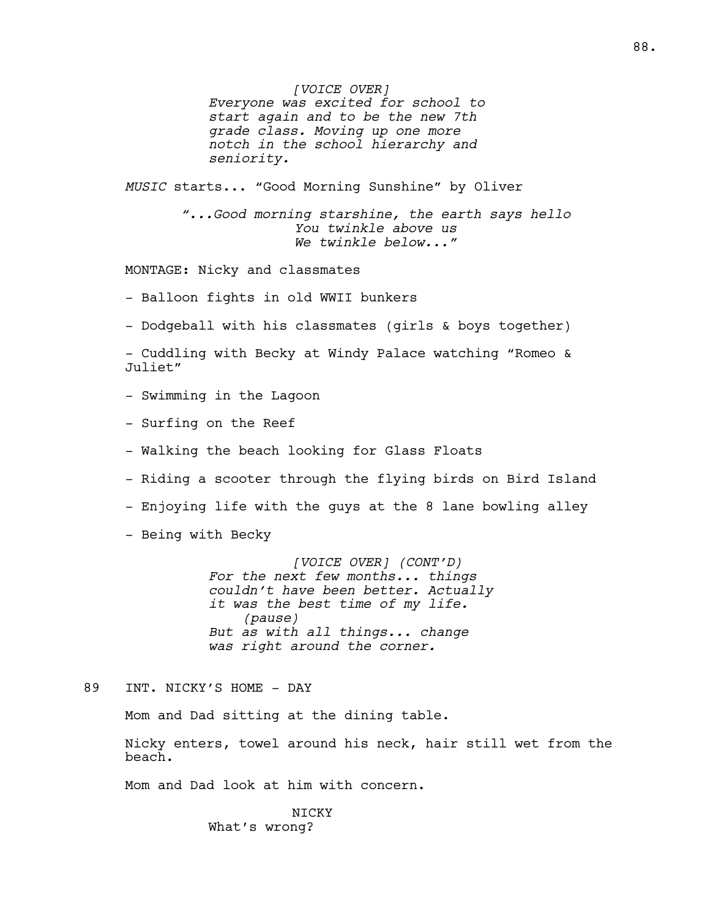*[VOICE OVER]*
*Everyone was excited for school to start again and to be the new 7th grade class. Moving up one more notch in the school hierarchy and seniority.*

*MUSIC* starts... "Good Morning Sunshine" by Oliver

*"...Good morning starshine, the earth says hello*
*You twinkle above us*
*We twinkle below..."*

MONTAGE: Nicky and classmates

- Balloon fights in old WWII bunkers

- Dodgeball with his classmates (girls & boys together)

- Cuddling with Becky at Windy Palace watching "Romeo & Juliet"

- Swimming in the Lagoon

- Surfing on the Reef

- Walking the beach looking for Glass Floats

- Riding a scooter through the flying birds on Bird Island

- Enjoying life with the guys at the 8 lane bowling alley

- Being with Becky

*[VOICE OVER] (CONT'D)*
*For the next few months... things couldn't have been better. Actually it was the best time of my life.*
*(pause)*
*But as with all things... change was right around the corner.*

89 INT. NICKY'S HOME - DAY

Mom and Dad sitting at the dining table.

Nicky enters, towel around his neck, hair still wet from the beach.

Mom and Dad look at him with concern.

NICKY
What's wrong?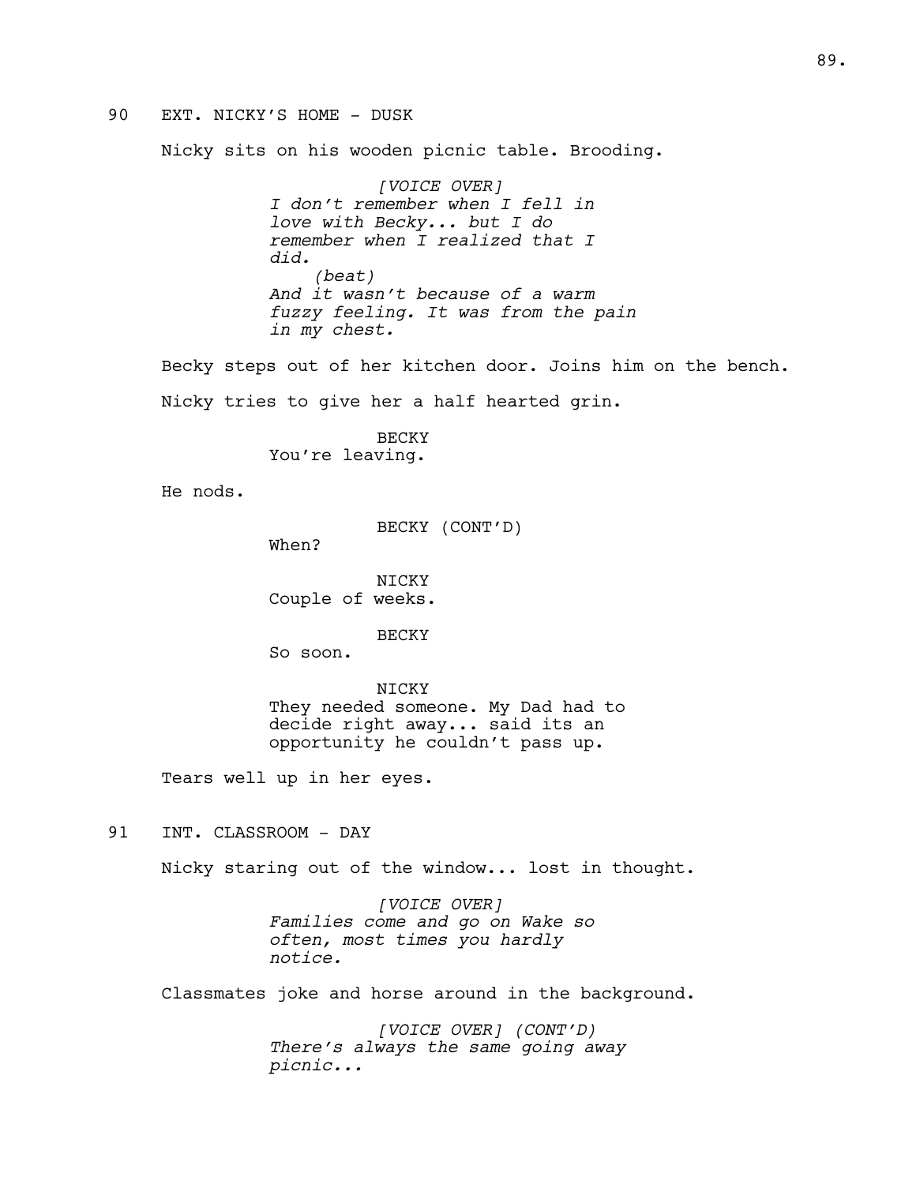90 EXT. NICKY'S HOME - DUSK

Nicky sits on his wooden picnic table. Brooding.

*[VOICE OVER]*
*I don't remember when I fell in love with Becky... but I do remember when I realized that I did.*
*(beat)*
*And it wasn't because of a warm fuzzy feeling. It was from the pain in my chest.*

Becky steps out of her kitchen door. Joins him on the bench.

Nicky tries to give her a half hearted grin.

BECKY
You're leaving.

He nods.

BECKY (CONT'D)
When?

NICKY
Couple of weeks.

BECKY
So soon.

NICKY
They needed someone. My Dad had to decide right away... said its an opportunity he couldn't pass up.

Tears well up in her eyes.

91 INT. CLASSROOM - DAY

Nicky staring out of the window... lost in thought.

*[VOICE OVER]*
*Families come and go on Wake so often, most times you hardly notice.*

Classmates joke and horse around in the background.

*[VOICE OVER] (CONT'D)*
*There's always the same going away picnic...*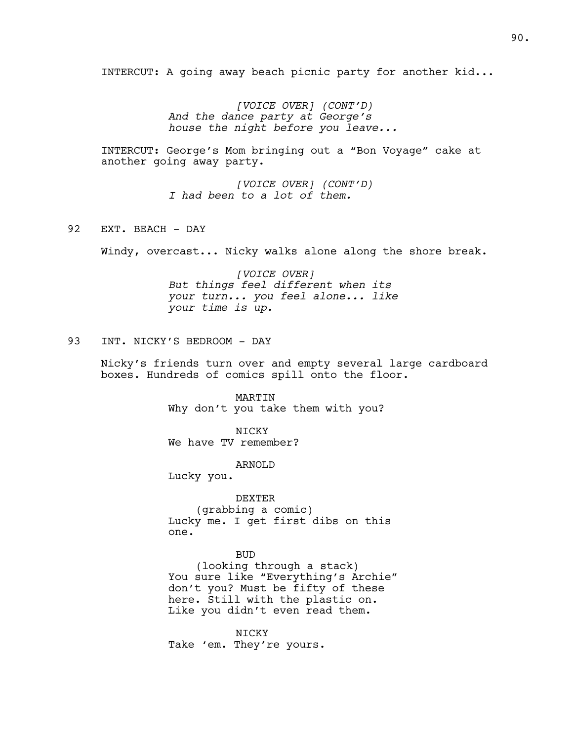INTERCUT: A going away beach picnic party for another kid...

*[VOICE OVER] (CONT'D)*
*And the dance party at George's house the night before you leave...*

INTERCUT: George's Mom bringing out a "Bon Voyage" cake at another going away party.

*[VOICE OVER] (CONT'D)*
*I had been to a lot of them.*

92 EXT. BEACH - DAY

Windy, overcast... Nicky walks alone along the shore break.

*[VOICE OVER]*
*But things feel different when its your turn... you feel alone... like your time is up.*

93 INT. NICKY'S BEDROOM - DAY

Nicky's friends turn over and empty several large cardboard boxes. Hundreds of comics spill onto the floor.

MARTIN
Why don't you take them with you?

NICKY
We have TV remember?

ARNOLD
Lucky you.

DEXTER
(grabbing a comic)
Lucky me. I get first dibs on this one.

BUD
(looking through a stack)
You sure like "Everything's Archie" don't you? Must be fifty of these here. Still with the plastic on. Like you didn't even read them.

NICKY
Take 'em. They're yours.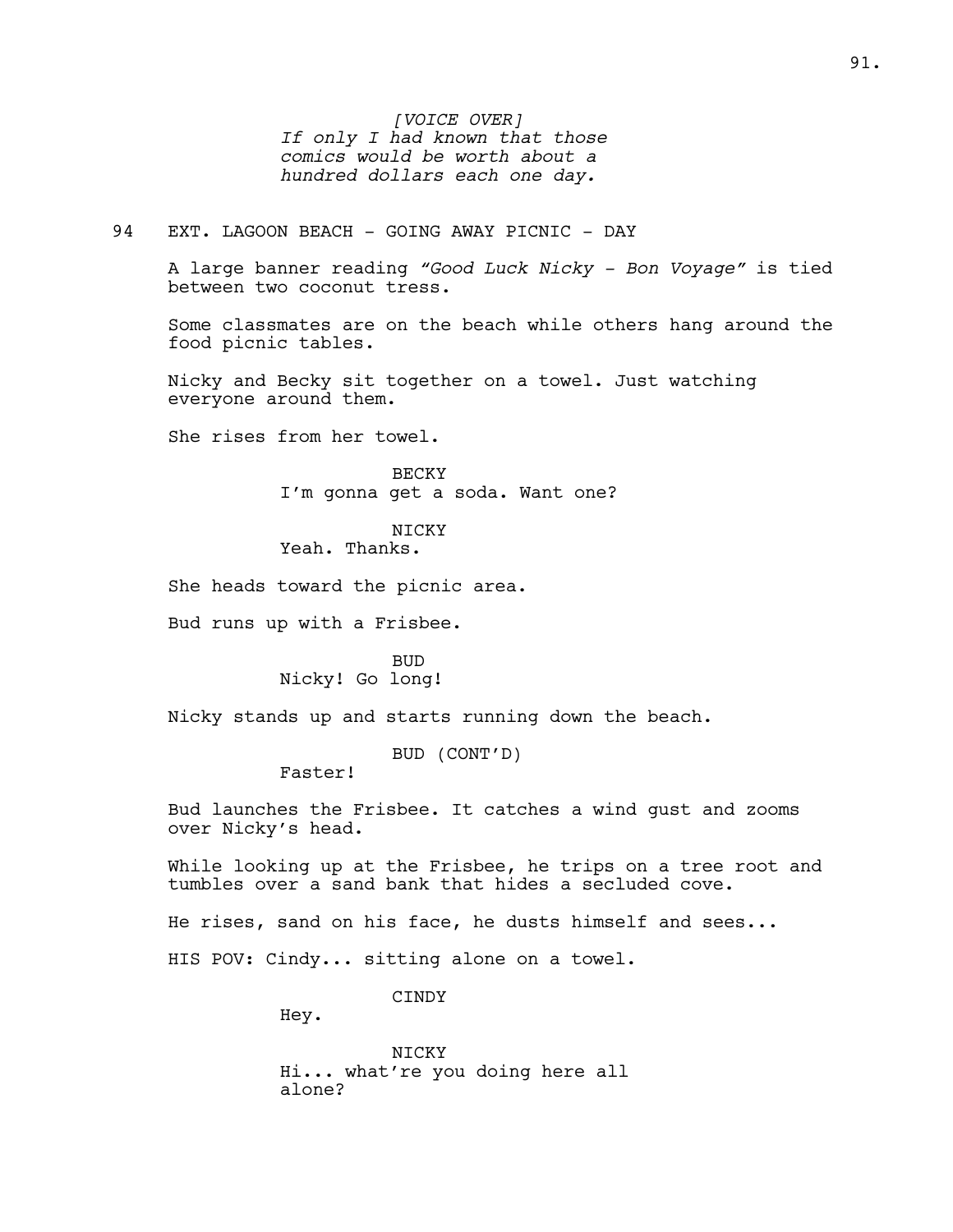*[VOICE OVER]*
*If only I had known that those comics would be worth about a hundred dollars each one day.*

94 EXT. LAGOON BEACH - GOING AWAY PICNIC - DAY

A large banner reading *"Good Luck Nicky - Bon Voyage"* is tied between two coconut tress.

Some classmates are on the beach while others hang around the food picnic tables.

Nicky and Becky sit together on a towel. Just watching everyone around them.

She rises from her towel.

BECKY
I'm gonna get a soda. Want one?

NICKY
Yeah. Thanks.

She heads toward the picnic area.

Bud runs up with a Frisbee.

BUD
Nicky! Go long!

Nicky stands up and starts running down the beach.

BUD (CONT'D)
Faster!

Bud launches the Frisbee. It catches a wind gust and zooms over Nicky's head.

While looking up at the Frisbee, he trips on a tree root and tumbles over a sand bank that hides a secluded cove.

He rises, sand on his face, he dusts himself and sees...

HIS POV: Cindy... sitting alone on a towel.

CINDY
Hey.

NICKY
Hi... what're you doing here all alone?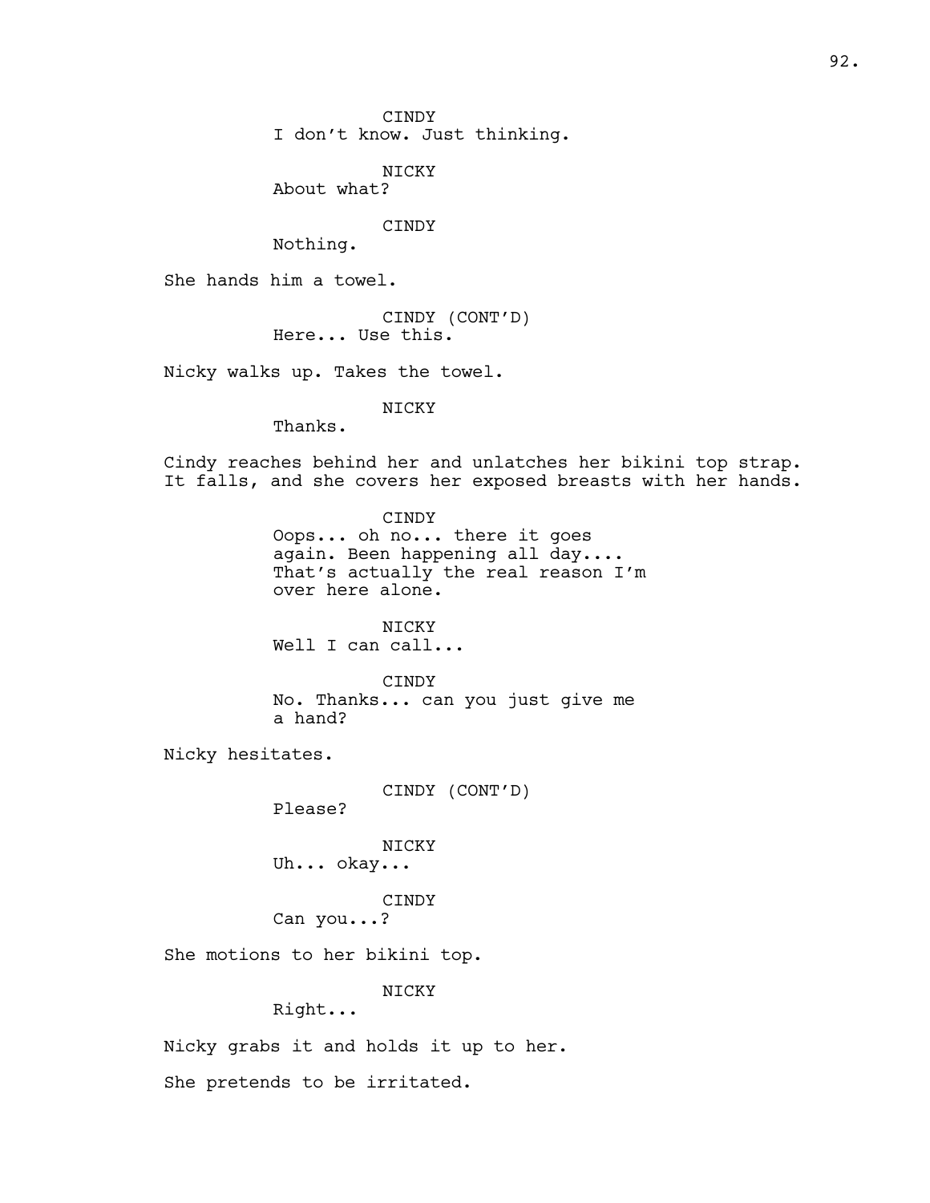CINDY
I don't know. Just thinking.

NICKY
About what?

CINDY
Nothing.

She hands him a towel.

CINDY (CONT'D)
Here... Use this.

Nicky walks up. Takes the towel.

NICKY
Thanks.

Cindy reaches behind her and unlatches her bikini top strap. It falls, and she covers her exposed breasts with her hands.

CINDY
Oops... oh no... there it goes again. Been happening all day.... That's actually the real reason I'm over here alone.

NICKY
Well I can call...

CINDY
No. Thanks... can you just give me a hand?

Nicky hesitates.

CINDY (CONT'D)
Please?

NICKY
Uh... okay...

CINDY
Can you...?

She motions to her bikini top.

NICKY
Right...

Nicky grabs it and holds it up to her.

She pretends to be irritated.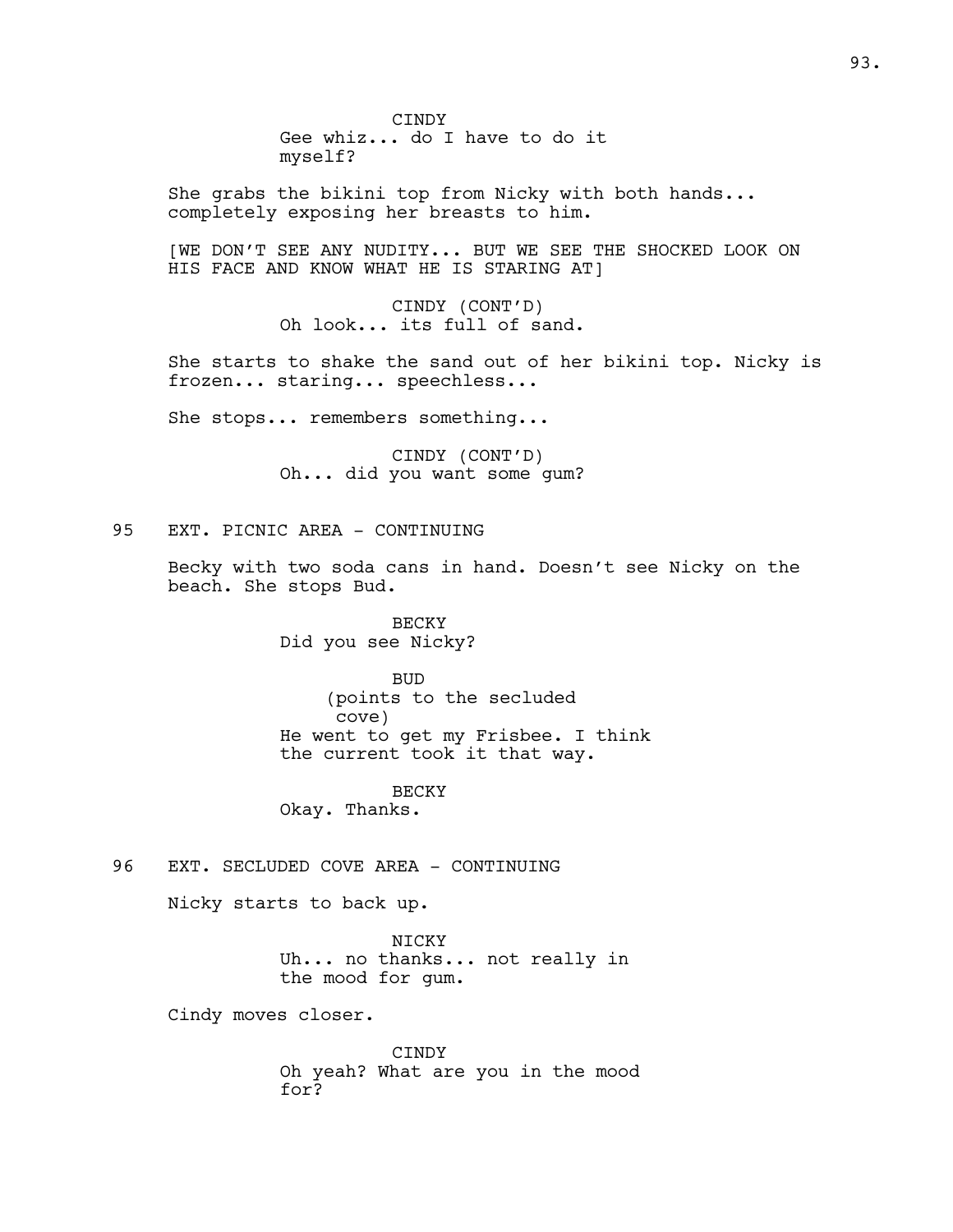CINDY
Gee whiz... do I have to do it myself?

She grabs the bikini top from Nicky with both hands... completely exposing her breasts to him.

[WE DON'T SEE ANY NUDITY... BUT WE SEE THE SHOCKED LOOK ON HIS FACE AND KNOW WHAT HE IS STARING AT]

CINDY (CONT'D)
Oh look... its full of sand.

She starts to shake the sand out of her bikini top. Nicky is frozen... staring... speechless...

She stops... remembers something...

CINDY (CONT'D)
Oh... did you want some gum?

95 EXT. PICNIC AREA - CONTINUING

Becky with two soda cans in hand. Doesn't see Nicky on the beach. She stops Bud.

BECKY
Did you see Nicky?

BUD
(points to the secluded cove)
He went to get my Frisbee. I think the current took it that way.

BECKY
Okay. Thanks.

96 EXT. SECLUDED COVE AREA - CONTINUING

Nicky starts to back up.

NICKY
Uh... no thanks... not really in the mood for gum.

Cindy moves closer.

CINDY
Oh yeah? What are you in the mood for?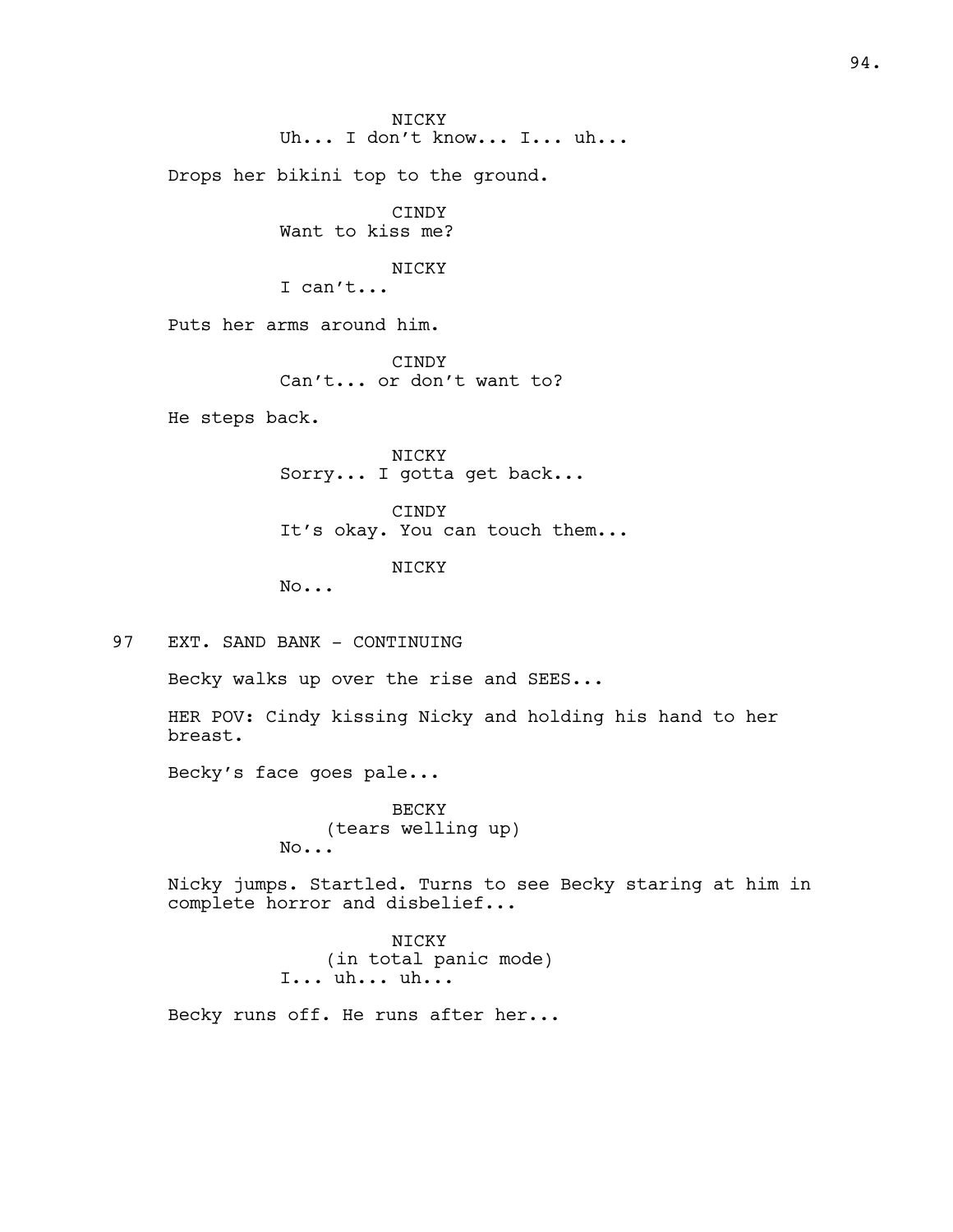NICKY
Uh... I don't know... I... uh...

Drops her bikini top to the ground.

CINDY
Want to kiss me?

NICKY
I can't...

Puts her arms around him.

CINDY
Can't... or don't want to?

He steps back.

NICKY
Sorry... I gotta get back...

CINDY
It's okay. You can touch them...

NICKY
No...

97 EXT. SAND BANK - CONTINUING

Becky walks up over the rise and SEES...

HER POV: Cindy kissing Nicky and holding his hand to her breast.

Becky's face goes pale...

BECKY
(tears welling up)
No...

Nicky jumps. Startled. Turns to see Becky staring at him in complete horror and disbelief...

NICKY
(in total panic mode)
I... uh... uh...

Becky runs off. He runs after her...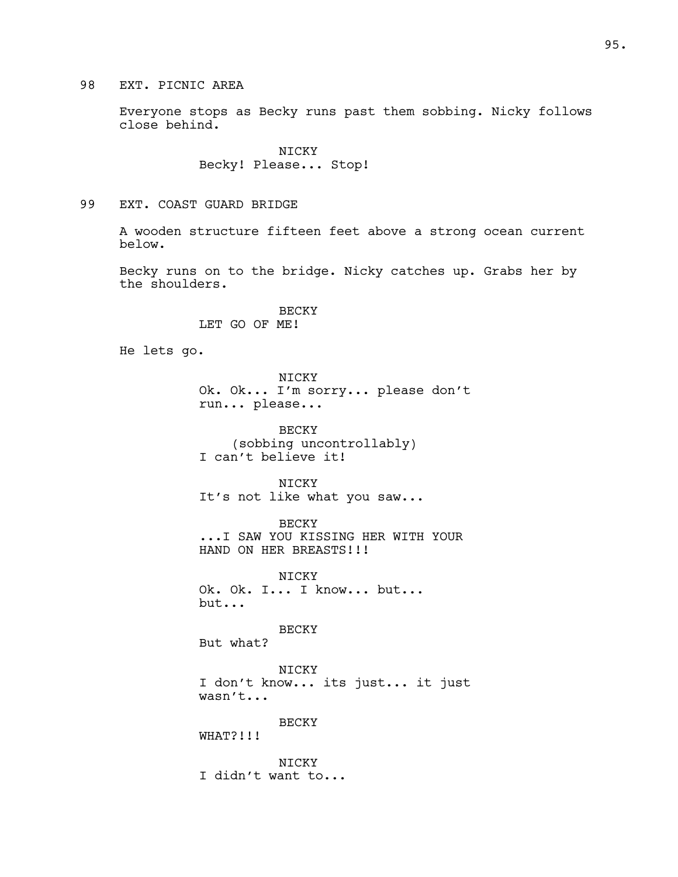98 EXT. PICNIC AREA

Everyone stops as Becky runs past them sobbing. Nicky follows close behind.

NICKY
Becky! Please... Stop!

99 EXT. COAST GUARD BRIDGE

A wooden structure fifteen feet above a strong ocean current below.

Becky runs on to the bridge. Nicky catches up. Grabs her by the shoulders.

BECKY
LET GO OF ME!

He lets go.

NICKY
Ok. Ok... I'm sorry... please don't run... please...

BECKY
(sobbing uncontrollably)
I can't believe it!

NICKY
It's not like what you saw...

BECKY
...I SAW YOU KISSING HER WITH YOUR HAND ON HER BREASTS!!!

NICKY
Ok. Ok. I... I know... but... but...

BECKY
But what?

NICKY
I don't know... its just... it just wasn't...

BECKY
WHAT?!!!

NICKY
I didn't want to...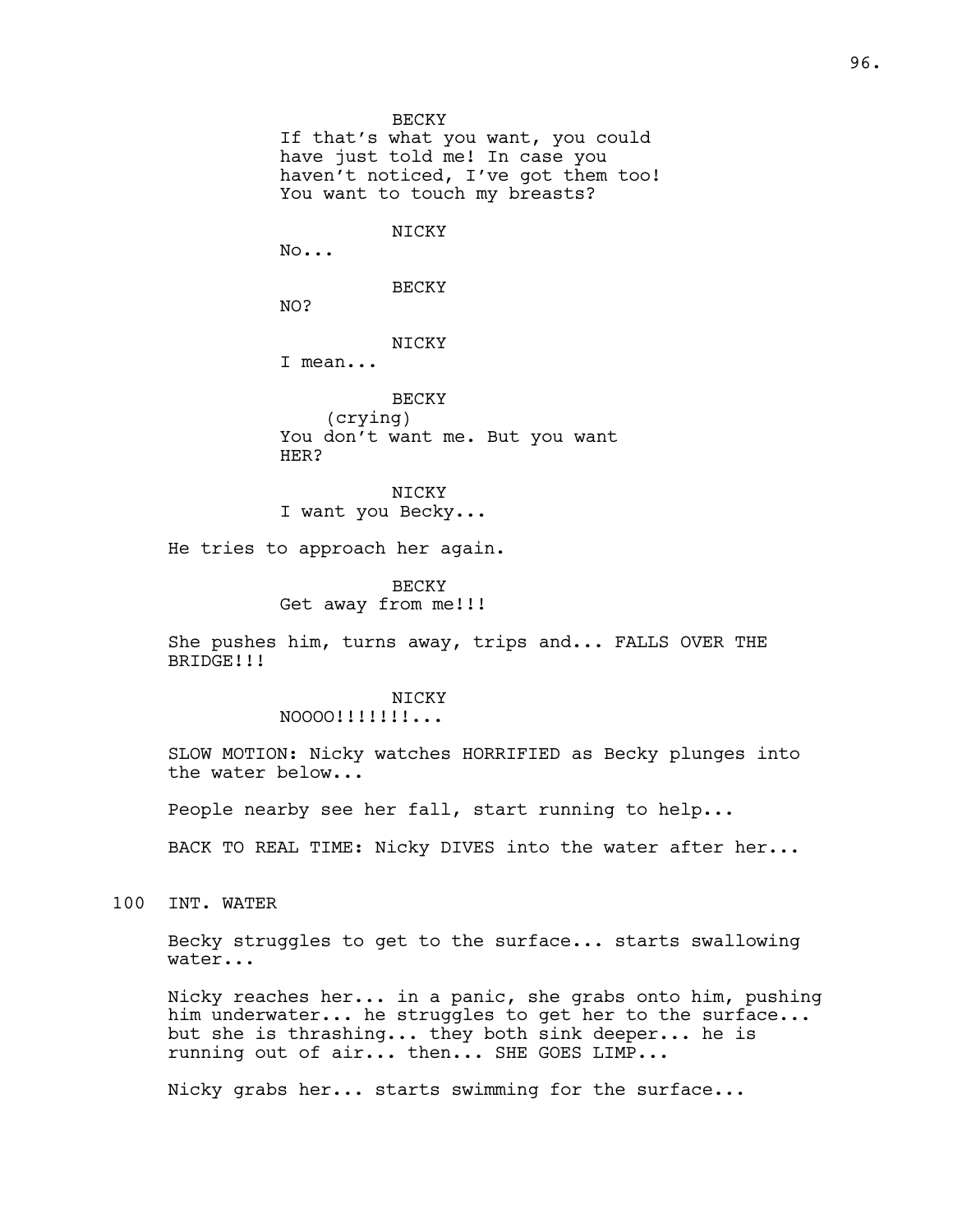BECKY

If that's what you want, you could have just told me! In case you haven't noticed, I've got them too! You want to touch my breasts?

NICKY

No...

BECKY

NO?

NICKY

I mean...

BECKY

(crying)

You don't want me. But you want HER?

NICKY

I want you Becky...

He tries to approach her again.

BECKY

Get away from me!!!

She pushes him, turns away, trips and... FALLS OVER THE BRIDGE!!!

NICKY

NOOOO!!!!!!!...

SLOW MOTION: Nicky watches HORRIFIED as Becky plunges into the water below...

People nearby see her fall, start running to help...

BACK TO REAL TIME: Nicky DIVES into the water after her...

100 INT. WATER

Becky struggles to get to the surface... starts swallowing water...

Nicky reaches her... in a panic, she grabs onto him, pushing him underwater... he struggles to get her to the surface... but she is thrashing... they both sink deeper... he is running out of air... then... SHE GOES LIMP...

Nicky grabs her... starts swimming for the surface...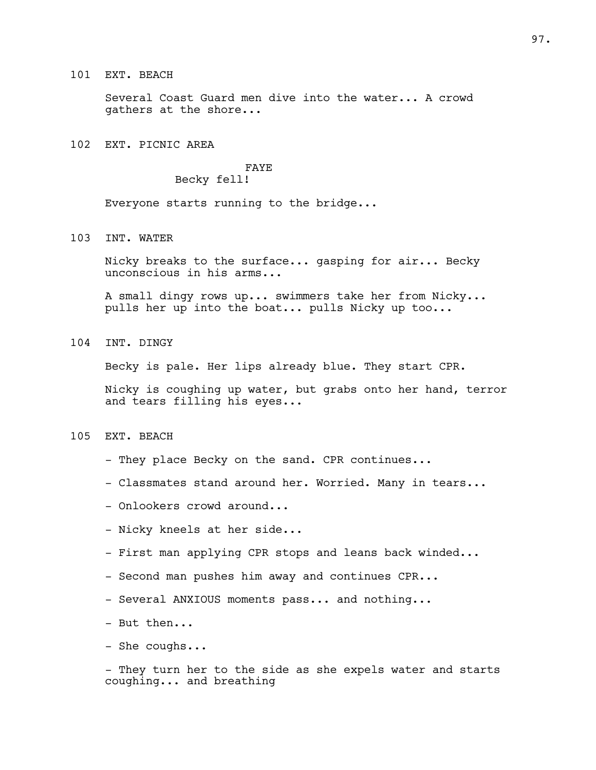101 EXT. BEACH

Several Coast Guard men dive into the water... A crowd gathers at the shore...

102 EXT. PICNIC AREA

FAYE
Becky fell!

Everyone starts running to the bridge...

103 INT. WATER

Nicky breaks to the surface... gasping for air... Becky unconscious in his arms...

A small dingy rows up... swimmers take her from Nicky... pulls her up into the boat... pulls Nicky up too...

104 INT. DINGY

Becky is pale. Her lips already blue. They start CPR.

Nicky is coughing up water, but grabs onto her hand, terror and tears filling his eyes...

105 EXT. BEACH

- They place Becky on the sand. CPR continues...

- Classmates stand around her. Worried. Many in tears...

- Onlookers crowd around...

- Nicky kneels at her side...

- First man applying CPR stops and leans back winded...

- Second man pushes him away and continues CPR...

- Several ANXIOUS moments pass... and nothing...

- But then...

- She coughs...

- They turn her to the side as she expels water and starts coughing... and breathing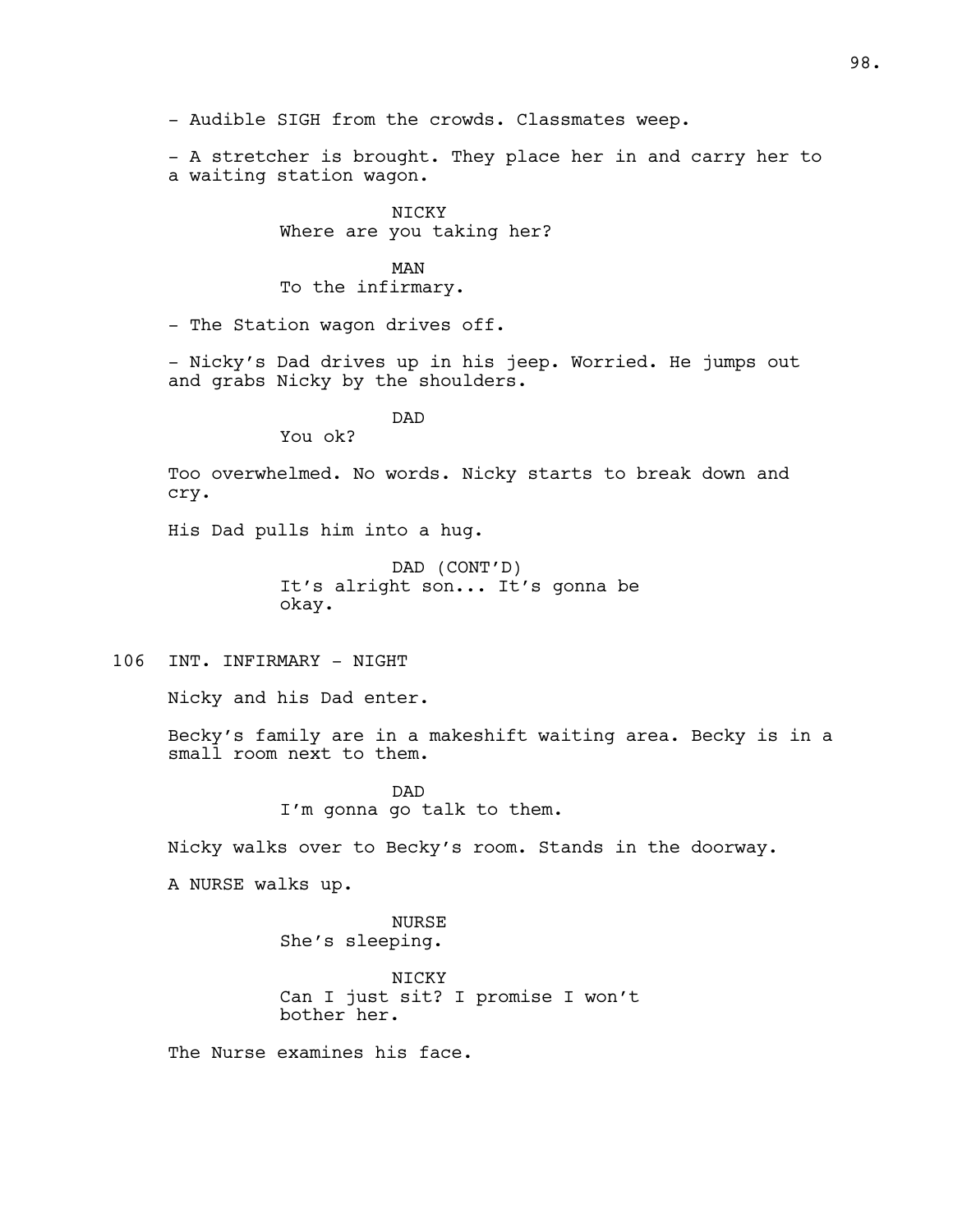- Audible SIGH from the crowds. Classmates weep.

- A stretcher is brought. They place her in and carry her to a waiting station wagon.

NICKY
Where are you taking her?

MAN
To the infirmary.

- The Station wagon drives off.

- Nicky's Dad drives up in his jeep. Worried. He jumps out and grabs Nicky by the shoulders.

DAD
You ok?

Too overwhelmed. No words. Nicky starts to break down and cry.

His Dad pulls him into a hug.

DAD (CONT'D)
It's alright son... It's gonna be okay.

106 INT. INFIRMARY - NIGHT

Nicky and his Dad enter.

Becky's family are in a makeshift waiting area. Becky is in a small room next to them.

DAD
I'm gonna go talk to them.

Nicky walks over to Becky's room. Stands in the doorway.

A NURSE walks up.

NURSE
She's sleeping.

NICKY
Can I just sit? I promise I won't bother her.

The Nurse examines his face.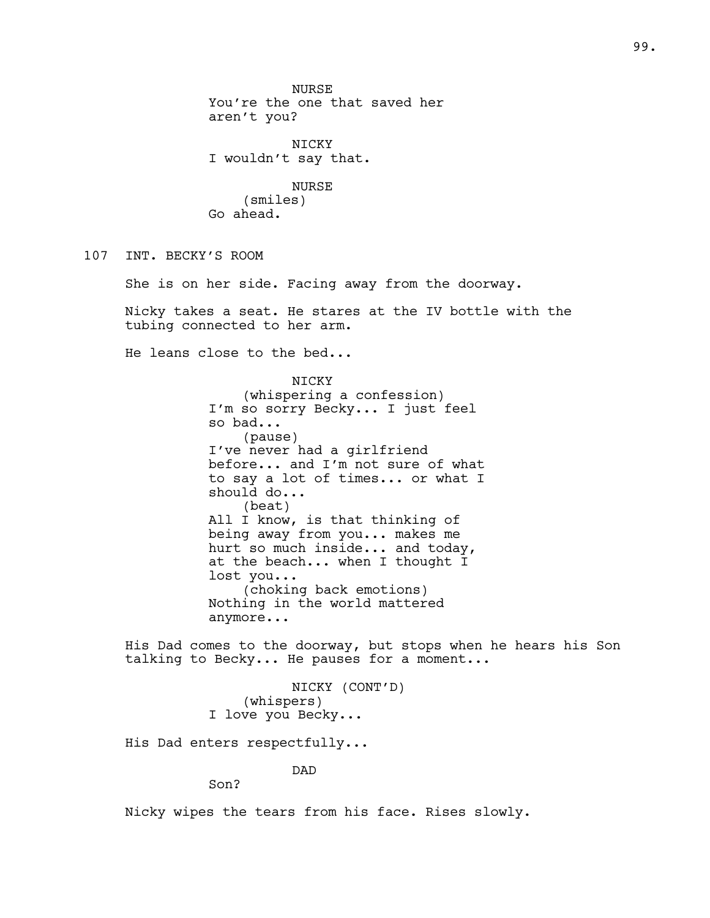NURSE
You're the one that saved her aren't you?

NICKY
I wouldn't say that.

NURSE
(smiles)
Go ahead.

107 INT. BECKY'S ROOM

She is on her side. Facing away from the doorway.

Nicky takes a seat. He stares at the IV bottle with the tubing connected to her arm.

He leans close to the bed...

NICKY
(whispering a confession)
I'm so sorry Becky... I just feel so bad...
(pause)
I've never had a girlfriend before... and I'm not sure of what to say a lot of times... or what I should do...
(beat)
All I know, is that thinking of being away from you... makes me hurt so much inside... and today, at the beach... when I thought I lost you...
(choking back emotions)
Nothing in the world mattered anymore...

His Dad comes to the doorway, but stops when he hears his Son talking to Becky... He pauses for a moment...

NICKY (CONT'D)
(whispers)
I love you Becky...

His Dad enters respectfully...

DAD
Son?

Nicky wipes the tears from his face. Rises slowly.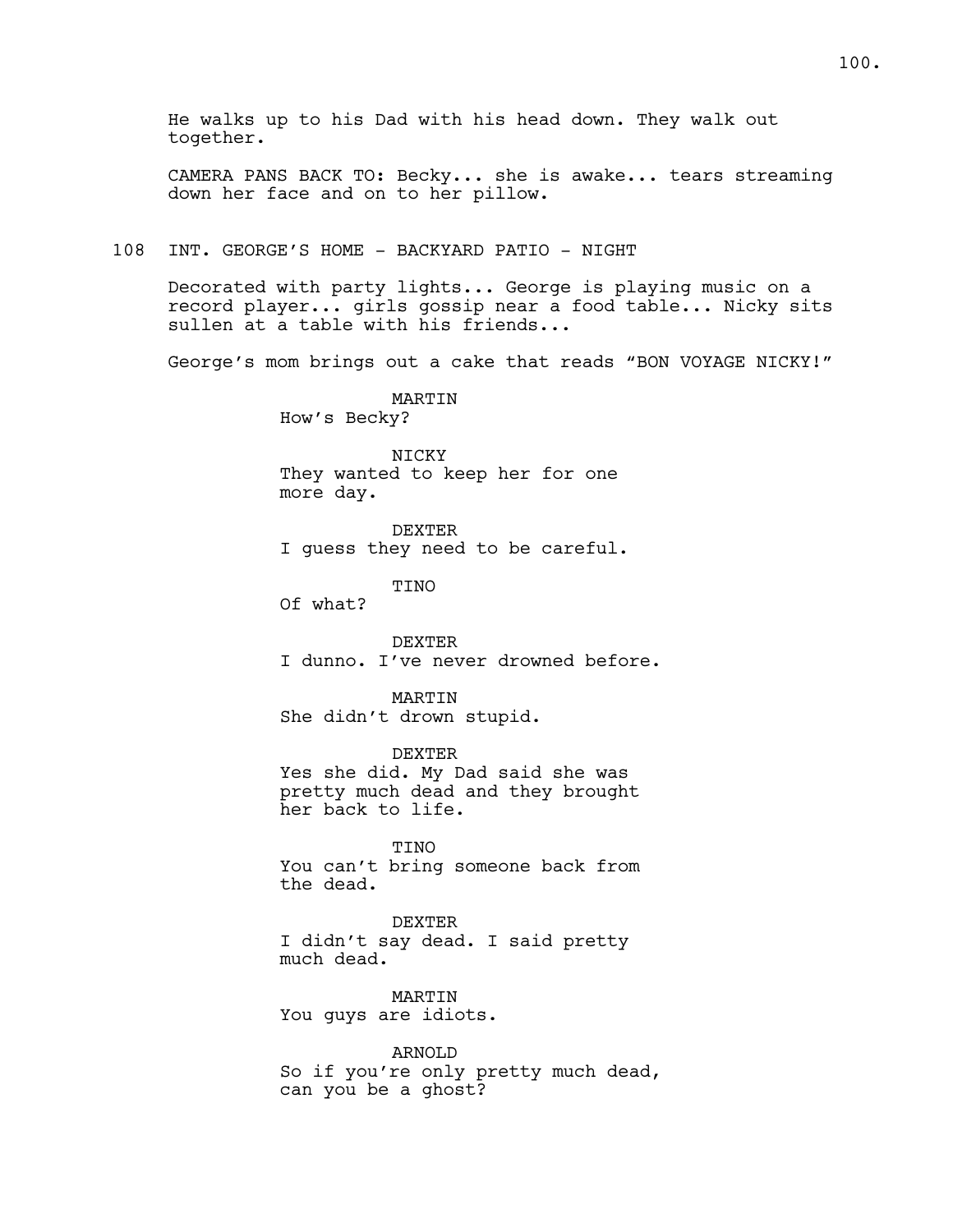He walks up to his Dad with his head down. They walk out together.

CAMERA PANS BACK TO: Becky... she is awake... tears streaming down her face and on to her pillow.

108 INT. GEORGE'S HOME - BACKYARD PATIO - NIGHT

Decorated with party lights... George is playing music on a record player... girls gossip near a food table... Nicky sits sullen at a table with his friends...

George's mom brings out a cake that reads "BON VOYAGE NICKY!"

MARTIN
How's Becky?

NICKY
They wanted to keep her for one more day.

DEXTER
I guess they need to be careful.

TINO
Of what?

DEXTER
I dunno. I've never drowned before.

MARTIN
She didn't drown stupid.

DEXTER
Yes she did. My Dad said she was pretty much dead and they brought her back to life.

TINO
You can't bring someone back from the dead.

DEXTER
I didn't say dead. I said pretty much dead.

MARTIN
You guys are idiots.

ARNOLD
So if you're only pretty much dead, can you be a ghost?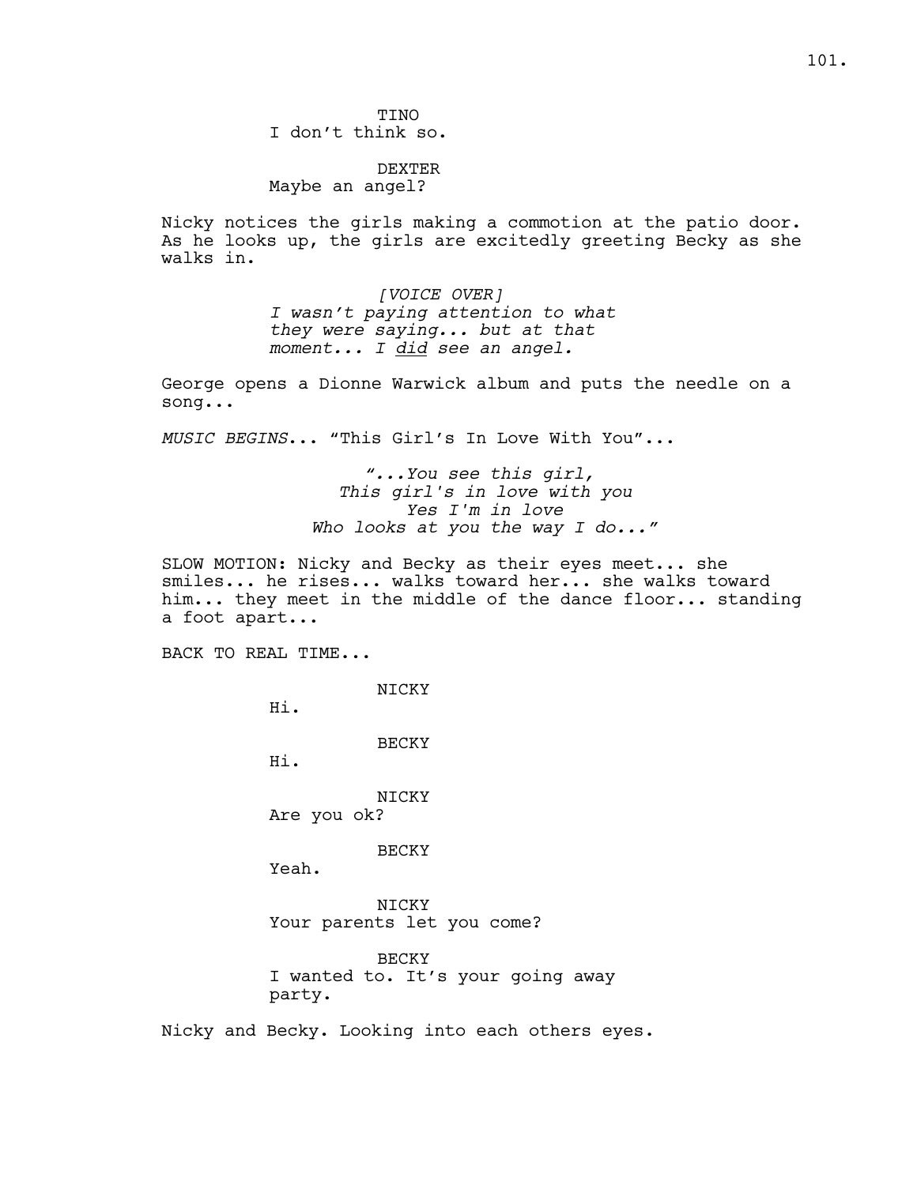TINO
I don't think so.

DEXTER
Maybe an angel?

Nicky notices the girls making a commotion at the patio door. As he looks up, the girls are excitedly greeting Becky as she walks in.

*[VOICE OVER]*
*I wasn't paying attention to what they were saying... but at that moment... I <u>did</u> see an angel.*

George opens a Dionne Warwick album and puts the needle on a song...

*MUSIC BEGINS*... "This Girl's In Love With You"...

*"...You see this girl,*
*This girl's in love with you*
*Yes I'm in love*
*Who looks at you the way I do..."*

SLOW MOTION: Nicky and Becky as their eyes meet... she smiles... he rises... walks toward her... she walks toward him... they meet in the middle of the dance floor... standing a foot apart...

BACK TO REAL TIME...

NICKY
Hi.

BECKY
Hi.

NICKY
Are you ok?

BECKY
Yeah.

NICKY
Your parents let you come?

BECKY
I wanted to. It's your going away party.

Nicky and Becky. Looking into each others eyes.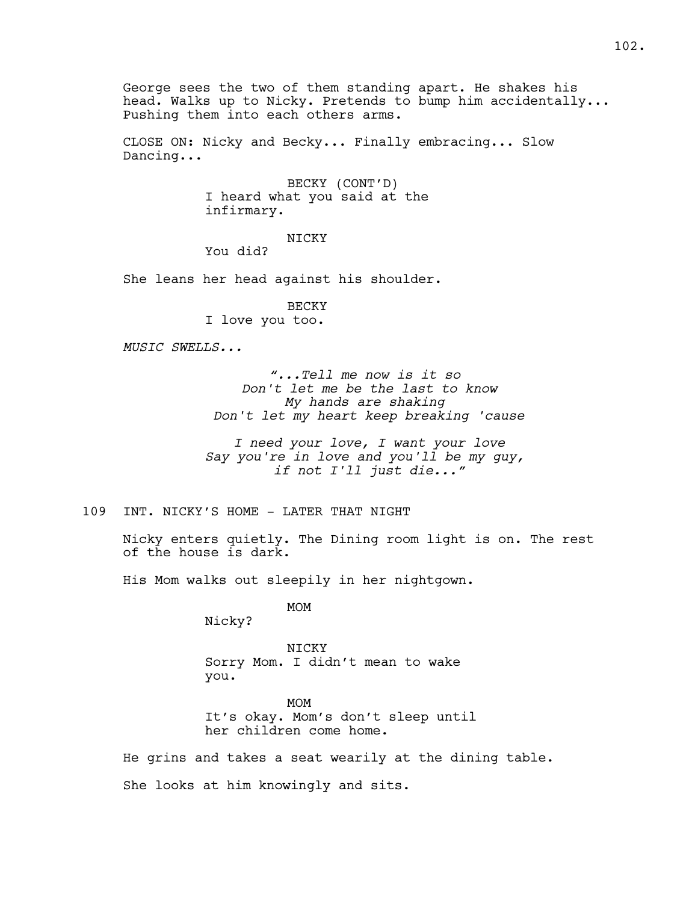George sees the two of them standing apart. He shakes his head. Walks up to Nicky. Pretends to bump him accidentally... Pushing them into each others arms.

CLOSE ON: Nicky and Becky... Finally embracing... Slow Dancing...

BECKY (CONT'D)
I heard what you said at the infirmary.

NICKY
You did?

She leans her head against his shoulder.

BECKY
I love you too.

*MUSIC SWELLS...*

*"...Tell me now is it so*
*Don't let me be the last to know*
*My hands are shaking*
*Don't let my heart keep breaking 'cause*

*I need your love, I want your love*
*Say you're in love and you'll be my guy,*
*if not I'll just die..."*

109 INT. NICKY'S HOME - LATER THAT NIGHT

Nicky enters quietly. The Dining room light is on. The rest of the house is dark.

His Mom walks out sleepily in her nightgown.

MOM
Nicky?

NICKY
Sorry Mom. I didn't mean to wake you.

MOM
It's okay. Mom's don't sleep until her children come home.

He grins and takes a seat wearily at the dining table.

She looks at him knowingly and sits.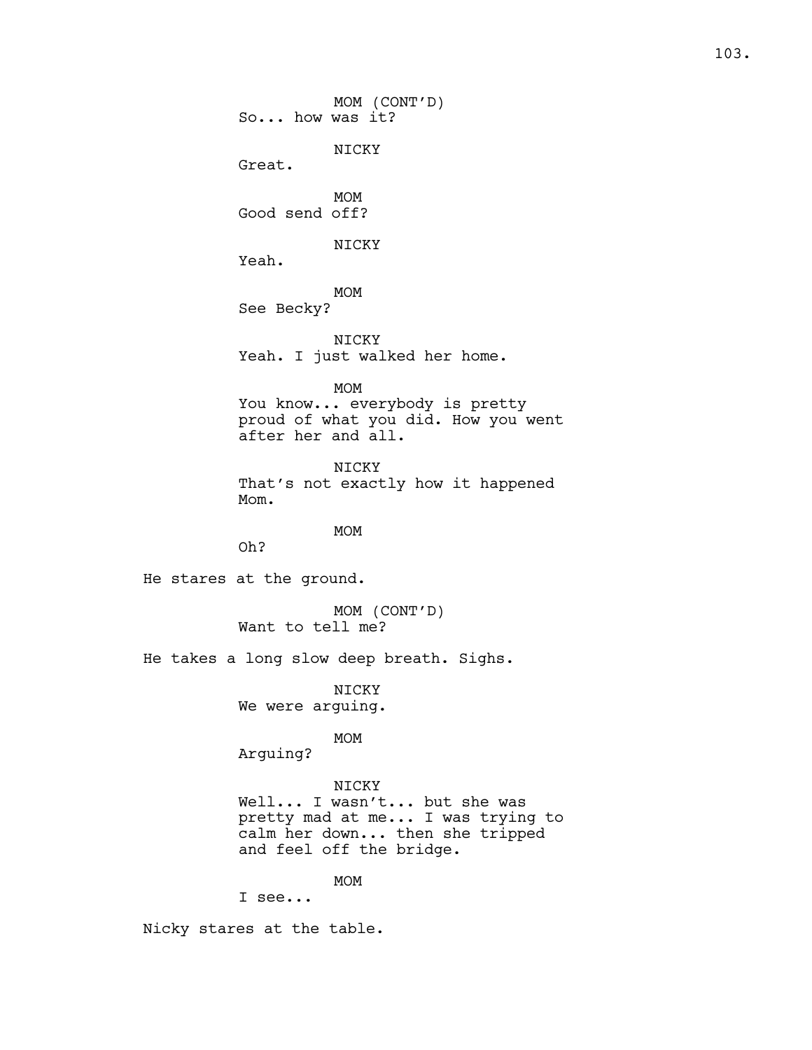MOM (CONT'D)
So... how was it?

NICKY
Great.

MOM
Good send off?

NICKY
Yeah.

MOM
See Becky?

NICKY
Yeah. I just walked her home.

MOM
You know... everybody is pretty proud of what you did. How you went after her and all.

NICKY
That's not exactly how it happened Mom.

MOM
Oh?

He stares at the ground.

MOM (CONT'D)
Want to tell me?

He takes a long slow deep breath. Sighs.

NICKY
We were arguing.

MOM
Arguing?

NICKY
Well... I wasn't... but she was pretty mad at me... I was trying to calm her down... then she tripped and feel off the bridge.

MOM
I see...

Nicky stares at the table.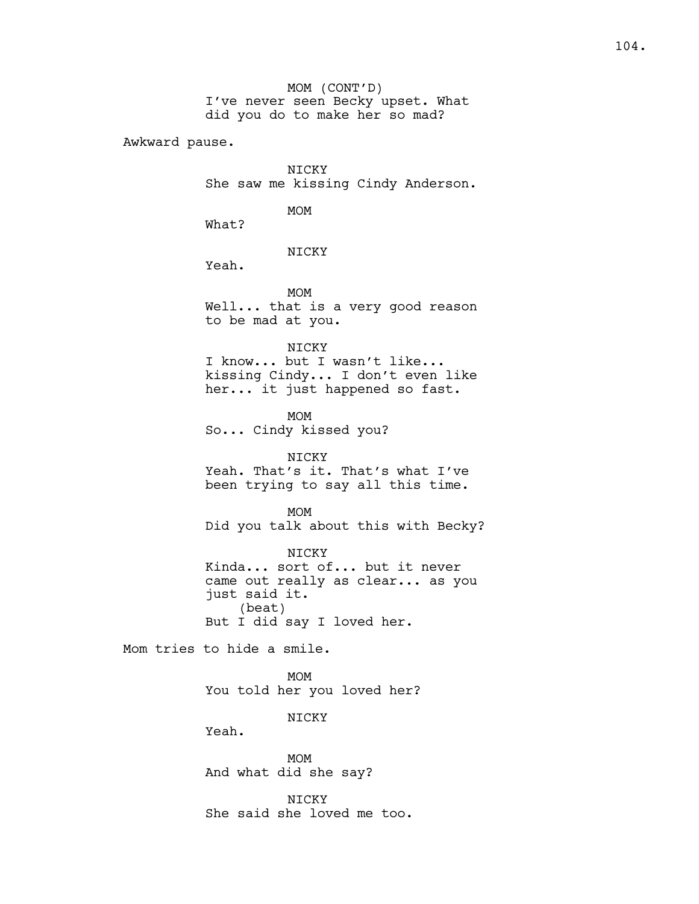MOM (CONT'D)
I've never seen Becky upset. What did you do to make her so mad?

Awkward pause.

NICKY
She saw me kissing Cindy Anderson.

MOM
What?

NICKY
Yeah.

MOM
Well... that is a very good reason to be mad at you.

NICKY
I know... but I wasn't like... kissing Cindy... I don't even like her... it just happened so fast.

MOM
So... Cindy kissed you?

NICKY
Yeah. That's it. That's what I've been trying to say all this time.

MOM
Did you talk about this with Becky?

NICKY
Kinda... sort of... but it never came out really as clear... as you just said it.
(beat)
But I did say I loved her.

Mom tries to hide a smile.

MOM
You told her you loved her?

NICKY
Yeah.

MOM
And what did she say?

NICKY
She said she loved me too.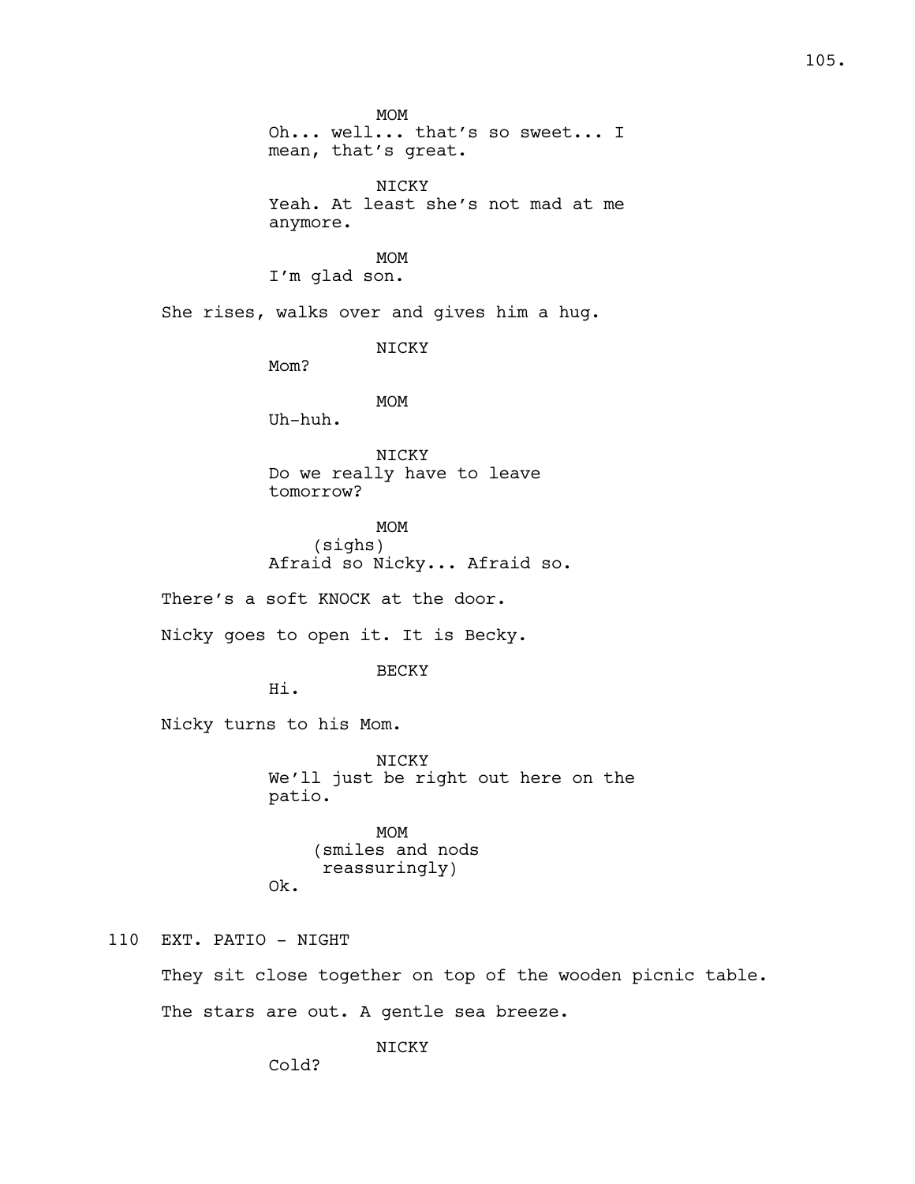MOM
Oh... well... that's so sweet... I mean, that's great.

NICKY
Yeah. At least she's not mad at me anymore.

MOM
I'm glad son.

She rises, walks over and gives him a hug.

NICKY
Mom?

MOM
Uh-huh.

NICKY
Do we really have to leave tomorrow?

MOM
(sighs)
Afraid so Nicky... Afraid so.

There's a soft KNOCK at the door.

Nicky goes to open it. It is Becky.

BECKY
Hi.

Nicky turns to his Mom.

NICKY
We'll just be right out here on the patio.

MOM
(smiles and nods reassuringly)
Ok.

110 EXT. PATIO - NIGHT

They sit close together on top of the wooden picnic table.

The stars are out. A gentle sea breeze.

NICKY
Cold?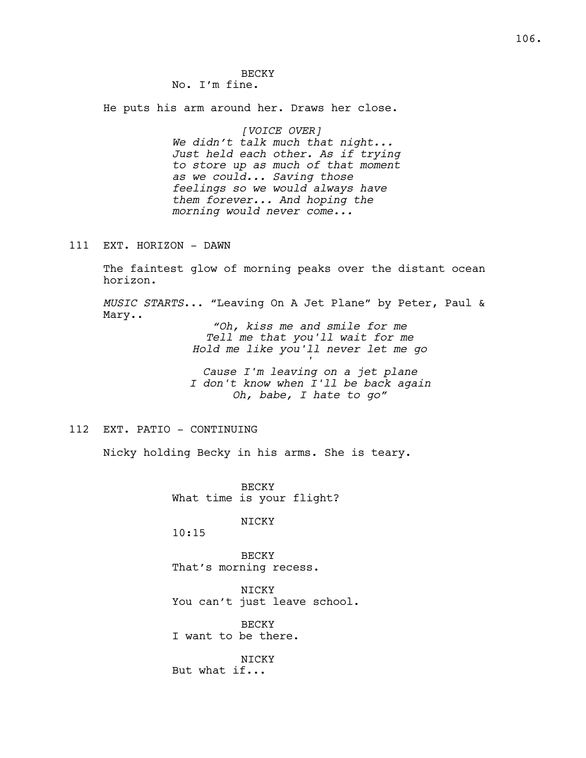BECKY
No. I'm fine.

He puts his arm around her. Draws her close.

*[VOICE OVER]*
*We didn't talk much that night... Just held each other. As if trying to store up as much of that moment as we could... Saving those feelings so we would always have them forever... And hoping the morning would never come...*

111 EXT. HORIZON - DAWN

The faintest glow of morning peaks over the distant ocean horizon.

*MUSIC STARTS*... "Leaving On A Jet Plane" by Peter, Paul & Mary..

*"Oh, kiss me and smile for me*
*Tell me that you'll wait for me*
*Hold me like you'll never let me go*
*'*
*Cause I'm leaving on a jet plane*
*I don't know when I'll be back again*
*Oh, babe, I hate to go"*

112 EXT. PATIO - CONTINUING

Nicky holding Becky in his arms. She is teary.

BECKY
What time is your flight?

NICKY
10:15

BECKY
That's morning recess.

NICKY
You can't just leave school.

BECKY
I want to be there.

NICKY
But what if...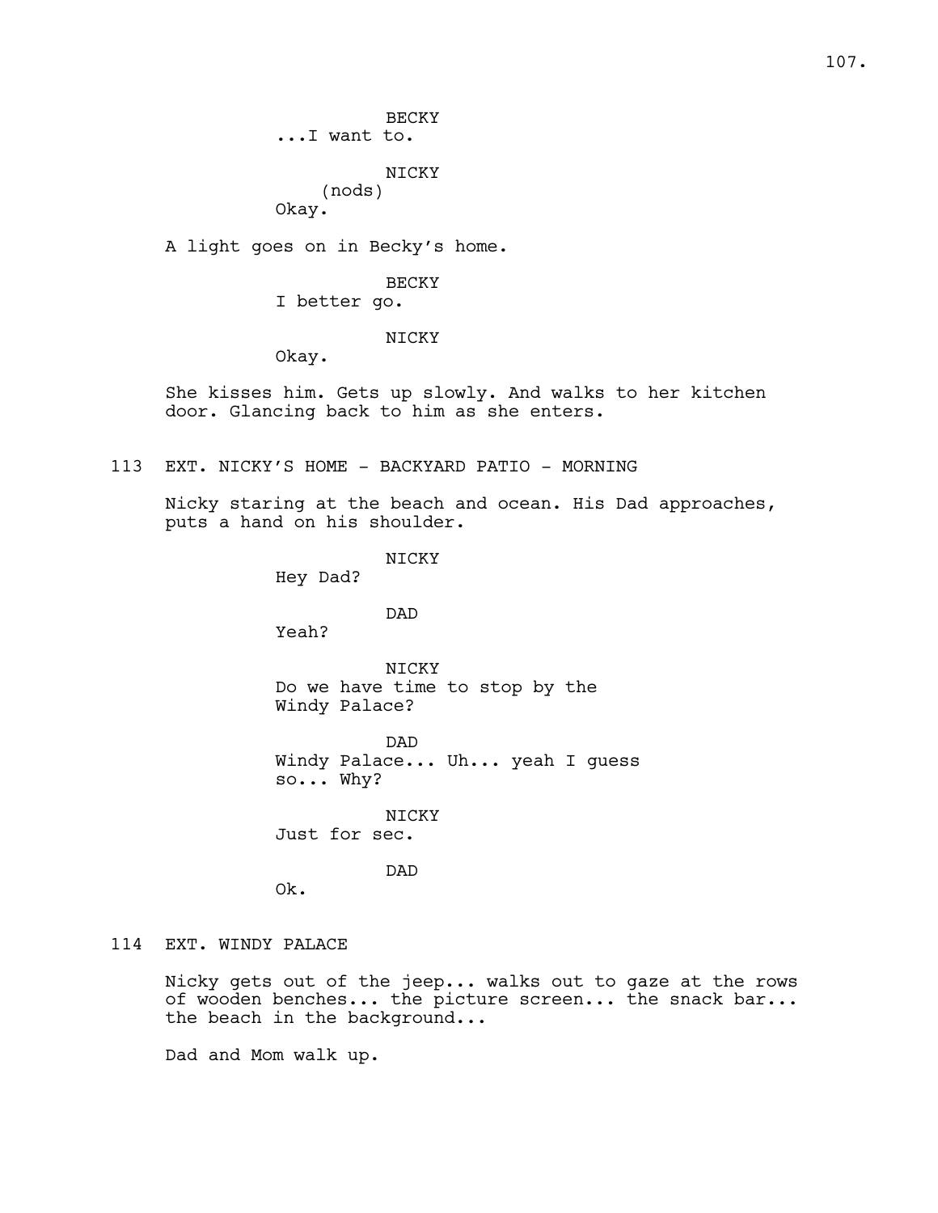BECKY
...I want to.

NICKY
(nods)
Okay.

A light goes on in Becky's home.

BECKY
I better go.

NICKY
Okay.

She kisses him. Gets up slowly. And walks to her kitchen door. Glancing back to him as she enters.

113 EXT. NICKY'S HOME - BACKYARD PATIO - MORNING

Nicky staring at the beach and ocean. His Dad approaches, puts a hand on his shoulder.

NICKY
Hey Dad?

DAD
Yeah?

NICKY
Do we have time to stop by the Windy Palace?

DAD
Windy Palace... Uh... yeah I guess so... Why?

NICKY
Just for sec.

DAD
Ok.

114 EXT. WINDY PALACE

Nicky gets out of the jeep... walks out to gaze at the rows of wooden benches... the picture screen... the snack bar... the beach in the background...

Dad and Mom walk up.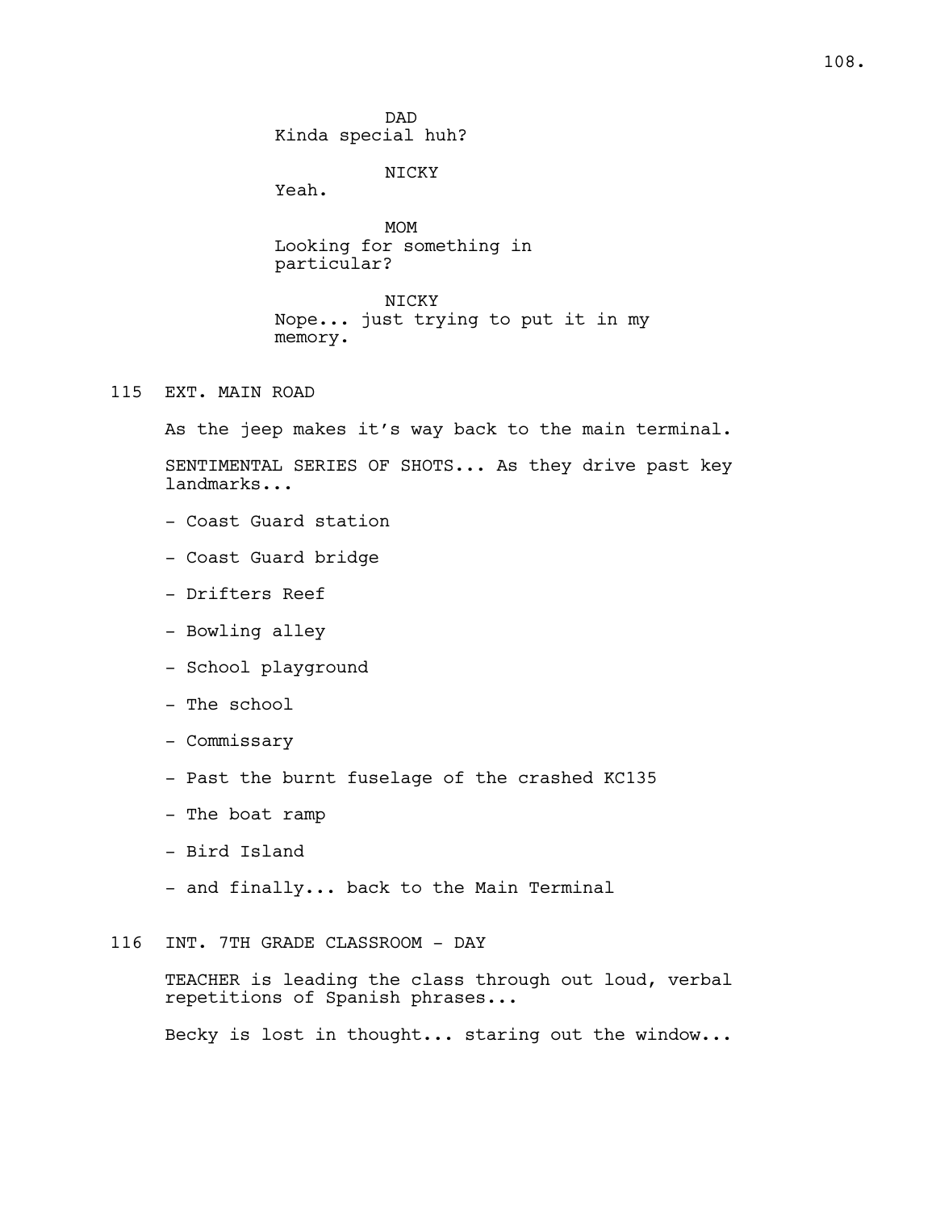DAD
Kinda special huh?

NICKY
Yeah.

MOM
Looking for something in particular?

NICKY
Nope... just trying to put it in my memory.

115 EXT. MAIN ROAD

As the jeep makes it's way back to the main terminal.

SENTIMENTAL SERIES OF SHOTS... As they drive past key landmarks...

- Coast Guard station
- Coast Guard bridge
- Drifters Reef
- Bowling alley
- School playground
- The school
- Commissary
- Past the burnt fuselage of the crashed KC135
- The boat ramp
- Bird Island
- and finally... back to the Main Terminal

116 INT. 7TH GRADE CLASSROOM - DAY

TEACHER is leading the class through out loud, verbal repetitions of Spanish phrases...

Becky is lost in thought... staring out the window...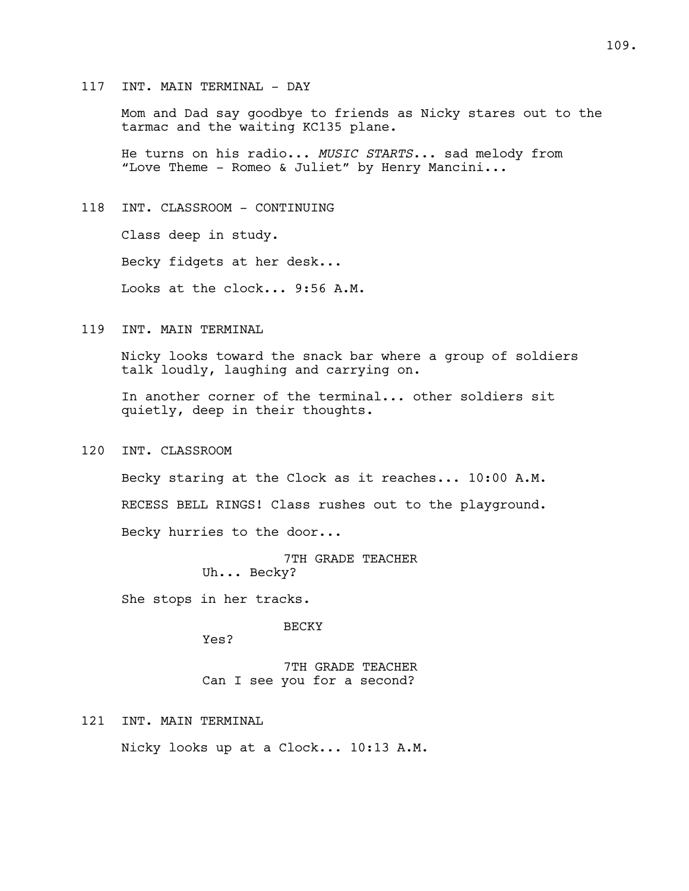117 INT. MAIN TERMINAL - DAY

Mom and Dad say goodbye to friends as Nicky stares out to the tarmac and the waiting KC135 plane.

He turns on his radio... *MUSIC STARTS*... sad melody from “Love Theme - Romeo & Juliet” by Henry Mancini...

118 INT. CLASSROOM - CONTINUING

Class deep in study.

Becky fidgets at her desk...

Looks at the clock... 9:56 A.M.

119 INT. MAIN TERMINAL

Nicky looks toward the snack bar where a group of soldiers talk loudly, laughing and carrying on.

In another corner of the terminal... other soldiers sit quietly, deep in their thoughts.

120 INT. CLASSROOM

Becky staring at the Clock as it reaches... 10:00 A.M.

RECESS BELL RINGS! Class rushes out to the playground.

Becky hurries to the door...

7TH GRADE TEACHER
Uh... Becky?

She stops in her tracks.

BECKY
Yes?

7TH GRADE TEACHER
Can I see you for a second?

121 INT. MAIN TERMINAL

Nicky looks up at a Clock... 10:13 A.M.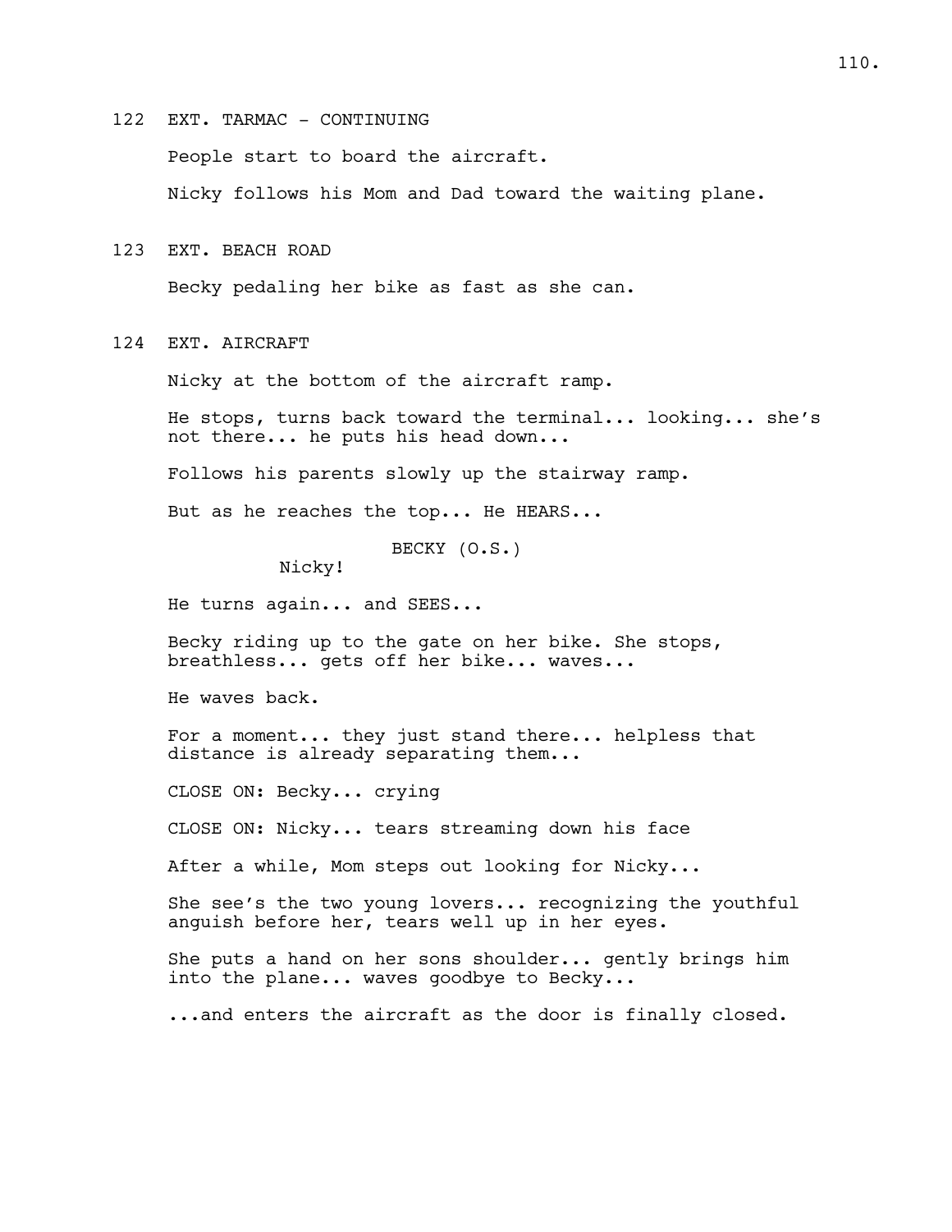122 EXT. TARMAC - CONTINUING

People start to board the aircraft.

Nicky follows his Mom and Dad toward the waiting plane.

123 EXT. BEACH ROAD

Becky pedaling her bike as fast as she can.

124 EXT. AIRCRAFT

Nicky at the bottom of the aircraft ramp.

He stops, turns back toward the terminal... looking... she's not there... he puts his head down...

Follows his parents slowly up the stairway ramp.

But as he reaches the top... He HEARS...

BECKY (O.S.)
Nicky!

He turns again... and SEES...

Becky riding up to the gate on her bike. She stops, breathless... gets off her bike... waves...

He waves back.

For a moment... they just stand there... helpless that distance is already separating them...

CLOSE ON: Becky... crying

CLOSE ON: Nicky... tears streaming down his face

After a while, Mom steps out looking for Nicky...

She see's the two young lovers... recognizing the youthful anguish before her, tears well up in her eyes.

She puts a hand on her sons shoulder... gently brings him into the plane... waves goodbye to Becky...

...and enters the aircraft as the door is finally closed.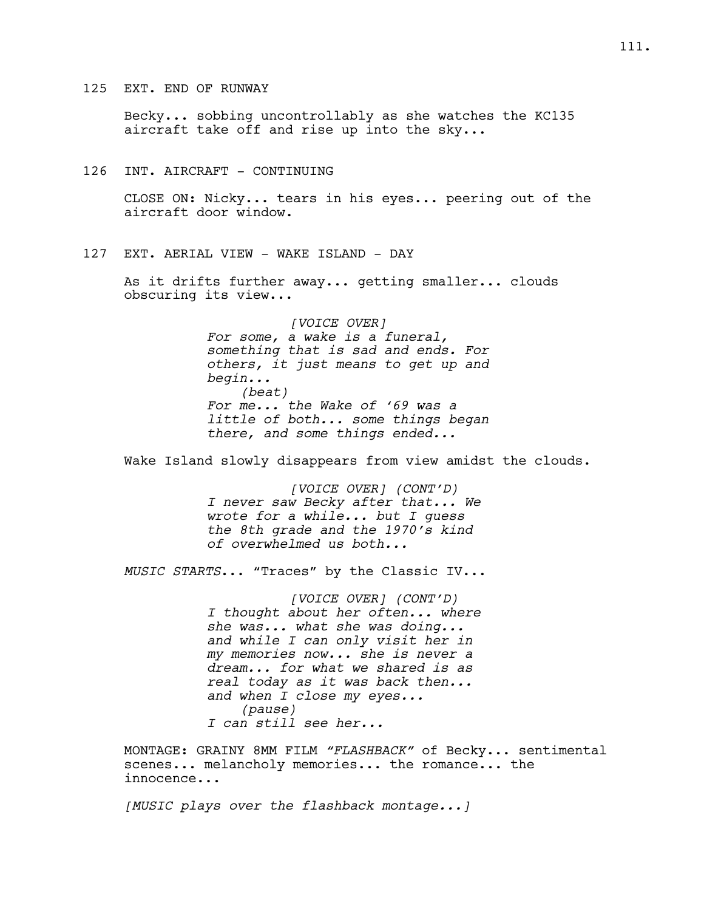125 EXT. END OF RUNWAY

Becky... sobbing uncontrollably as she watches the KC135 aircraft take off and rise up into the sky...

126 INT. AIRCRAFT - CONTINUING

CLOSE ON: Nicky... tears in his eyes... peering out of the aircraft door window.

127 EXT. AERIAL VIEW - WAKE ISLAND - DAY

As it drifts further away... getting smaller... clouds obscuring its view...

*[VOICE OVER]*
*For some, a wake is a funeral, something that is sad and ends. For others, it just means to get up and begin...*
*(beat)*
*For me... the Wake of '69 was a little of both... some things began there, and some things ended...*

Wake Island slowly disappears from view amidst the clouds.

*[VOICE OVER] (CONT'D)*
*I never saw Becky after that... We wrote for a while... but I guess the 8th grade and the 1970's kind of overwhelmed us both...*

*MUSIC STARTS*... "Traces" by the Classic IV...

*[VOICE OVER] (CONT'D)*
*I thought about her often... where she was... what she was doing... and while I can only visit her in my memories now... she is never a dream... for what we shared is as real today as it was back then... and when I close my eyes...*
*(pause)*
*I can still see her...*

MONTAGE: GRAINY 8MM FILM *"FLASHBACK"* of Becky... sentimental scenes... melancholy memories... the romance... the innocence...

*[MUSIC plays over the flashback montage...]*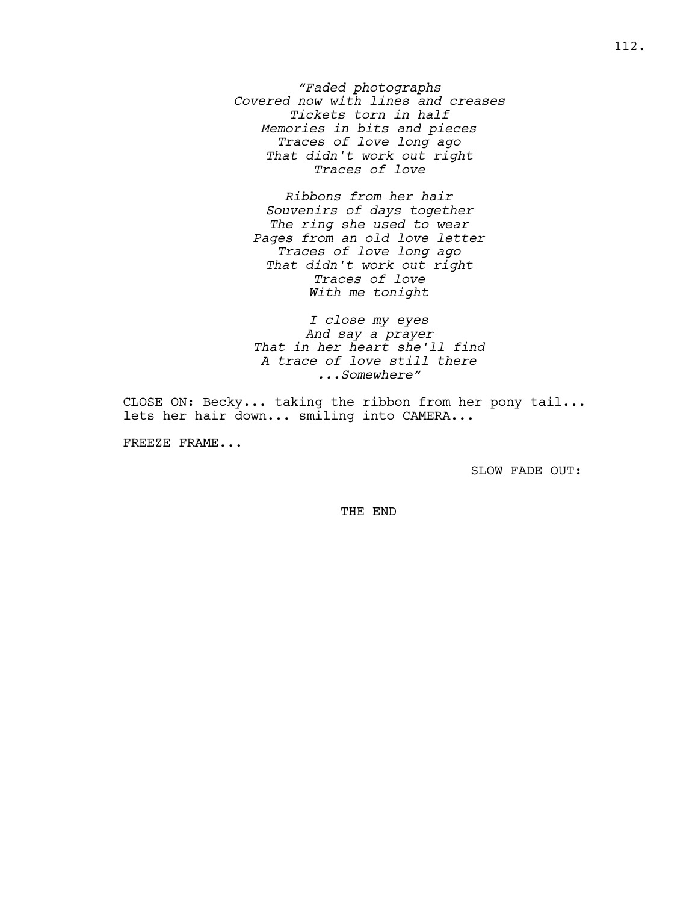*"Faded photographs*
*Covered now with lines and creases*
*Tickets torn in half*
*Memories in bits and pieces*
*Traces of love long ago*
*That didn't work out right*
*Traces of love*

*Ribbons from her hair*
*Souvenirs of days together*
*The ring she used to wear*
*Pages from an old love letter*
*Traces of love long ago*
*That didn't work out right*
*Traces of love*
*With me tonight*

*I close my eyes*
*And say a prayer*
*That in her heart she'll find*
*A trace of love still there*
*...Somewhere"*

CLOSE ON: Becky... taking the ribbon from her pony tail... lets her hair down... smiling into CAMERA...

FREEZE FRAME...

SLOW FADE OUT:

THE END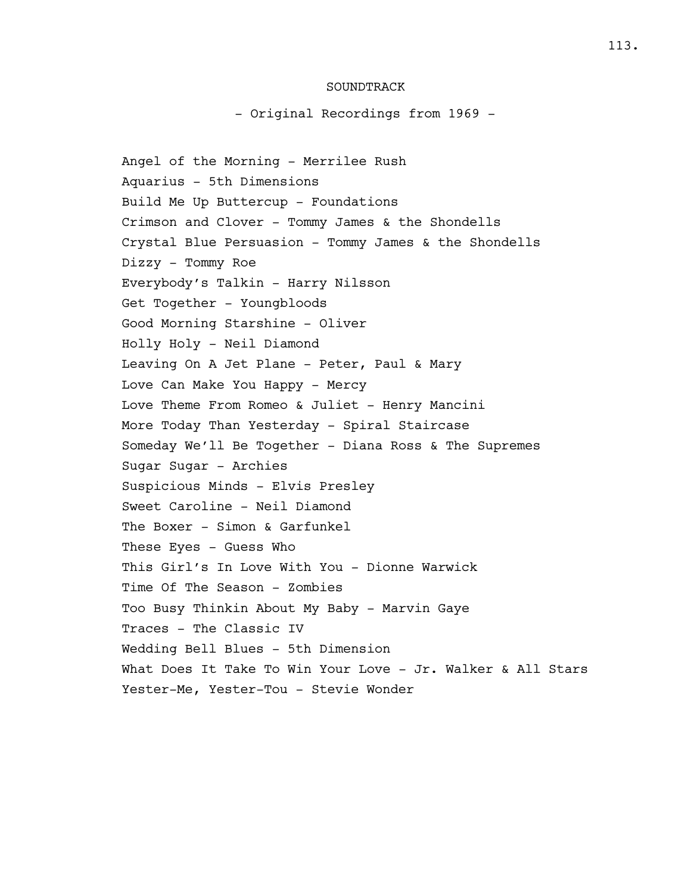# SOUNDTRACK

## - Original Recordings from 1969 -

Angel of the Morning - Merrilee Rush
Aquarius - 5th Dimensions
Build Me Up Buttercup - Foundations
Crimson and Clover - Tommy James & the Shondells
Crystal Blue Persuasion - Tommy James & the Shondells
Dizzy - Tommy Roe
Everybody's Talkin - Harry Nilsson
Get Together - Youngbloods
Good Morning Starshine - Oliver
Holly Holy - Neil Diamond
Leaving On A Jet Plane - Peter, Paul & Mary
Love Can Make You Happy - Mercy
Love Theme From Romeo & Juliet - Henry Mancini
More Today Than Yesterday - Spiral Staircase
Someday We'll Be Together - Diana Ross & The Supremes
Sugar Sugar - Archies
Suspicious Minds - Elvis Presley
Sweet Caroline - Neil Diamond
The Boxer - Simon & Garfunkel
These Eyes - Guess Who
This Girl's In Love With You - Dionne Warwick
Time Of The Season - Zombies
Too Busy Thinkin About My Baby - Marvin Gaye
Traces - The Classic IV
Wedding Bell Blues - 5th Dimension
What Does It Take To Win Your Love - Jr. Walker & All Stars
Yester-Me, Yester-Tou - Stevie Wonder